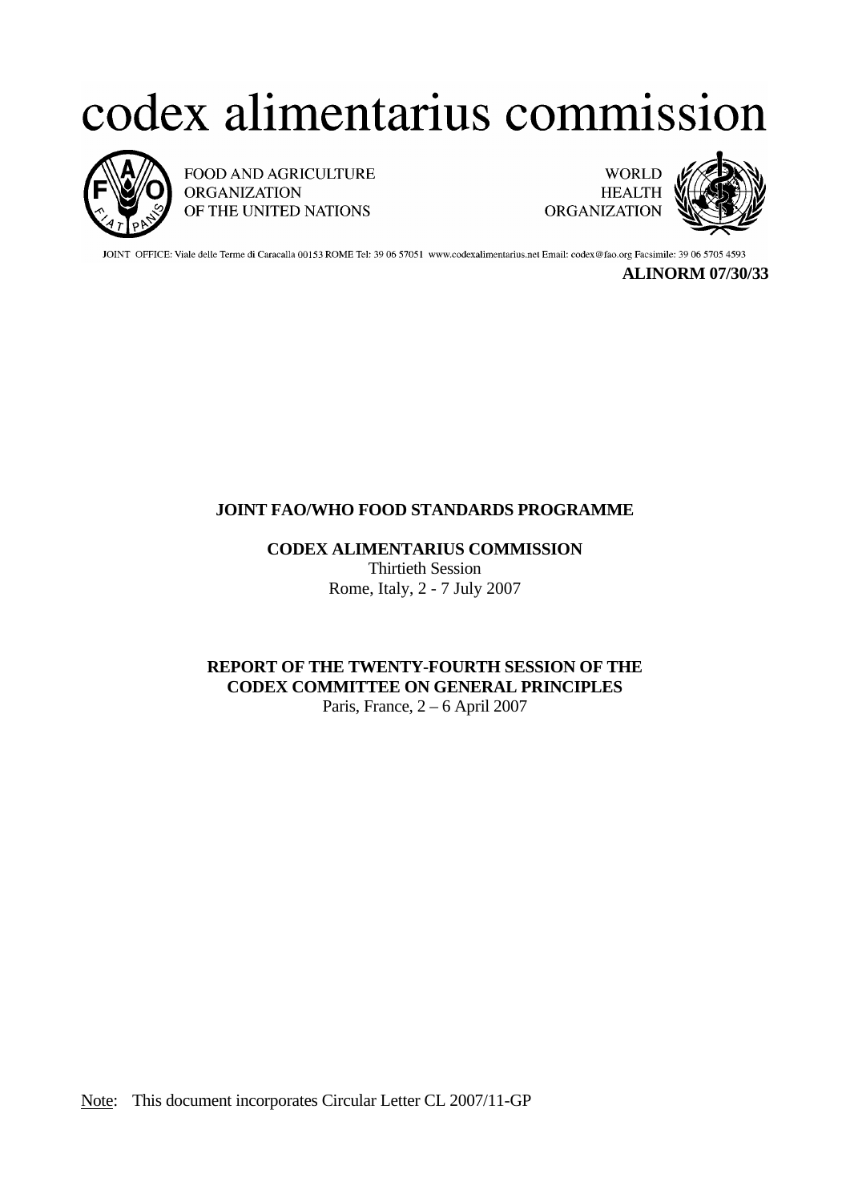# codex alimentarius commission

FOOD AND AGRICULTURE ORGANIZATION OF THE UNITED NATIONS

WORLD HEALTH ORGANIZATION

JOINT OFFICE: Viale delle Terme di Caracalla 00153 ROME Tel: 39 06 57051 www.codexalimentarius.net Email: codex@fao.org Facsimile: 39 06 5705 4593

**ALINORM 07/30/33**

**JOINT FAO/WHO FOOD STANDARDS PROGRAMME**

**CODEX ALIMENTARIUS COMMISSION**

Thirtieth Session

Rome, Italy, 2 - 7 July 2007

**REPORT OF THE TWENTY-FOURTH SESSION OF THE CODEX COMMITTEE ON GENERAL PRINCIPLES**

Paris, France, 2 – 6 April 2007

Note: This document incorporates Circular Letter CL 2007/11-GP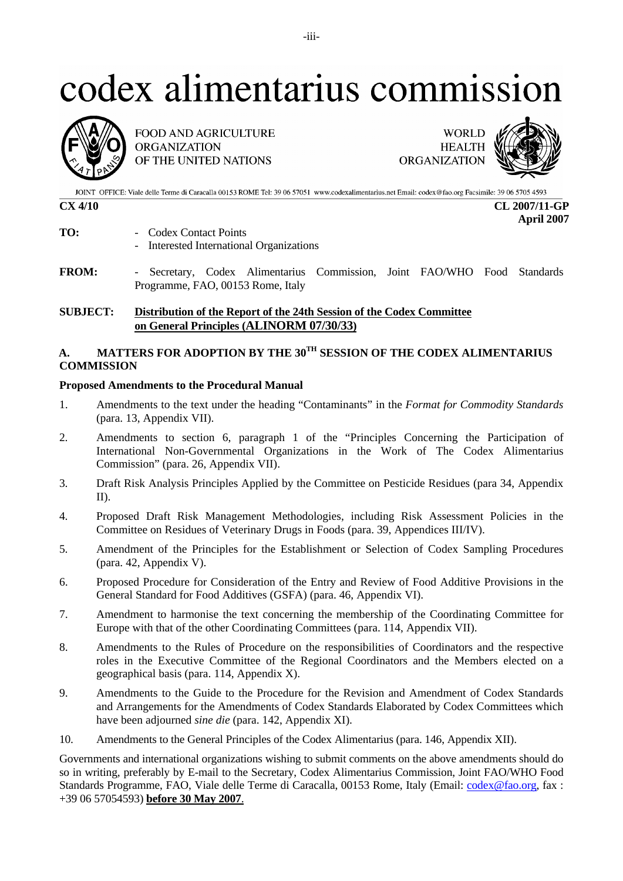# codex alimentarius commission

FOOD AND AGRICULTURE ORGANIZATION OF THE UNITED NATIONS

WORLD HEALTH ORGANIZATION

JOINT OFFICE: Viale delle Terme di Caracalla 00153 ROME Tel: 39 06 57051 www.codexalimentarius.net Email: codex@fao.org Facsimile: 39 06 5705 4593

**CX 4/10** **CL 2007/11-GP**
**April 2007**

**TO:** - Codex Contact Points
- Interested International Organizations

**FROM:** - Secretary, Codex Alimentarius Commission, Joint FAO/WHO Food Standards Programme, FAO, 00153 Rome, Italy

**SUBJECT:** **Distribution of the Report of the 24th Session of the Codex Committee on General Principles (ALINORM 07/30/33)**

## A. MATTERS FOR ADOPTION BY THE 30TH SESSION OF THE CODEX ALIMENTARIUS COMMISSION

**Proposed Amendments to the Procedural Manual**

1. Amendments to the text under the heading "Contaminants" in the *Format for Commodity Standards* (para. 13, Appendix VII).
2. Amendments to section 6, paragraph 1 of the "Principles Concerning the Participation of International Non-Governmental Organizations in the Work of The Codex Alimentarius Commission" (para. 26, Appendix VII).
3. Draft Risk Analysis Principles Applied by the Committee on Pesticide Residues (para 34, Appendix II).
4. Proposed Draft Risk Management Methodologies, including Risk Assessment Policies in the Committee on Residues of Veterinary Drugs in Foods (para. 39, Appendices III/IV).
5. Amendment of the Principles for the Establishment or Selection of Codex Sampling Procedures (para. 42, Appendix V).
6. Proposed Procedure for Consideration of the Entry and Review of Food Additive Provisions in the General Standard for Food Additives (GSFA) (para. 46, Appendix VI).
7. Amendment to harmonise the text concerning the membership of the Coordinating Committee for Europe with that of the other Coordinating Committees (para. 114, Appendix VII).
8. Amendments to the Rules of Procedure on the responsibilities of Coordinators and the respective roles in the Executive Committee of the Regional Coordinators and the Members elected on a geographical basis (para. 114, Appendix X).
9. Amendments to the Guide to the Procedure for the Revision and Amendment of Codex Standards and Arrangements for the Amendments of Codex Standards Elaborated by Codex Committees which have been adjourned *sine die* (para. 142, Appendix XI).
10. Amendments to the General Principles of the Codex Alimentarius (para. 146, Appendix XII).

Governments and international organizations wishing to submit comments on the above amendments should do so in writing, preferably by E-mail to the Secretary, Codex Alimentarius Commission, Joint FAO/WHO Food Standards Programme, FAO, Viale delle Terme di Caracalla, 00153 Rome, Italy (Email: codex@fao.org, fax : +39 06 57054593) **before 30 May 2007**.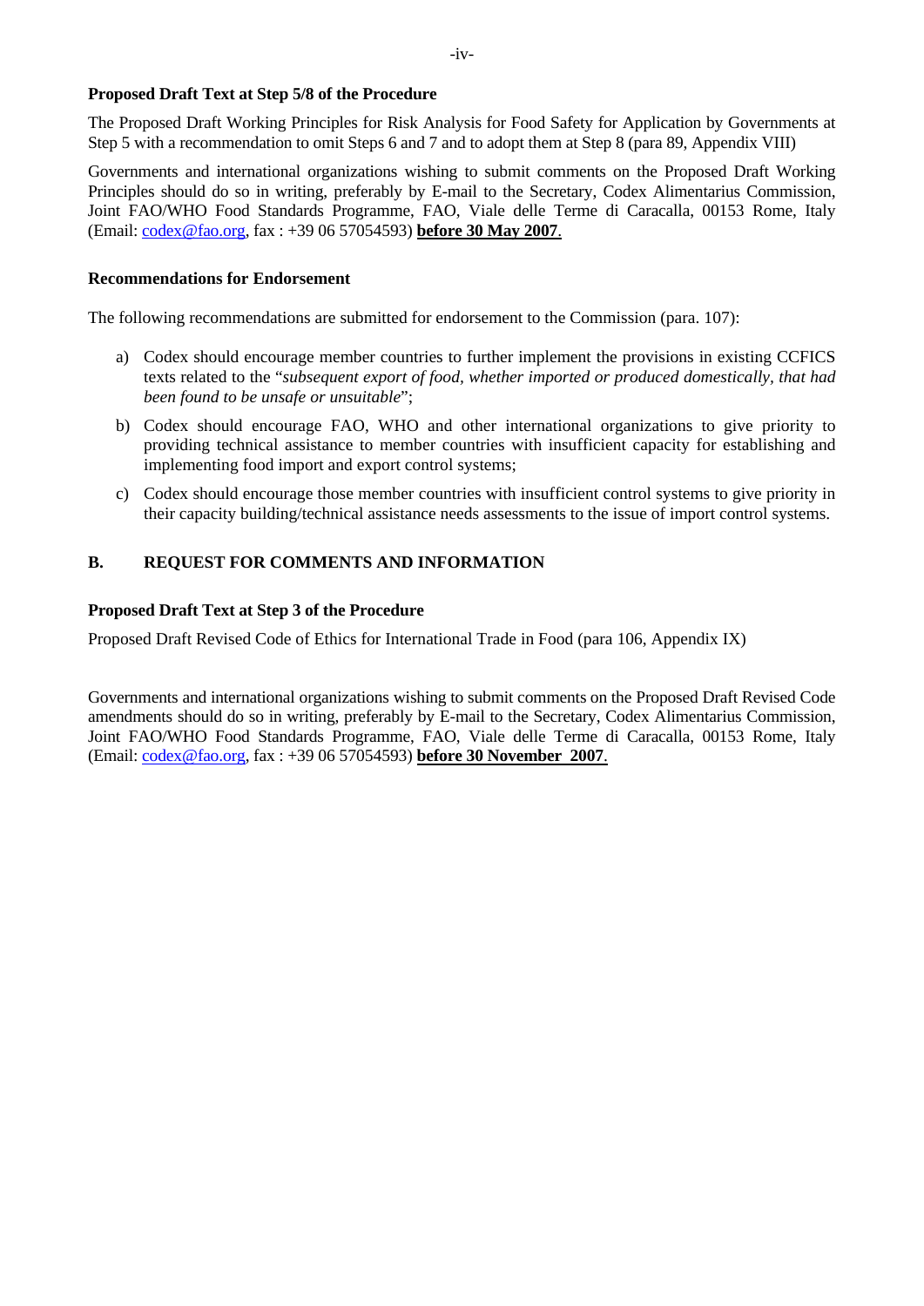**Proposed Draft Text at Step 5/8 of the Procedure**

The Proposed Draft Working Principles for Risk Analysis for Food Safety for Application by Governments at Step 5 with a recommendation to omit Steps 6 and 7 and to adopt them at Step 8 (para 89, Appendix VIII)

Governments and international organizations wishing to submit comments on the Proposed Draft Working Principles should do so in writing, preferably by E-mail to the Secretary, Codex Alimentarius Commission, Joint FAO/WHO Food Standards Programme, FAO, Viale delle Terme di Caracalla, 00153 Rome, Italy (Email: codex@fao.org, fax : +39 06 57054593) **before 30 May 2007**.

**Recommendations for Endorsement**

The following recommendations are submitted for endorsement to the Commission (para. 107):

a) Codex should encourage member countries to further implement the provisions in existing CCFICS texts related to the "*subsequent export of food, whether imported or produced domestically, that had been found to be unsafe or unsuitable*";

b) Codex should encourage FAO, WHO and other international organizations to give priority to providing technical assistance to member countries with insufficient capacity for establishing and implementing food import and export control systems;

c) Codex should encourage those member countries with insufficient control systems to give priority in their capacity building/technical assistance needs assessments to the issue of import control systems.

## B. REQUEST FOR COMMENTS AND INFORMATION

**Proposed Draft Text at Step 3 of the Procedure**

Proposed Draft Revised Code of Ethics for International Trade in Food (para 106, Appendix IX)

Governments and international organizations wishing to submit comments on the Proposed Draft Revised Code amendments should do so in writing, preferably by E-mail to the Secretary, Codex Alimentarius Commission, Joint FAO/WHO Food Standards Programme, FAO, Viale delle Terme di Caracalla, 00153 Rome, Italy (Email: codex@fao.org, fax : +39 06 57054593) **before 30 November 2007**.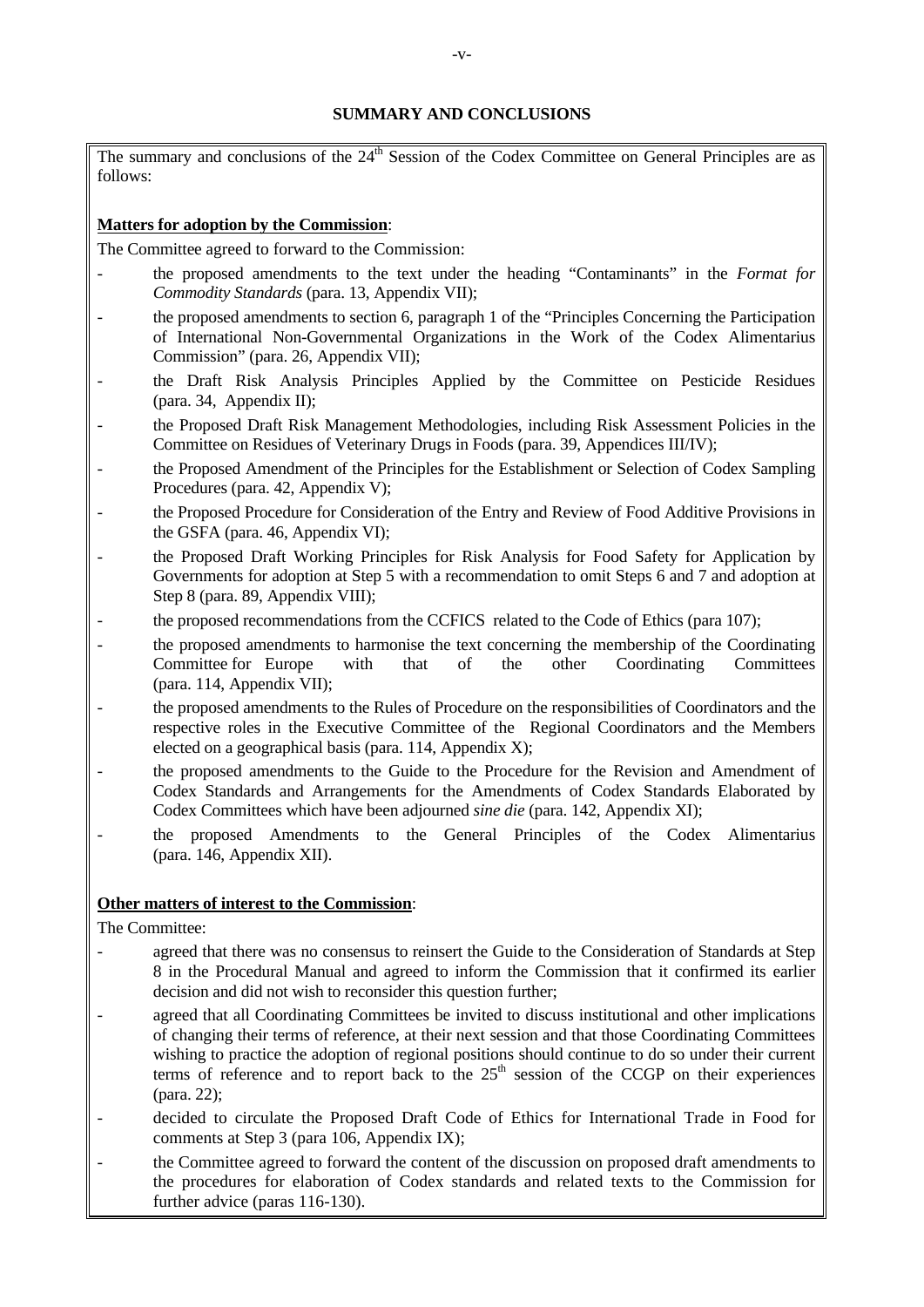## SUMMARY AND CONCLUSIONS

The summary and conclusions of the 24th Session of the Codex Committee on General Principles are as follows:

**Matters for adoption by the Commission**:

The Committee agreed to forward to the Commission:

- the proposed amendments to the text under the heading "Contaminants" in the *Format for Commodity Standards* (para. 13, Appendix VII);
- the proposed amendments to section 6, paragraph 1 of the "Principles Concerning the Participation of International Non-Governmental Organizations in the Work of the Codex Alimentarius Commission" (para. 26, Appendix VII);
- the Draft Risk Analysis Principles Applied by the Committee on Pesticide Residues (para. 34, Appendix II);
- the Proposed Draft Risk Management Methodologies, including Risk Assessment Policies in the Committee on Residues of Veterinary Drugs in Foods (para. 39, Appendices III/IV);
- the Proposed Amendment of the Principles for the Establishment or Selection of Codex Sampling Procedures (para. 42, Appendix V);
- the Proposed Procedure for Consideration of the Entry and Review of Food Additive Provisions in the GSFA (para. 46, Appendix VI);
- the Proposed Draft Working Principles for Risk Analysis for Food Safety for Application by Governments for adoption at Step 5 with a recommendation to omit Steps 6 and 7 and adoption at Step 8 (para. 89, Appendix VIII);
- the proposed recommendations from the CCFICS related to the Code of Ethics (para 107);
- the proposed amendments to harmonise the text concerning the membership of the Coordinating Committee for Europe with that of the other Coordinating Committees (para. 114, Appendix VII);
- the proposed amendments to the Rules of Procedure on the responsibilities of Coordinators and the respective roles in the Executive Committee of the Regional Coordinators and the Members elected on a geographical basis (para. 114, Appendix X);
- the proposed amendments to the Guide to the Procedure for the Revision and Amendment of Codex Standards and Arrangements for the Amendments of Codex Standards Elaborated by Codex Committees which have been adjourned *sine die* (para. 142, Appendix XI);
- the proposed Amendments to the General Principles of the Codex Alimentarius (para. 146, Appendix XII).

**Other matters of interest to the Commission**:

The Committee:

- agreed that there was no consensus to reinsert the Guide to the Consideration of Standards at Step 8 in the Procedural Manual and agreed to inform the Commission that it confirmed its earlier decision and did not wish to reconsider this question further;
- agreed that all Coordinating Committees be invited to discuss institutional and other implications of changing their terms of reference, at their next session and that those Coordinating Committees wishing to practice the adoption of regional positions should continue to do so under their current terms of reference and to report back to the 25th session of the CCGP on their experiences (para. 22);
- decided to circulate the Proposed Draft Code of Ethics for International Trade in Food for comments at Step 3 (para 106, Appendix IX);
- the Committee agreed to forward the content of the discussion on proposed draft amendments to the procedures for elaboration of Codex standards and related texts to the Commission for further advice (paras 116-130).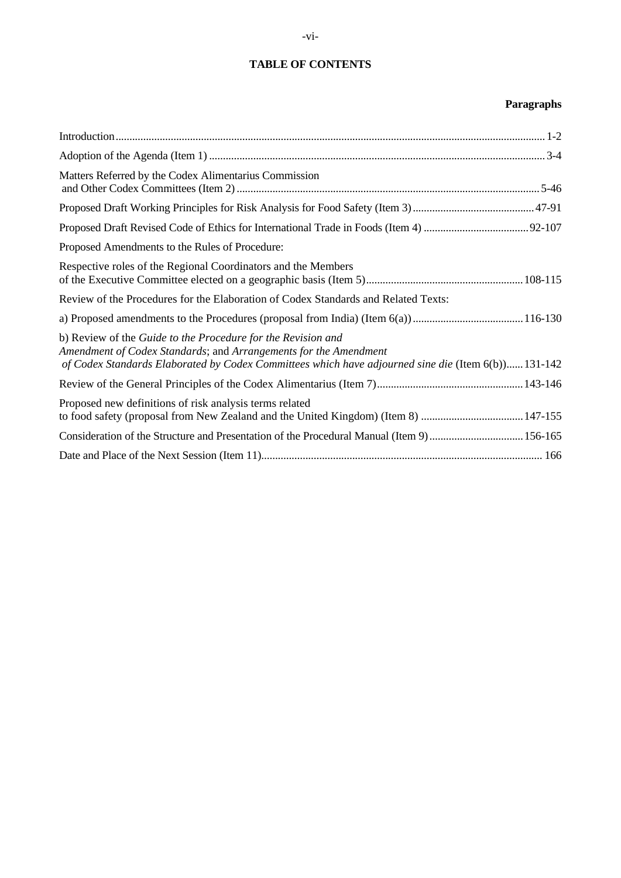# TABLE OF CONTENTS

| | **Paragraphs** |
|---|---|
| Introduction | 1-2 |
| Adoption of the Agenda (Item 1) | 3-4 |
| Matters Referred by the Codex Alimentarius Commission and Other Codex Committees (Item 2) | 5-46 |
| Proposed Draft Working Principles for Risk Analysis for Food Safety (Item 3) | 47-91 |
| Proposed Draft Revised Code of Ethics for International Trade in Foods (Item 4) | 92-107 |
| Proposed Amendments to the Rules of Procedure: | |
| Respective roles of the Regional Coordinators and the Members of the Executive Committee elected on a geographic basis (Item 5) | 108-115 |
| Review of the Procedures for the Elaboration of Codex Standards and Related Texts: | |
| a) Proposed amendments to the Procedures (proposal from India) (Item 6(a)) | 116-130 |
| b) Review of the *Guide to the Procedure for the Revision and Amendment of Codex Standards*; and *Arrangements for the Amendment of Codex Standards Elaborated by Codex Committees which have adjourned sine die* (Item 6(b)) | 131-142 |
| Review of the General Principles of the Codex Alimentarius (Item 7) | 143-146 |
| Proposed new definitions of risk analysis terms related to food safety (proposal from New Zealand and the United Kingdom) (Item 8) | 147-155 |
| Consideration of the Structure and Presentation of the Procedural Manual (Item 9) | 156-165 |
| Date and Place of the Next Session (Item 11) | 166 |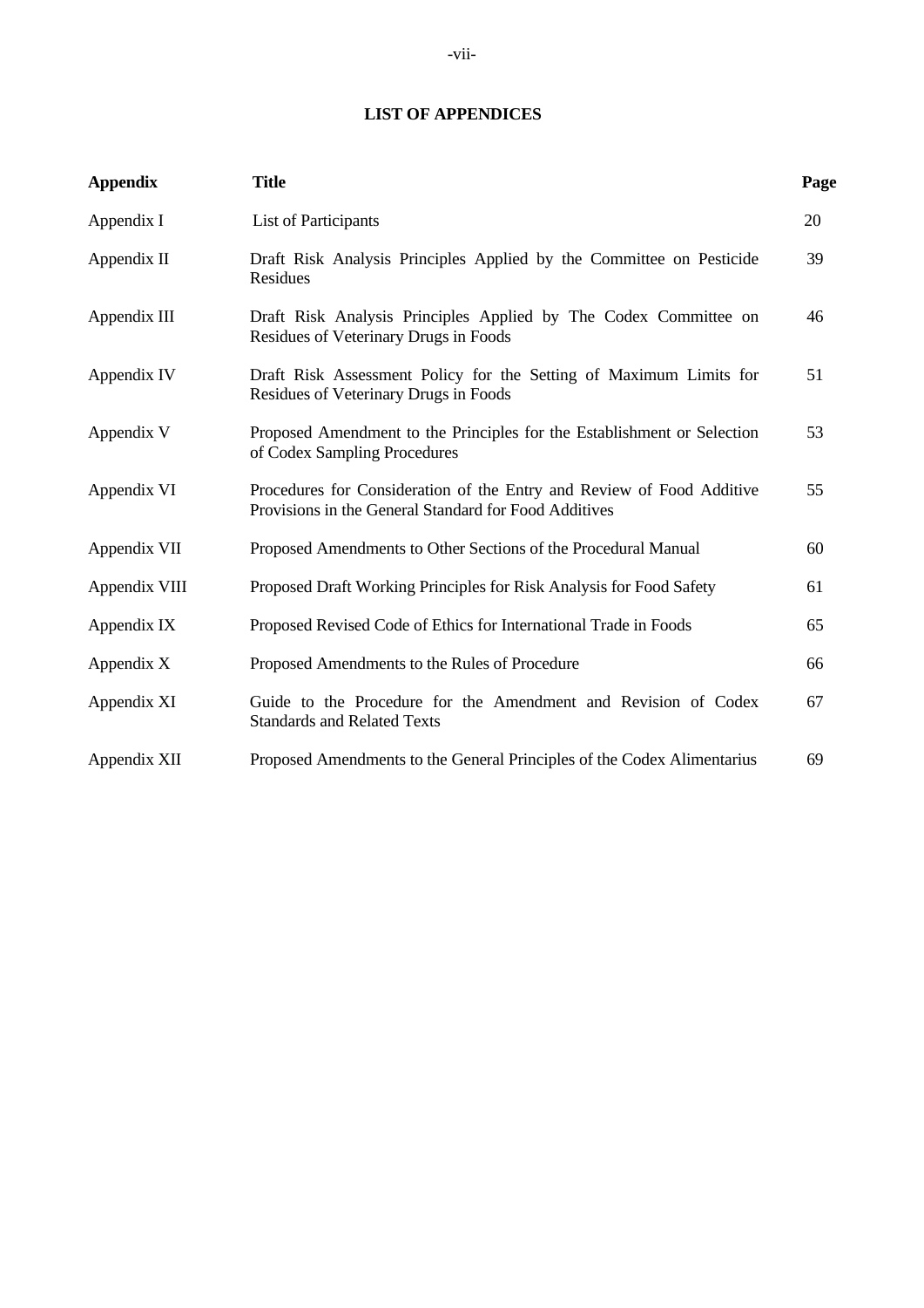## LIST OF APPENDICES

| Appendix | Title | Page |
| --- | --- | --- |
| Appendix I | List of Participants | 20 |
| Appendix II | Draft Risk Analysis Principles Applied by the Committee on Pesticide Residues | 39 |
| Appendix III | Draft Risk Analysis Principles Applied by The Codex Committee on Residues of Veterinary Drugs in Foods | 46 |
| Appendix IV | Draft Risk Assessment Policy for the Setting of Maximum Limits for Residues of Veterinary Drugs in Foods | 51 |
| Appendix V | Proposed Amendment to the Principles for the Establishment or Selection of Codex Sampling Procedures | 53 |
| Appendix VI | Procedures for Consideration of the Entry and Review of Food Additive Provisions in the General Standard for Food Additives | 55 |
| Appendix VII | Proposed Amendments to Other Sections of the Procedural Manual | 60 |
| Appendix VIII | Proposed Draft Working Principles for Risk Analysis for Food Safety | 61 |
| Appendix IX | Proposed Revised Code of Ethics for International Trade in Foods | 65 |
| Appendix X | Proposed Amendments to the Rules of Procedure | 66 |
| Appendix XI | Guide to the Procedure for the Amendment and Revision of Codex Standards and Related Texts | 67 |
| Appendix XII | Proposed Amendments to the General Principles of the Codex Alimentarius | 69 |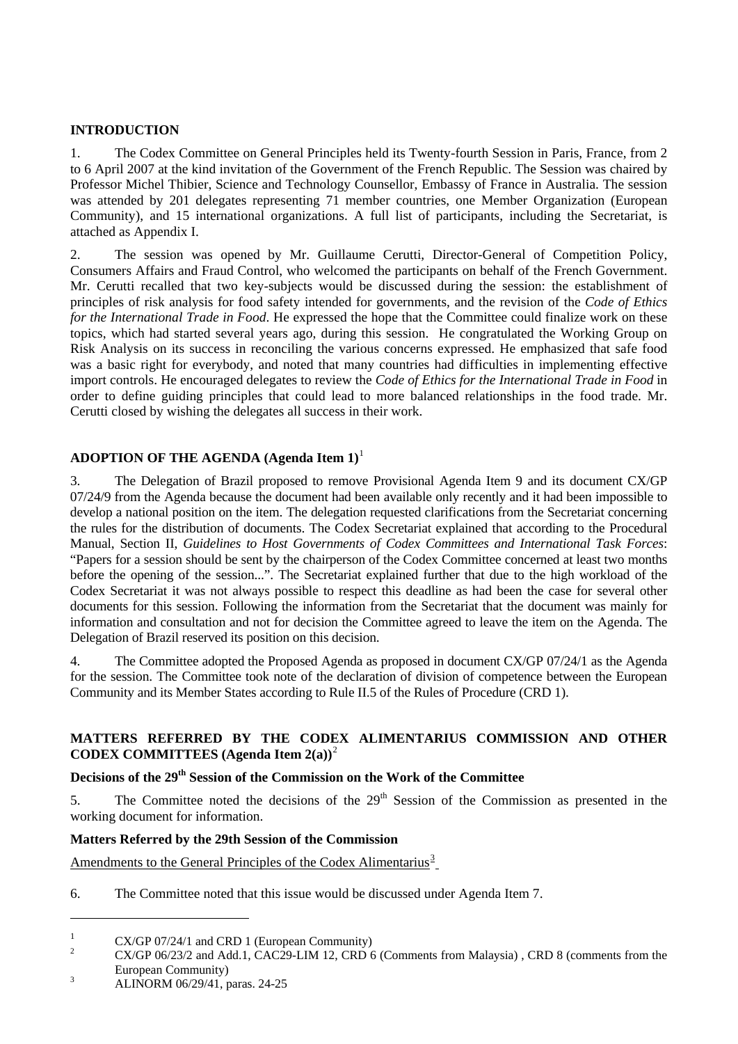## INTRODUCTION

1. The Codex Committee on General Principles held its Twenty-fourth Session in Paris, France, from 2 to 6 April 2007 at the kind invitation of the Government of the French Republic. The Session was chaired by Professor Michel Thibier, Science and Technology Counsellor, Embassy of France in Australia. The session was attended by 201 delegates representing 71 member countries, one Member Organization (European Community), and 15 international organizations. A full list of participants, including the Secretariat, is attached as Appendix I.

2. The session was opened by Mr. Guillaume Cerutti, Director-General of Competition Policy, Consumers Affairs and Fraud Control, who welcomed the participants on behalf of the French Government. Mr. Cerutti recalled that two key-subjects would be discussed during the session: the establishment of principles of risk analysis for food safety intended for governments, and the revision of the *Code of Ethics for the International Trade in Food*. He expressed the hope that the Committee could finalize work on these topics, which had started several years ago, during this session. He congratulated the Working Group on Risk Analysis on its success in reconciling the various concerns expressed. He emphasized that safe food was a basic right for everybody, and noted that many countries had difficulties in implementing effective import controls. He encouraged delegates to review the *Code of Ethics for the International Trade in Food* in order to define guiding principles that could lead to more balanced relationships in the food trade. Mr. Cerutti closed by wishing the delegates all success in their work.

## ADOPTION OF THE AGENDA (Agenda Item 1)[1]

3. The Delegation of Brazil proposed to remove Provisional Agenda Item 9 and its document CX/GP 07/24/9 from the Agenda because the document had been available only recently and it had been impossible to develop a national position on the item. The delegation requested clarifications from the Secretariat concerning the rules for the distribution of documents. The Codex Secretariat explained that according to the Procedural Manual, Section II, *Guidelines to Host Governments of Codex Committees and International Task Forces*: "Papers for a session should be sent by the chairperson of the Codex Committee concerned at least two months before the opening of the session...". The Secretariat explained further that due to the high workload of the Codex Secretariat it was not always possible to respect this deadline as had been the case for several other documents for this session. Following the information from the Secretariat that the document was mainly for information and consultation and not for decision the Committee agreed to leave the item on the Agenda. The Delegation of Brazil reserved its position on this decision.

4. The Committee adopted the Proposed Agenda as proposed in document CX/GP 07/24/1 as the Agenda for the session. The Committee took note of the declaration of division of competence between the European Community and its Member States according to Rule II.5 of the Rules of Procedure (CRD 1).

## MATTERS REFERRED BY THE CODEX ALIMENTARIUS COMMISSION AND OTHER CODEX COMMITTEES (Agenda Item 2(a))[2]

### Decisions of the 29th Session of the Commission on the Work of the Committee

5. The Committee noted the decisions of the 29th Session of the Commission as presented in the working document for information.

### Matters Referred by the 29th Session of the Commission

Amendments to the General Principles of the Codex Alimentarius[3]

6. The Committee noted that this issue would be discussed under Agenda Item 7.

---

[1] CX/GP 07/24/1 and CRD 1 (European Community)

[2] CX/GP 06/23/2 and Add.1, CAC29-LIM 12, CRD 6 (Comments from Malaysia) , CRD 8 (comments from the European Community)

[3] ALINORM 06/29/41, paras. 24-25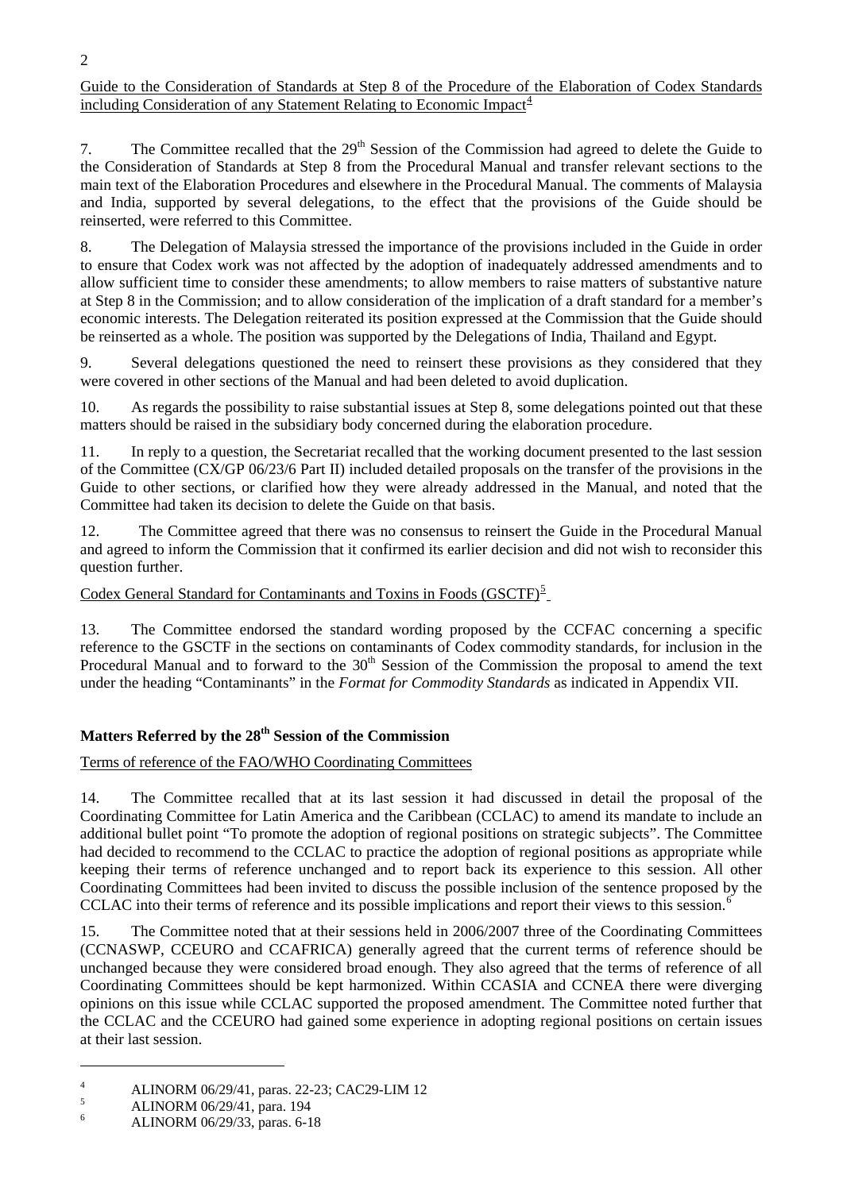Guide to the Consideration of Standards at Step 8 of the Procedure of the Elaboration of Codex Standards including Consideration of any Statement Relating to Economic Impact[4]

7. The Committee recalled that the 29th Session of the Commission had agreed to delete the Guide to the Consideration of Standards at Step 8 from the Procedural Manual and transfer relevant sections to the main text of the Elaboration Procedures and elsewhere in the Procedural Manual. The comments of Malaysia and India, supported by several delegations, to the effect that the provisions of the Guide should be reinserted, were referred to this Committee.

8. The Delegation of Malaysia stressed the importance of the provisions included in the Guide in order to ensure that Codex work was not affected by the adoption of inadequately addressed amendments and to allow sufficient time to consider these amendments; to allow members to raise matters of substantive nature at Step 8 in the Commission; and to allow consideration of the implication of a draft standard for a member's economic interests. The Delegation reiterated its position expressed at the Commission that the Guide should be reinserted as a whole. The position was supported by the Delegations of India, Thailand and Egypt.

9. Several delegations questioned the need to reinsert these provisions as they considered that they were covered in other sections of the Manual and had been deleted to avoid duplication.

10. As regards the possibility to raise substantial issues at Step 8, some delegations pointed out that these matters should be raised in the subsidiary body concerned during the elaboration procedure.

11. In reply to a question, the Secretariat recalled that the working document presented to the last session of the Committee (CX/GP 06/23/6 Part II) included detailed proposals on the transfer of the provisions in the Guide to other sections, or clarified how they were already addressed in the Manual, and noted that the Committee had taken its decision to delete the Guide on that basis.

12. The Committee agreed that there was no consensus to reinsert the Guide in the Procedural Manual and agreed to inform the Commission that it confirmed its earlier decision and did not wish to reconsider this question further.

Codex General Standard for Contaminants and Toxins in Foods (GSCTF)[5]

13. The Committee endorsed the standard wording proposed by the CCFAC concerning a specific reference to the GSCTF in the sections on contaminants of Codex commodity standards, for inclusion in the Procedural Manual and to forward to the 30th Session of the Commission the proposal to amend the text under the heading "Contaminants" in the *Format for Commodity Standards* as indicated in Appendix VII.

## Matters Referred by the 28th Session of the Commission

Terms of reference of the FAO/WHO Coordinating Committees

14. The Committee recalled that at its last session it had discussed in detail the proposal of the Coordinating Committee for Latin America and the Caribbean (CCLAC) to amend its mandate to include an additional bullet point "To promote the adoption of regional positions on strategic subjects". The Committee had decided to recommend to the CCLAC to practice the adoption of regional positions as appropriate while keeping their terms of reference unchanged and to report back its experience to this session. All other Coordinating Committees had been invited to discuss the possible inclusion of the sentence proposed by the CCLAC into their terms of reference and its possible implications and report their views to this session.[6]

15. The Committee noted that at their sessions held in 2006/2007 three of the Coordinating Committees (CCNASWP, CCEURO and CCAFRICA) generally agreed that the current terms of reference should be unchanged because they were considered broad enough. They also agreed that the terms of reference of all Coordinating Committees should be kept harmonized. Within CCASIA and CCNEA there were diverging opinions on this issue while CCLAC supported the proposed amendment. The Committee noted further that the CCLAC and the CCEURO had gained some experience in adopting regional positions on certain issues at their last session.

---

[4] ALINORM 06/29/41, paras. 22-23; CAC29-LIM 12

[5] ALINORM 06/29/41, para. 194

[6] ALINORM 06/29/33, paras. 6-18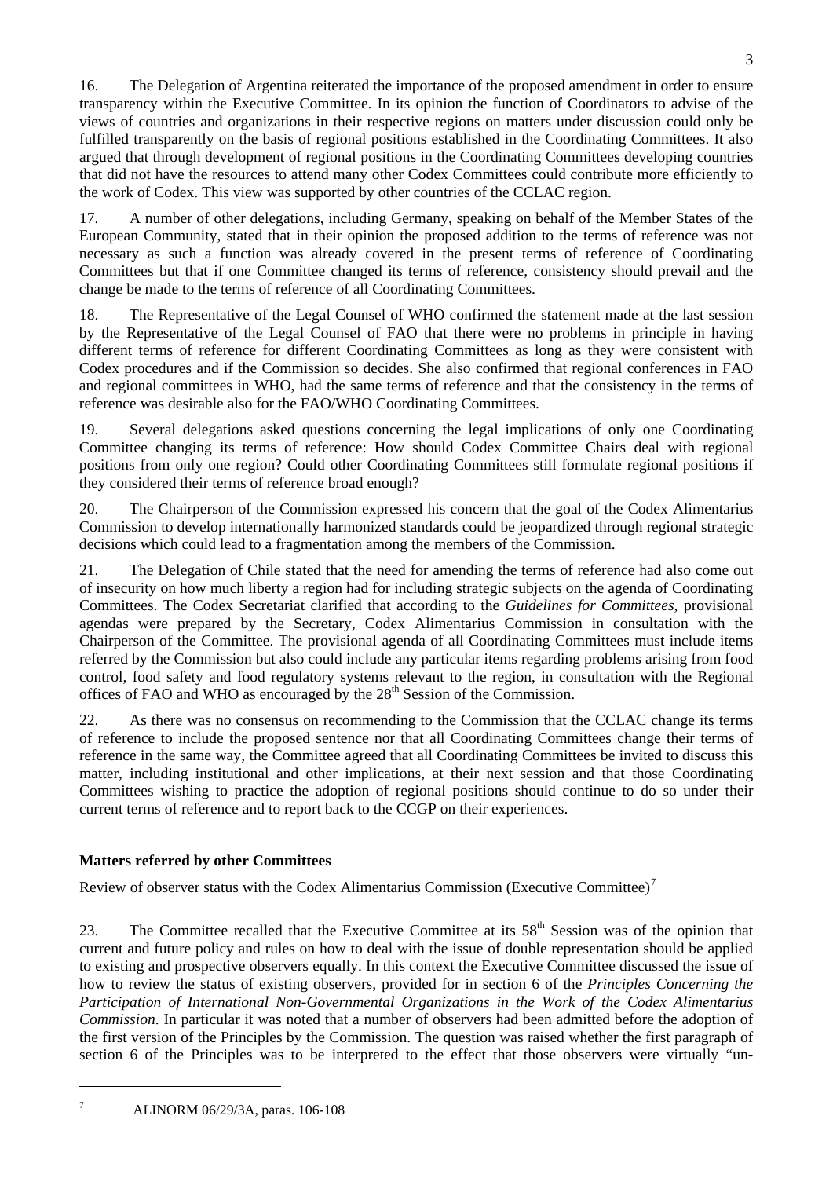16. The Delegation of Argentina reiterated the importance of the proposed amendment in order to ensure transparency within the Executive Committee. In its opinion the function of Coordinators to advise of the views of countries and organizations in their respective regions on matters under discussion could only be fulfilled transparently on the basis of regional positions established in the Coordinating Committees. It also argued that through development of regional positions in the Coordinating Committees developing countries that did not have the resources to attend many other Codex Committees could contribute more efficiently to the work of Codex. This view was supported by other countries of the CCLAC region.

17. A number of other delegations, including Germany, speaking on behalf of the Member States of the European Community, stated that in their opinion the proposed addition to the terms of reference was not necessary as such a function was already covered in the present terms of reference of Coordinating Committees but that if one Committee changed its terms of reference, consistency should prevail and the change be made to the terms of reference of all Coordinating Committees.

18. The Representative of the Legal Counsel of WHO confirmed the statement made at the last session by the Representative of the Legal Counsel of FAO that there were no problems in principle in having different terms of reference for different Coordinating Committees as long as they were consistent with Codex procedures and if the Commission so decides. She also confirmed that regional conferences in FAO and regional committees in WHO, had the same terms of reference and that the consistency in the terms of reference was desirable also for the FAO/WHO Coordinating Committees.

19. Several delegations asked questions concerning the legal implications of only one Coordinating Committee changing its terms of reference: How should Codex Committee Chairs deal with regional positions from only one region? Could other Coordinating Committees still formulate regional positions if they considered their terms of reference broad enough?

20. The Chairperson of the Commission expressed his concern that the goal of the Codex Alimentarius Commission to develop internationally harmonized standards could be jeopardized through regional strategic decisions which could lead to a fragmentation among the members of the Commission.

21. The Delegation of Chile stated that the need for amending the terms of reference had also come out of insecurity on how much liberty a region had for including strategic subjects on the agenda of Coordinating Committees. The Codex Secretariat clarified that according to the *Guidelines for Committees,* provisional agendas were prepared by the Secretary, Codex Alimentarius Commission in consultation with the Chairperson of the Committee. The provisional agenda of all Coordinating Committees must include items referred by the Commission but also could include any particular items regarding problems arising from food control, food safety and food regulatory systems relevant to the region, in consultation with the Regional offices of FAO and WHO as encouraged by the 28th Session of the Commission.

22. As there was no consensus on recommending to the Commission that the CCLAC change its terms of reference to include the proposed sentence nor that all Coordinating Committees change their terms of reference in the same way, the Committee agreed that all Coordinating Committees be invited to discuss this matter, including institutional and other implications, at their next session and that those Coordinating Committees wishing to practice the adoption of regional positions should continue to do so under their current terms of reference and to report back to the CCGP on their experiences.

## Matters referred by other Committees

Review of observer status with the Codex Alimentarius Commission (Executive Committee)[7]

23. The Committee recalled that the Executive Committee at its 58th Session was of the opinion that current and future policy and rules on how to deal with the issue of double representation should be applied to existing and prospective observers equally. In this context the Executive Committee discussed the issue of how to review the status of existing observers, provided for in section 6 of the *Principles Concerning the Participation of International Non-Governmental Organizations in the Work of the Codex Alimentarius Commission*. In particular it was noted that a number of observers had been admitted before the adoption of the first version of the Principles by the Commission. The question was raised whether the first paragraph of section 6 of the Principles was to be interpreted to the effect that those observers were virtually "un-

[7] ALINORM 06/29/3A, paras. 106-108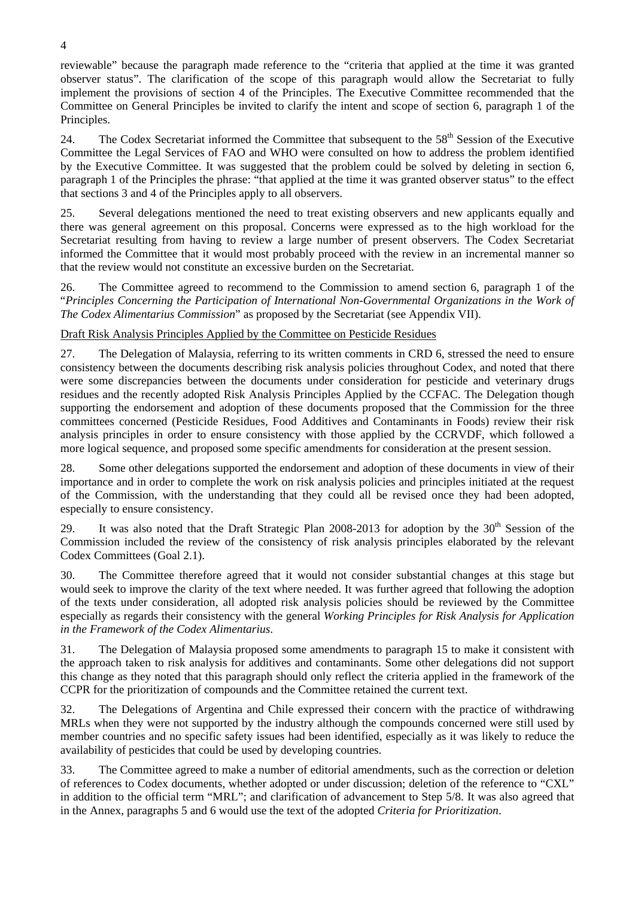reviewable" because the paragraph made reference to the "criteria that applied at the time it was granted observer status". The clarification of the scope of this paragraph would allow the Secretariat to fully implement the provisions of section 4 of the Principles. The Executive Committee recommended that the Committee on General Principles be invited to clarify the intent and scope of section 6, paragraph 1 of the Principles.

24. The Codex Secretariat informed the Committee that subsequent to the 58th Session of the Executive Committee the Legal Services of FAO and WHO were consulted on how to address the problem identified by the Executive Committee. It was suggested that the problem could be solved by deleting in section 6, paragraph 1 of the Principles the phrase: "that applied at the time it was granted observer status" to the effect that sections 3 and 4 of the Principles apply to all observers.

25. Several delegations mentioned the need to treat existing observers and new applicants equally and there was general agreement on this proposal. Concerns were expressed as to the high workload for the Secretariat resulting from having to review a large number of present observers. The Codex Secretariat informed the Committee that it would most probably proceed with the review in an incremental manner so that the review would not constitute an excessive burden on the Secretariat.

26. The Committee agreed to recommend to the Commission to amend section 6, paragraph 1 of the "*Principles Concerning the Participation of International Non-Governmental Organizations in the Work of The Codex Alimentarius Commission*" as proposed by the Secretariat (see Appendix VII).

Draft Risk Analysis Principles Applied by the Committee on Pesticide Residues

27. The Delegation of Malaysia, referring to its written comments in CRD 6, stressed the need to ensure consistency between the documents describing risk analysis policies throughout Codex, and noted that there were some discrepancies between the documents under consideration for pesticide and veterinary drugs residues and the recently adopted Risk Analysis Principles Applied by the CCFAC. The Delegation though supporting the endorsement and adoption of these documents proposed that the Commission for the three committees concerned (Pesticide Residues, Food Additives and Contaminants in Foods) review their risk analysis principles in order to ensure consistency with those applied by the CCRVDF, which followed a more logical sequence, and proposed some specific amendments for consideration at the present session.

28. Some other delegations supported the endorsement and adoption of these documents in view of their importance and in order to complete the work on risk analysis policies and principles initiated at the request of the Commission, with the understanding that they could all be revised once they had been adopted, especially to ensure consistency.

29. It was also noted that the Draft Strategic Plan 2008-2013 for adoption by the 30th Session of the Commission included the review of the consistency of risk analysis principles elaborated by the relevant Codex Committees (Goal 2.1).

30. The Committee therefore agreed that it would not consider substantial changes at this stage but would seek to improve the clarity of the text where needed. It was further agreed that following the adoption of the texts under consideration, all adopted risk analysis policies should be reviewed by the Committee especially as regards their consistency with the general *Working Principles for Risk Analysis for Application in the Framework of the Codex Alimentarius*.

31. The Delegation of Malaysia proposed some amendments to paragraph 15 to make it consistent with the approach taken to risk analysis for additives and contaminants. Some other delegations did not support this change as they noted that this paragraph should only reflect the criteria applied in the framework of the CCPR for the prioritization of compounds and the Committee retained the current text.

32. The Delegations of Argentina and Chile expressed their concern with the practice of withdrawing MRLs when they were not supported by the industry although the compounds concerned were still used by member countries and no specific safety issues had been identified, especially as it was likely to reduce the availability of pesticides that could be used by developing countries.

33. The Committee agreed to make a number of editorial amendments, such as the correction or deletion of references to Codex documents, whether adopted or under discussion; deletion of the reference to "CXL" in addition to the official term "MRL"; and clarification of advancement to Step 5/8. It was also agreed that in the Annex, paragraphs 5 and 6 would use the text of the adopted *Criteria for Prioritization*.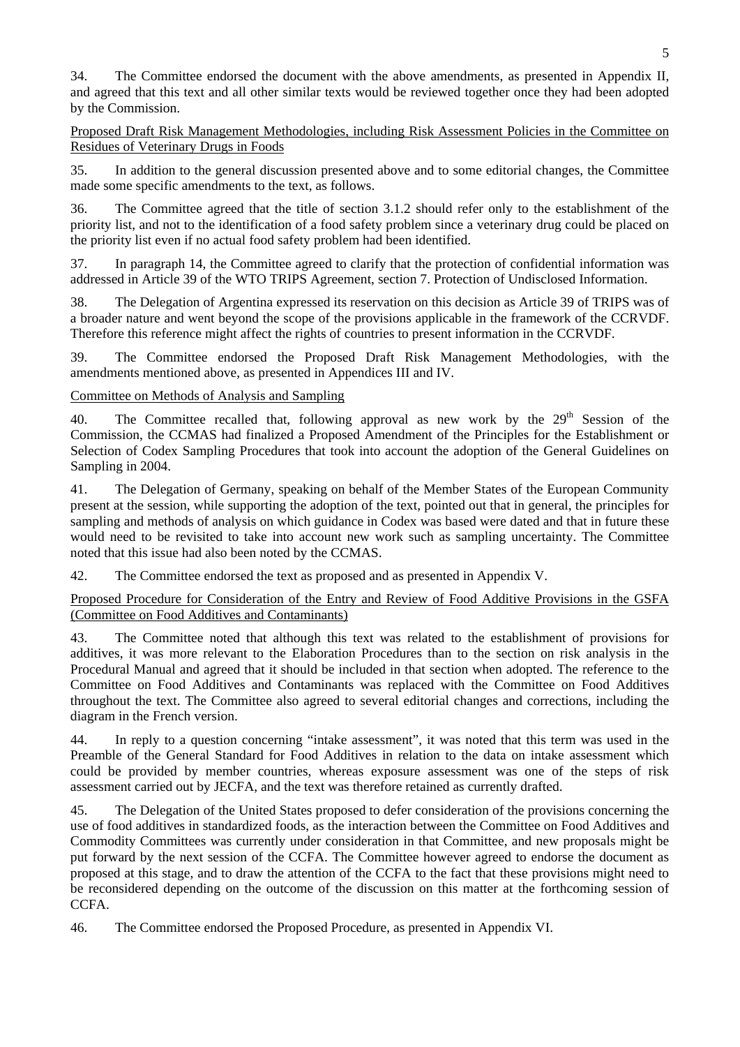34. The Committee endorsed the document with the above amendments, as presented in Appendix II, and agreed that this text and all other similar texts would be reviewed together once they had been adopted by the Commission.

Proposed Draft Risk Management Methodologies, including Risk Assessment Policies in the Committee on Residues of Veterinary Drugs in Foods

35. In addition to the general discussion presented above and to some editorial changes, the Committee made some specific amendments to the text, as follows.

36. The Committee agreed that the title of section 3.1.2 should refer only to the establishment of the priority list, and not to the identification of a food safety problem since a veterinary drug could be placed on the priority list even if no actual food safety problem had been identified.

37. In paragraph 14, the Committee agreed to clarify that the protection of confidential information was addressed in Article 39 of the WTO TRIPS Agreement, section 7. Protection of Undisclosed Information.

38. The Delegation of Argentina expressed its reservation on this decision as Article 39 of TRIPS was of a broader nature and went beyond the scope of the provisions applicable in the framework of the CCRVDF. Therefore this reference might affect the rights of countries to present information in the CCRVDF.

39. The Committee endorsed the Proposed Draft Risk Management Methodologies, with the amendments mentioned above, as presented in Appendices III and IV.

Committee on Methods of Analysis and Sampling

40. The Committee recalled that, following approval as new work by the 29th Session of the Commission, the CCMAS had finalized a Proposed Amendment of the Principles for the Establishment or Selection of Codex Sampling Procedures that took into account the adoption of the General Guidelines on Sampling in 2004.

41. The Delegation of Germany, speaking on behalf of the Member States of the European Community present at the session, while supporting the adoption of the text, pointed out that in general, the principles for sampling and methods of analysis on which guidance in Codex was based were dated and that in future these would need to be revisited to take into account new work such as sampling uncertainty. The Committee noted that this issue had also been noted by the CCMAS.

42. The Committee endorsed the text as proposed and as presented in Appendix V.

Proposed Procedure for Consideration of the Entry and Review of Food Additive Provisions in the GSFA (Committee on Food Additives and Contaminants)

43. The Committee noted that although this text was related to the establishment of provisions for additives, it was more relevant to the Elaboration Procedures than to the section on risk analysis in the Procedural Manual and agreed that it should be included in that section when adopted. The reference to the Committee on Food Additives and Contaminants was replaced with the Committee on Food Additives throughout the text. The Committee also agreed to several editorial changes and corrections, including the diagram in the French version.

44. In reply to a question concerning "intake assessment", it was noted that this term was used in the Preamble of the General Standard for Food Additives in relation to the data on intake assessment which could be provided by member countries, whereas exposure assessment was one of the steps of risk assessment carried out by JECFA, and the text was therefore retained as currently drafted.

45. The Delegation of the United States proposed to defer consideration of the provisions concerning the use of food additives in standardized foods, as the interaction between the Committee on Food Additives and Commodity Committees was currently under consideration in that Committee, and new proposals might be put forward by the next session of the CCFA. The Committee however agreed to endorse the document as proposed at this stage, and to draw the attention of the CCFA to the fact that these provisions might need to be reconsidered depending on the outcome of the discussion on this matter at the forthcoming session of CCFA.

46. The Committee endorsed the Proposed Procedure, as presented in Appendix VI.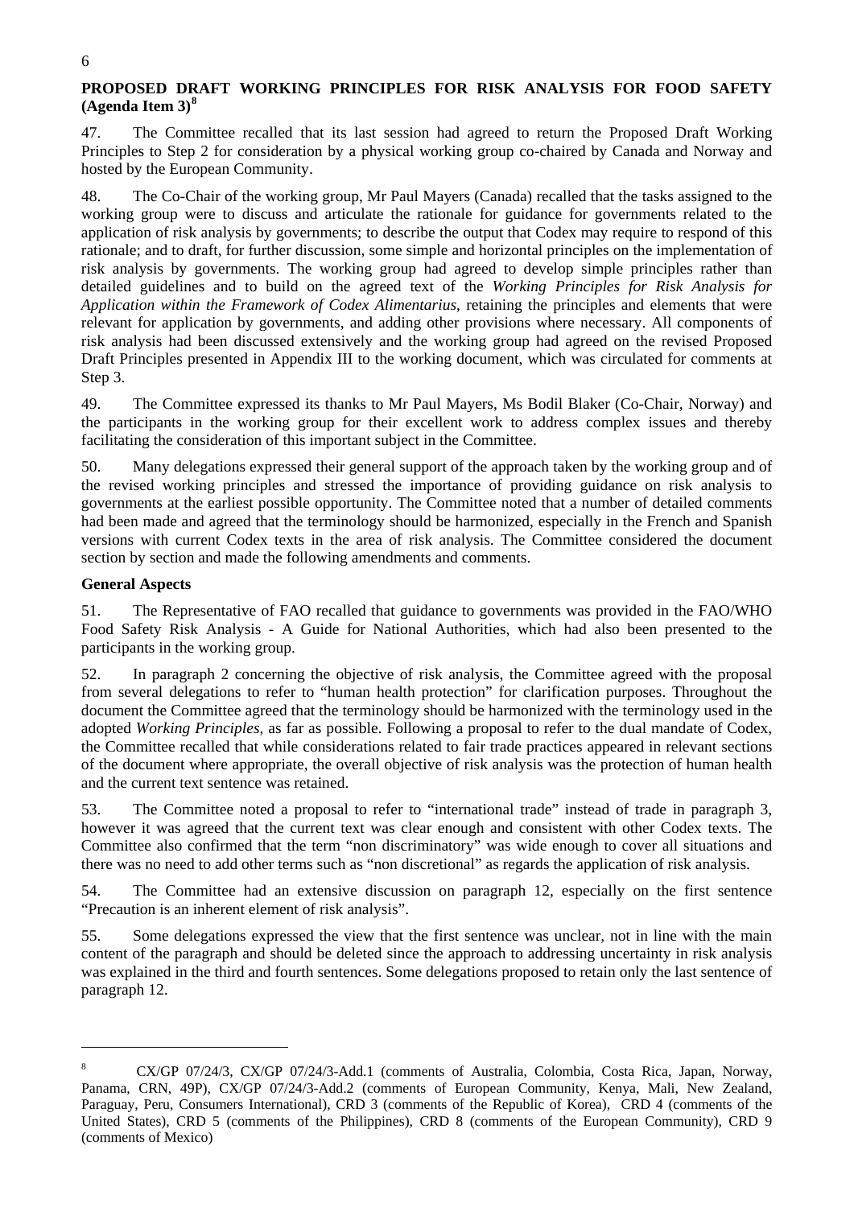**PROPOSED DRAFT WORKING PRINCIPLES FOR RISK ANALYSIS FOR FOOD SAFETY (Agenda Item 3)[8]**

47. The Committee recalled that its last session had agreed to return the Proposed Draft Working Principles to Step 2 for consideration by a physical working group co-chaired by Canada and Norway and hosted by the European Community.

48. The Co-Chair of the working group, Mr Paul Mayers (Canada) recalled that the tasks assigned to the working group were to discuss and articulate the rationale for guidance for governments related to the application of risk analysis by governments; to describe the output that Codex may require to respond of this rationale; and to draft, for further discussion, some simple and horizontal principles on the implementation of risk analysis by governments. The working group had agreed to develop simple principles rather than detailed guidelines and to build on the agreed text of the *Working Principles for Risk Analysis for Application within the Framework of Codex Alimentarius*, retaining the principles and elements that were relevant for application by governments, and adding other provisions where necessary. All components of risk analysis had been discussed extensively and the working group had agreed on the revised Proposed Draft Principles presented in Appendix III to the working document, which was circulated for comments at Step 3.

49. The Committee expressed its thanks to Mr Paul Mayers, Ms Bodil Blaker (Co-Chair, Norway) and the participants in the working group for their excellent work to address complex issues and thereby facilitating the consideration of this important subject in the Committee.

50. Many delegations expressed their general support of the approach taken by the working group and of the revised working principles and stressed the importance of providing guidance on risk analysis to governments at the earliest possible opportunity. The Committee noted that a number of detailed comments had been made and agreed that the terminology should be harmonized, especially in the French and Spanish versions with current Codex texts in the area of risk analysis. The Committee considered the document section by section and made the following amendments and comments.

**General Aspects**

51. The Representative of FAO recalled that guidance to governments was provided in the FAO/WHO Food Safety Risk Analysis - A Guide for National Authorities, which had also been presented to the participants in the working group.

52. In paragraph 2 concerning the objective of risk analysis, the Committee agreed with the proposal from several delegations to refer to "human health protection" for clarification purposes. Throughout the document the Committee agreed that the terminology should be harmonized with the terminology used in the adopted *Working Principles*, as far as possible. Following a proposal to refer to the dual mandate of Codex, the Committee recalled that while considerations related to fair trade practices appeared in relevant sections of the document where appropriate, the overall objective of risk analysis was the protection of human health and the current text sentence was retained.

53. The Committee noted a proposal to refer to "international trade" instead of trade in paragraph 3, however it was agreed that the current text was clear enough and consistent with other Codex texts. The Committee also confirmed that the term "non discriminatory" was wide enough to cover all situations and there was no need to add other terms such as "non discretional" as regards the application of risk analysis.

54. The Committee had an extensive discussion on paragraph 12, especially on the first sentence "Precaution is an inherent element of risk analysis".

55. Some delegations expressed the view that the first sentence was unclear, not in line with the main content of the paragraph and should be deleted since the approach to addressing uncertainty in risk analysis was explained in the third and fourth sentences. Some delegations proposed to retain only the last sentence of paragraph 12.

---

[8] CX/GP 07/24/3, CX/GP 07/24/3-Add.1 (comments of Australia, Colombia, Costa Rica, Japan, Norway, Panama, CRN, 49P), CX/GP 07/24/3-Add.2 (comments of European Community, Kenya, Mali, New Zealand, Paraguay, Peru, Consumers International), CRD 3 (comments of the Republic of Korea), CRD 4 (comments of the United States), CRD 5 (comments of the Philippines), CRD 8 (comments of the European Community), CRD 9 (comments of Mexico)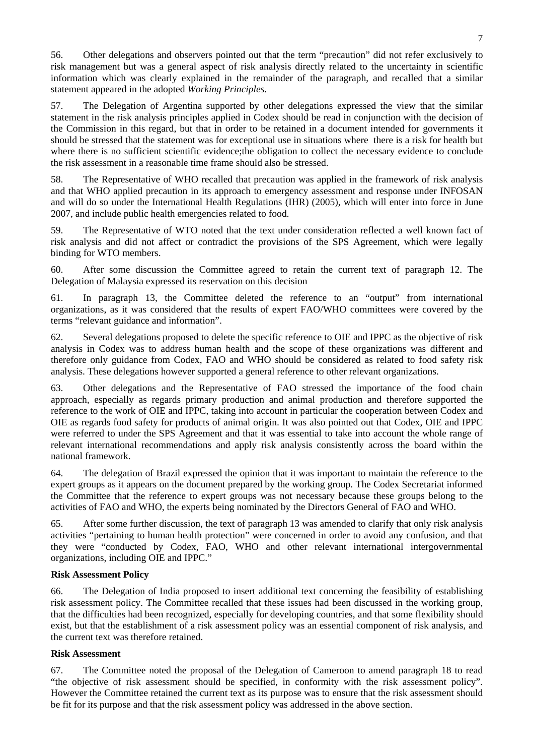56. Other delegations and observers pointed out that the term "precaution" did not refer exclusively to risk management but was a general aspect of risk analysis directly related to the uncertainty in scientific information which was clearly explained in the remainder of the paragraph, and recalled that a similar statement appeared in the adopted *Working Principles*.

57. The Delegation of Argentina supported by other delegations expressed the view that the similar statement in the risk analysis principles applied in Codex should be read in conjunction with the decision of the Commission in this regard, but that in order to be retained in a document intended for governments it should be stressed that the statement was for exceptional use in situations where there is a risk for health but where there is no sufficient scientific evidence;the obligation to collect the necessary evidence to conclude the risk assessment in a reasonable time frame should also be stressed.

58. The Representative of WHO recalled that precaution was applied in the framework of risk analysis and that WHO applied precaution in its approach to emergency assessment and response under INFOSAN and will do so under the International Health Regulations (IHR) (2005), which will enter into force in June 2007, and include public health emergencies related to food.

59. The Representative of WTO noted that the text under consideration reflected a well known fact of risk analysis and did not affect or contradict the provisions of the SPS Agreement, which were legally binding for WTO members.

60. After some discussion the Committee agreed to retain the current text of paragraph 12. The Delegation of Malaysia expressed its reservation on this decision

61. In paragraph 13, the Committee deleted the reference to an "output" from international organizations, as it was considered that the results of expert FAO/WHO committees were covered by the terms "relevant guidance and information".

62. Several delegations proposed to delete the specific reference to OIE and IPPC as the objective of risk analysis in Codex was to address human health and the scope of these organizations was different and therefore only guidance from Codex, FAO and WHO should be considered as related to food safety risk analysis. These delegations however supported a general reference to other relevant organizations.

63. Other delegations and the Representative of FAO stressed the importance of the food chain approach, especially as regards primary production and animal production and therefore supported the reference to the work of OIE and IPPC, taking into account in particular the cooperation between Codex and OIE as regards food safety for products of animal origin. It was also pointed out that Codex, OIE and IPPC were referred to under the SPS Agreement and that it was essential to take into account the whole range of relevant international recommendations and apply risk analysis consistently across the board within the national framework.

64. The delegation of Brazil expressed the opinion that it was important to maintain the reference to the expert groups as it appears on the document prepared by the working group. The Codex Secretariat informed the Committee that the reference to expert groups was not necessary because these groups belong to the activities of FAO and WHO, the experts being nominated by the Directors General of FAO and WHO.

65. After some further discussion, the text of paragraph 13 was amended to clarify that only risk analysis activities "pertaining to human health protection" were concerned in order to avoid any confusion, and that they were "conducted by Codex, FAO, WHO and other relevant international intergovernmental organizations, including OIE and IPPC."

**Risk Assessment Policy**

66. The Delegation of India proposed to insert additional text concerning the feasibility of establishing risk assessment policy. The Committee recalled that these issues had been discussed in the working group, that the difficulties had been recognized, especially for developing countries, and that some flexibility should exist, but that the establishment of a risk assessment policy was an essential component of risk analysis, and the current text was therefore retained.

**Risk Assessment**

67. The Committee noted the proposal of the Delegation of Cameroon to amend paragraph 18 to read "the objective of risk assessment should be specified, in conformity with the risk assessment policy". However the Committee retained the current text as its purpose was to ensure that the risk assessment should be fit for its purpose and that the risk assessment policy was addressed in the above section.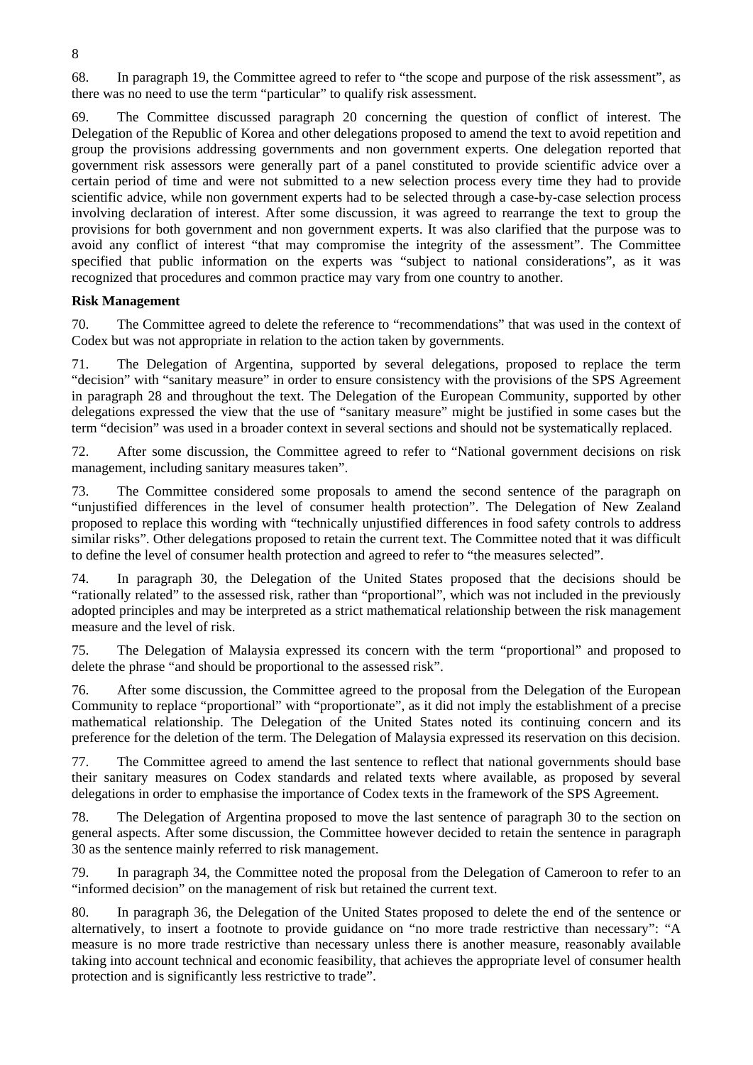68. In paragraph 19, the Committee agreed to refer to "the scope and purpose of the risk assessment", as there was no need to use the term "particular" to qualify risk assessment.

69. The Committee discussed paragraph 20 concerning the question of conflict of interest. The Delegation of the Republic of Korea and other delegations proposed to amend the text to avoid repetition and group the provisions addressing governments and non government experts. One delegation reported that government risk assessors were generally part of a panel constituted to provide scientific advice over a certain period of time and were not submitted to a new selection process every time they had to provide scientific advice, while non government experts had to be selected through a case-by-case selection process involving declaration of interest. After some discussion, it was agreed to rearrange the text to group the provisions for both government and non government experts. It was also clarified that the purpose was to avoid any conflict of interest "that may compromise the integrity of the assessment". The Committee specified that public information on the experts was "subject to national considerations", as it was recognized that procedures and common practice may vary from one country to another.

**Risk Management**

70. The Committee agreed to delete the reference to "recommendations" that was used in the context of Codex but was not appropriate in relation to the action taken by governments.

71. The Delegation of Argentina, supported by several delegations, proposed to replace the term "decision" with "sanitary measure" in order to ensure consistency with the provisions of the SPS Agreement in paragraph 28 and throughout the text. The Delegation of the European Community, supported by other delegations expressed the view that the use of "sanitary measure" might be justified in some cases but the term "decision" was used in a broader context in several sections and should not be systematically replaced.

72. After some discussion, the Committee agreed to refer to "National government decisions on risk management, including sanitary measures taken".

73. The Committee considered some proposals to amend the second sentence of the paragraph on "unjustified differences in the level of consumer health protection". The Delegation of New Zealand proposed to replace this wording with "technically unjustified differences in food safety controls to address similar risks". Other delegations proposed to retain the current text. The Committee noted that it was difficult to define the level of consumer health protection and agreed to refer to "the measures selected".

74. In paragraph 30, the Delegation of the United States proposed that the decisions should be "rationally related" to the assessed risk, rather than "proportional", which was not included in the previously adopted principles and may be interpreted as a strict mathematical relationship between the risk management measure and the level of risk.

75. The Delegation of Malaysia expressed its concern with the term "proportional" and proposed to delete the phrase "and should be proportional to the assessed risk".

76. After some discussion, the Committee agreed to the proposal from the Delegation of the European Community to replace "proportional" with "proportionate", as it did not imply the establishment of a precise mathematical relationship. The Delegation of the United States noted its continuing concern and its preference for the deletion of the term. The Delegation of Malaysia expressed its reservation on this decision.

77. The Committee agreed to amend the last sentence to reflect that national governments should base their sanitary measures on Codex standards and related texts where available, as proposed by several delegations in order to emphasise the importance of Codex texts in the framework of the SPS Agreement.

78. The Delegation of Argentina proposed to move the last sentence of paragraph 30 to the section on general aspects. After some discussion, the Committee however decided to retain the sentence in paragraph 30 as the sentence mainly referred to risk management.

79. In paragraph 34, the Committee noted the proposal from the Delegation of Cameroon to refer to an "informed decision" on the management of risk but retained the current text.

80. In paragraph 36, the Delegation of the United States proposed to delete the end of the sentence or alternatively, to insert a footnote to provide guidance on "no more trade restrictive than necessary": "A measure is no more trade restrictive than necessary unless there is another measure, reasonably available taking into account technical and economic feasibility, that achieves the appropriate level of consumer health protection and is significantly less restrictive to trade".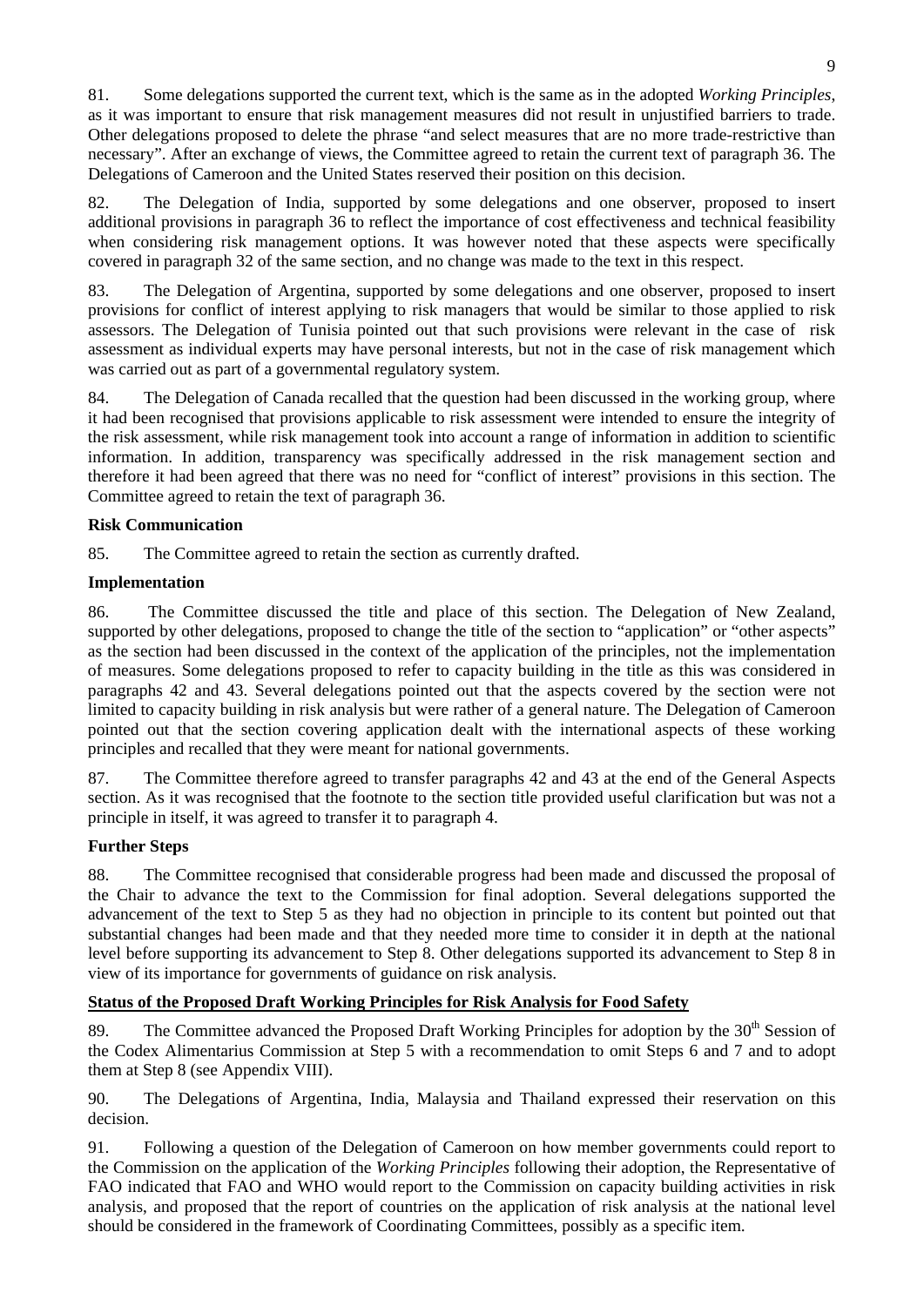81. Some delegations supported the current text, which is the same as in the adopted *Working Principles*, as it was important to ensure that risk management measures did not result in unjustified barriers to trade. Other delegations proposed to delete the phrase "and select measures that are no more trade-restrictive than necessary". After an exchange of views, the Committee agreed to retain the current text of paragraph 36. The Delegations of Cameroon and the United States reserved their position on this decision.

82. The Delegation of India, supported by some delegations and one observer, proposed to insert additional provisions in paragraph 36 to reflect the importance of cost effectiveness and technical feasibility when considering risk management options. It was however noted that these aspects were specifically covered in paragraph 32 of the same section, and no change was made to the text in this respect.

83. The Delegation of Argentina, supported by some delegations and one observer, proposed to insert provisions for conflict of interest applying to risk managers that would be similar to those applied to risk assessors. The Delegation of Tunisia pointed out that such provisions were relevant in the case of risk assessment as individual experts may have personal interests, but not in the case of risk management which was carried out as part of a governmental regulatory system.

84. The Delegation of Canada recalled that the question had been discussed in the working group, where it had been recognised that provisions applicable to risk assessment were intended to ensure the integrity of the risk assessment, while risk management took into account a range of information in addition to scientific information. In addition, transparency was specifically addressed in the risk management section and therefore it had been agreed that there was no need for "conflict of interest" provisions in this section. The Committee agreed to retain the text of paragraph 36.

**Risk Communication**

85. The Committee agreed to retain the section as currently drafted.

**Implementation**

86. The Committee discussed the title and place of this section. The Delegation of New Zealand, supported by other delegations, proposed to change the title of the section to "application" or "other aspects" as the section had been discussed in the context of the application of the principles, not the implementation of measures. Some delegations proposed to refer to capacity building in the title as this was considered in paragraphs 42 and 43. Several delegations pointed out that the aspects covered by the section were not limited to capacity building in risk analysis but were rather of a general nature. The Delegation of Cameroon pointed out that the section covering application dealt with the international aspects of these working principles and recalled that they were meant for national governments.

87. The Committee therefore agreed to transfer paragraphs 42 and 43 at the end of the General Aspects section. As it was recognised that the footnote to the section title provided useful clarification but was not a principle in itself, it was agreed to transfer it to paragraph 4.

**Further Steps**

88. The Committee recognised that considerable progress had been made and discussed the proposal of the Chair to advance the text to the Commission for final adoption. Several delegations supported the advancement of the text to Step 5 as they had no objection in principle to its content but pointed out that substantial changes had been made and that they needed more time to consider it in depth at the national level before supporting its advancement to Step 8. Other delegations supported its advancement to Step 8 in view of its importance for governments of guidance on risk analysis.

**Status of the Proposed Draft Working Principles for Risk Analysis for Food Safety**

89. The Committee advanced the Proposed Draft Working Principles for adoption by the 30th Session of the Codex Alimentarius Commission at Step 5 with a recommendation to omit Steps 6 and 7 and to adopt them at Step 8 (see Appendix VIII).

90. The Delegations of Argentina, India, Malaysia and Thailand expressed their reservation on this decision.

91. Following a question of the Delegation of Cameroon on how member governments could report to the Commission on the application of the *Working Principles* following their adoption, the Representative of FAO indicated that FAO and WHO would report to the Commission on capacity building activities in risk analysis, and proposed that the report of countries on the application of risk analysis at the national level should be considered in the framework of Coordinating Committees, possibly as a specific item.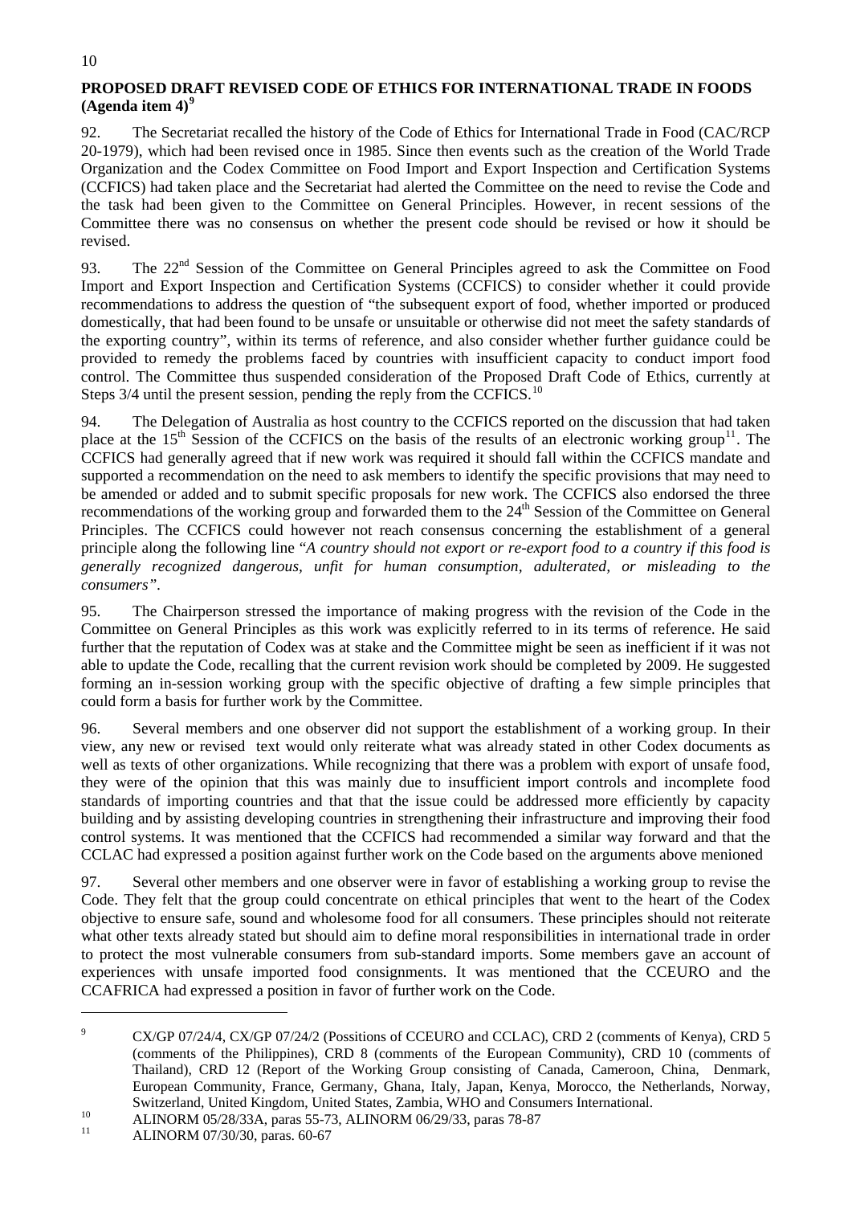**PROPOSED DRAFT REVISED CODE OF ETHICS FOR INTERNATIONAL TRADE IN FOODS (Agenda item 4)**[9]

92. The Secretariat recalled the history of the Code of Ethics for International Trade in Food (CAC/RCP 20-1979), which had been revised once in 1985. Since then events such as the creation of the World Trade Organization and the Codex Committee on Food Import and Export Inspection and Certification Systems (CCFICS) had taken place and the Secretariat had alerted the Committee on the need to revise the Code and the task had been given to the Committee on General Principles. However, in recent sessions of the Committee there was no consensus on whether the present code should be revised or how it should be revised.

93. The 22[nd] Session of the Committee on General Principles agreed to ask the Committee on Food Import and Export Inspection and Certification Systems (CCFICS) to consider whether it could provide recommendations to address the question of "the subsequent export of food, whether imported or produced domestically, that had been found to be unsafe or unsuitable or otherwise did not meet the safety standards of the exporting country", within its terms of reference, and also consider whether further guidance could be provided to remedy the problems faced by countries with insufficient capacity to conduct import food control. The Committee thus suspended consideration of the Proposed Draft Code of Ethics, currently at Steps 3/4 until the present session, pending the reply from the CCFICS.[10]

94. The Delegation of Australia as host country to the CCFICS reported on the discussion that had taken place at the 15[th] Session of the CCFICS on the basis of the results of an electronic working group[11]. The CCFICS had generally agreed that if new work was required it should fall within the CCFICS mandate and supported a recommendation on the need to ask members to identify the specific provisions that may need to be amended or added and to submit specific proposals for new work. The CCFICS also endorsed the three recommendations of the working group and forwarded them to the 24[th] Session of the Committee on General Principles. The CCFICS could however not reach consensus concerning the establishment of a general principle along the following line "*A country should not export or re-export food to a country if this food is generally recognized dangerous, unfit for human consumption, adulterated, or misleading to the consumers"*.

95. The Chairperson stressed the importance of making progress with the revision of the Code in the Committee on General Principles as this work was explicitly referred to in its terms of reference. He said further that the reputation of Codex was at stake and the Committee might be seen as inefficient if it was not able to update the Code, recalling that the current revision work should be completed by 2009. He suggested forming an in-session working group with the specific objective of drafting a few simple principles that could form a basis for further work by the Committee.

96. Several members and one observer did not support the establishment of a working group. In their view, any new or revised text would only reiterate what was already stated in other Codex documents as well as texts of other organizations. While recognizing that there was a problem with export of unsafe food, they were of the opinion that this was mainly due to insufficient import controls and incomplete food standards of importing countries and that that the issue could be addressed more efficiently by capacity building and by assisting developing countries in strengthening their infrastructure and improving their food control systems. It was mentioned that the CCFICS had recommended a similar way forward and that the CCLAC had expressed a position against further work on the Code based on the arguments above menioned

97. Several other members and one observer were in favor of establishing a working group to revise the Code. They felt that the group could concentrate on ethical principles that went to the heart of the Codex objective to ensure safe, sound and wholesome food for all consumers. These principles should not reiterate what other texts already stated but should aim to define moral responsibilities in international trade in order to protect the most vulnerable consumers from sub-standard imports. Some members gave an account of experiences with unsafe imported food consignments. It was mentioned that the CCEURO and the CCAFRICA had expressed a position in favor of further work on the Code.

---

[9] CX/GP 07/24/4, CX/GP 07/24/2 (Possitions of CCEURO and CCLAC), CRD 2 (comments of Kenya), CRD 5 (comments of the Philippines), CRD 8 (comments of the European Community), CRD 10 (comments of Thailand), CRD 12 (Report of the Working Group consisting of Canada, Cameroon, China, Denmark, European Community, France, Germany, Ghana, Italy, Japan, Kenya, Morocco, the Netherlands, Norway, Switzerland, United Kingdom, United States, Zambia, WHO and Consumers International.

[10] ALINORM 05/28/33A, paras 55-73, ALINORM 06/29/33, paras 78-87

[11] ALINORM 07/30/30, paras. 60-67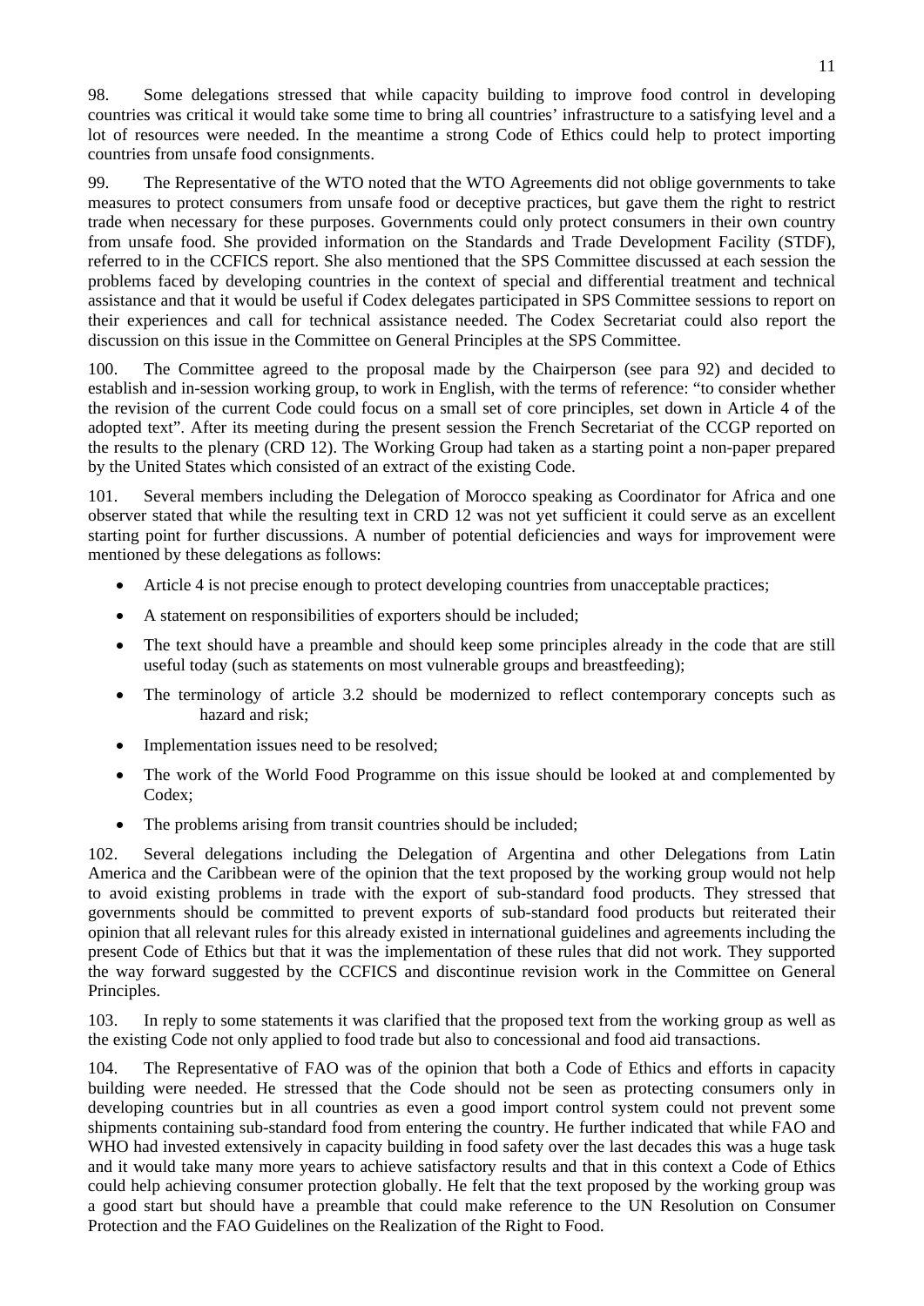98. Some delegations stressed that while capacity building to improve food control in developing countries was critical it would take some time to bring all countries' infrastructure to a satisfying level and a lot of resources were needed. In the meantime a strong Code of Ethics could help to protect importing countries from unsafe food consignments.

99. The Representative of the WTO noted that the WTO Agreements did not oblige governments to take measures to protect consumers from unsafe food or deceptive practices, but gave them the right to restrict trade when necessary for these purposes. Governments could only protect consumers in their own country from unsafe food. She provided information on the Standards and Trade Development Facility (STDF), referred to in the CCFICS report. She also mentioned that the SPS Committee discussed at each session the problems faced by developing countries in the context of special and differential treatment and technical assistance and that it would be useful if Codex delegates participated in SPS Committee sessions to report on their experiences and call for technical assistance needed. The Codex Secretariat could also report the discussion on this issue in the Committee on General Principles at the SPS Committee.

100. The Committee agreed to the proposal made by the Chairperson (see para 92) and decided to establish and in-session working group, to work in English, with the terms of reference: "to consider whether the revision of the current Code could focus on a small set of core principles, set down in Article 4 of the adopted text". After its meeting during the present session the French Secretariat of the CCGP reported on the results to the plenary (CRD 12). The Working Group had taken as a starting point a non-paper prepared by the United States which consisted of an extract of the existing Code.

101. Several members including the Delegation of Morocco speaking as Coordinator for Africa and one observer stated that while the resulting text in CRD 12 was not yet sufficient it could serve as an excellent starting point for further discussions. A number of potential deficiencies and ways for improvement were mentioned by these delegations as follows:

- Article 4 is not precise enough to protect developing countries from unacceptable practices;
- A statement on responsibilities of exporters should be included;
- The text should have a preamble and should keep some principles already in the code that are still useful today (such as statements on most vulnerable groups and breastfeeding);
- The terminology of article 3.2 should be modernized to reflect contemporary concepts such as hazard and risk;
- Implementation issues need to be resolved;
- The work of the World Food Programme on this issue should be looked at and complemented by Codex;
- The problems arising from transit countries should be included;

102. Several delegations including the Delegation of Argentina and other Delegations from Latin America and the Caribbean were of the opinion that the text proposed by the working group would not help to avoid existing problems in trade with the export of sub-standard food products. They stressed that governments should be committed to prevent exports of sub-standard food products but reiterated their opinion that all relevant rules for this already existed in international guidelines and agreements including the present Code of Ethics but that it was the implementation of these rules that did not work. They supported the way forward suggested by the CCFICS and discontinue revision work in the Committee on General Principles.

103. In reply to some statements it was clarified that the proposed text from the working group as well as the existing Code not only applied to food trade but also to concessional and food aid transactions.

104. The Representative of FAO was of the opinion that both a Code of Ethics and efforts in capacity building were needed. He stressed that the Code should not be seen as protecting consumers only in developing countries but in all countries as even a good import control system could not prevent some shipments containing sub-standard food from entering the country. He further indicated that while FAO and WHO had invested extensively in capacity building in food safety over the last decades this was a huge task and it would take many more years to achieve satisfactory results and that in this context a Code of Ethics could help achieving consumer protection globally. He felt that the text proposed by the working group was a good start but should have a preamble that could make reference to the UN Resolution on Consumer Protection and the FAO Guidelines on the Realization of the Right to Food.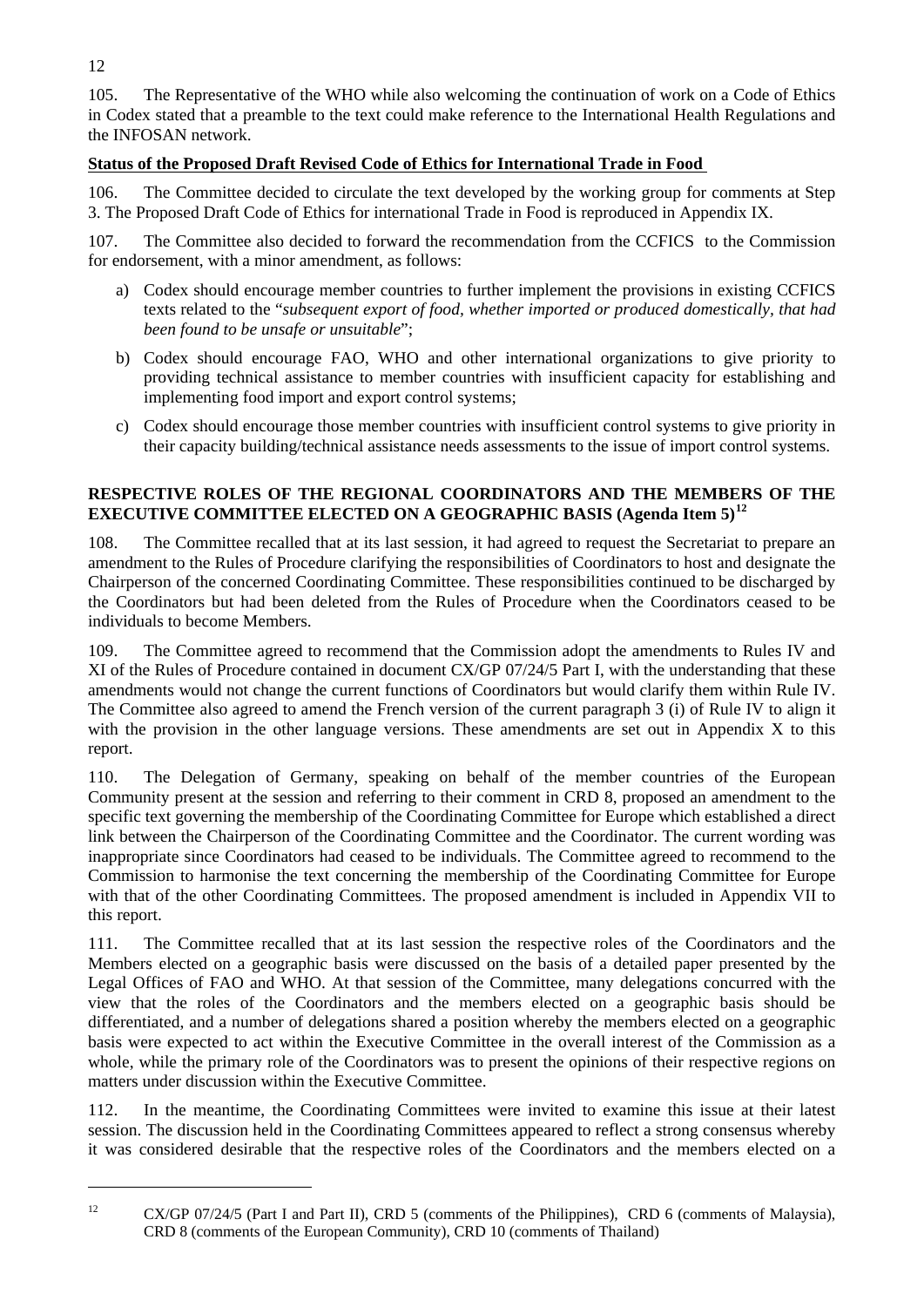105. The Representative of the WHO while also welcoming the continuation of work on a Code of Ethics in Codex stated that a preamble to the text could make reference to the International Health Regulations and the INFOSAN network.

**Status of the Proposed Draft Revised Code of Ethics for International Trade in Food**

106. The Committee decided to circulate the text developed by the working group for comments at Step 3. The Proposed Draft Code of Ethics for international Trade in Food is reproduced in Appendix IX.

107. The Committee also decided to forward the recommendation from the CCFICS to the Commission for endorsement, with a minor amendment, as follows:

a) Codex should encourage member countries to further implement the provisions in existing CCFICS texts related to the "*subsequent export of food, whether imported or produced domestically, that had been found to be unsafe or unsuitable*";

b) Codex should encourage FAO, WHO and other international organizations to give priority to providing technical assistance to member countries with insufficient capacity for establishing and implementing food import and export control systems;

c) Codex should encourage those member countries with insufficient control systems to give priority in their capacity building/technical assistance needs assessments to the issue of import control systems.

## RESPECTIVE ROLES OF THE REGIONAL COORDINATORS AND THE MEMBERS OF THE EXECUTIVE COMMITTEE ELECTED ON A GEOGRAPHIC BASIS (Agenda Item 5)[12]

108. The Committee recalled that at its last session, it had agreed to request the Secretariat to prepare an amendment to the Rules of Procedure clarifying the responsibilities of Coordinators to host and designate the Chairperson of the concerned Coordinating Committee. These responsibilities continued to be discharged by the Coordinators but had been deleted from the Rules of Procedure when the Coordinators ceased to be individuals to become Members.

109. The Committee agreed to recommend that the Commission adopt the amendments to Rules IV and XI of the Rules of Procedure contained in document CX/GP 07/24/5 Part I, with the understanding that these amendments would not change the current functions of Coordinators but would clarify them within Rule IV. The Committee also agreed to amend the French version of the current paragraph 3 (i) of Rule IV to align it with the provision in the other language versions. These amendments are set out in Appendix X to this report.

110. The Delegation of Germany, speaking on behalf of the member countries of the European Community present at the session and referring to their comment in CRD 8, proposed an amendment to the specific text governing the membership of the Coordinating Committee for Europe which established a direct link between the Chairperson of the Coordinating Committee and the Coordinator. The current wording was inappropriate since Coordinators had ceased to be individuals. The Committee agreed to recommend to the Commission to harmonise the text concerning the membership of the Coordinating Committee for Europe with that of the other Coordinating Committees. The proposed amendment is included in Appendix VII to this report.

111. The Committee recalled that at its last session the respective roles of the Coordinators and the Members elected on a geographic basis were discussed on the basis of a detailed paper presented by the Legal Offices of FAO and WHO. At that session of the Committee, many delegations concurred with the view that the roles of the Coordinators and the members elected on a geographic basis should be differentiated, and a number of delegations shared a position whereby the members elected on a geographic basis were expected to act within the Executive Committee in the overall interest of the Commission as a whole, while the primary role of the Coordinators was to present the opinions of their respective regions on matters under discussion within the Executive Committee.

112. In the meantime, the Coordinating Committees were invited to examine this issue at their latest session. The discussion held in the Coordinating Committees appeared to reflect a strong consensus whereby it was considered desirable that the respective roles of the Coordinators and the members elected on a

---

[12] CX/GP 07/24/5 (Part I and Part II), CRD 5 (comments of the Philippines), CRD 6 (comments of Malaysia), CRD 8 (comments of the European Community), CRD 10 (comments of Thailand)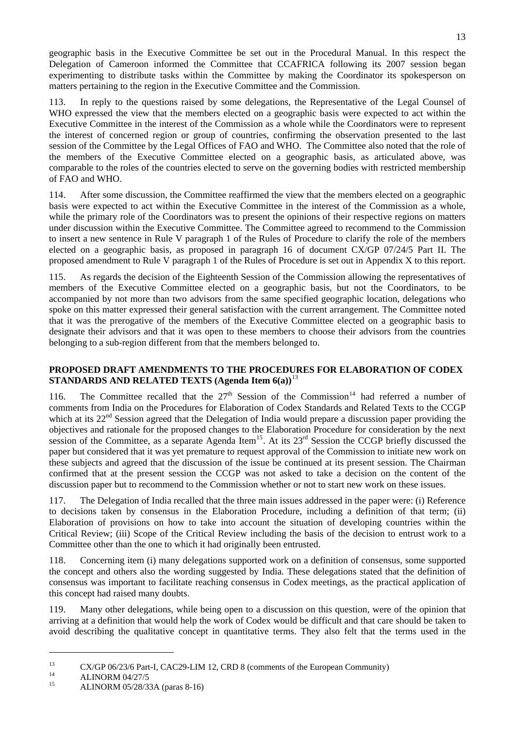geographic basis in the Executive Committee be set out in the Procedural Manual. In this respect the Delegation of Cameroon informed the Committee that CCAFRICA following its 2007 session began experimenting to distribute tasks within the Committee by making the Coordinator its spokesperson on matters pertaining to the region in the Executive Committee and the Commission.

113. In reply to the questions raised by some delegations, the Representative of the Legal Counsel of WHO expressed the view that the members elected on a geographic basis were expected to act within the Executive Committee in the interest of the Commission as a whole while the Coordinators were to represent the interest of concerned region or group of countries, confirming the observation presented to the last session of the Committee by the Legal Offices of FAO and WHO. The Committee also noted that the role of the members of the Executive Committee elected on a geographic basis, as articulated above, was comparable to the roles of the countries elected to serve on the governing bodies with restricted membership of FAO and WHO.

114. After some discussion, the Committee reaffirmed the view that the members elected on a geographic basis were expected to act within the Executive Committee in the interest of the Commission as a whole, while the primary role of the Coordinators was to present the opinions of their respective regions on matters under discussion within the Executive Committee. The Committee agreed to recommend to the Commission to insert a new sentence in Rule V paragraph 1 of the Rules of Procedure to clarify the role of the members elected on a geographic basis, as proposed in paragraph 16 of document CX/GP 07/24/5 Part II. The proposed amendment to Rule V paragraph 1 of the Rules of Procedure is set out in Appendix X to this report.

115. As regards the decision of the Eighteenth Session of the Commission allowing the representatives of members of the Executive Committee elected on a geographic basis, but not the Coordinators, to be accompanied by not more than two advisors from the same specified geographic location, delegations who spoke on this matter expressed their general satisfaction with the current arrangement. The Committee noted that it was the prerogative of the members of the Executive Committee elected on a geographic basis to designate their advisors and that it was open to these members to choose their advisors from the countries belonging to a sub-region different from that the members belonged to.

### PROPOSED DRAFT AMENDMENTS TO THE PROCEDURES FOR ELABORATION OF CODEX STANDARDS AND RELATED TEXTS (Agenda Item 6(a))[13]

116. The Committee recalled that the 27th Session of the Commission[14] had referred a number of comments from India on the Procedures for Elaboration of Codex Standards and Related Texts to the CCGP which at its 22nd Session agreed that the Delegation of India would prepare a discussion paper providing the objectives and rationale for the proposed changes to the Elaboration Procedure for consideration by the next session of the Committee, as a separate Agenda Item[15]. At its 23rd Session the CCGP briefly discussed the paper but considered that it was yet premature to request approval of the Commission to initiate new work on these subjects and agreed that the discussion of the issue be continued at its present session. The Chairman confirmed that at the present session the CCGP was not asked to take a decision on the content of the discussion paper but to recommend to the Commission whether or not to start new work on these issues.

117. The Delegation of India recalled that the three main issues addressed in the paper were: (i) Reference to decisions taken by consensus in the Elaboration Procedure, including a definition of that term; (ii) Elaboration of provisions on how to take into account the situation of developing countries within the Critical Review; (iii) Scope of the Critical Review including the basis of the decision to entrust work to a Committee other than the one to which it had originally been entrusted.

118. Concerning item (i) many delegations supported work on a definition of consensus, some supported the concept and others also the wording suggested by India. These delegations stated that the definition of consensus was important to facilitate reaching consensus in Codex meetings, as the practical application of this concept had raised many doubts.

119. Many other delegations, while being open to a discussion on this question, were of the opinion that arriving at a definition that would help the work of Codex would be difficult and that care should be taken to avoid describing the qualitative concept in quantitative terms. They also felt that the terms used in the

---

[13] CX/GP 06/23/6 Part-I, CAC29-LIM 12, CRD 8 (comments of the European Community)

[14] ALINORM 04/27/5

[15] ALINORM 05/28/33A (paras 8-16)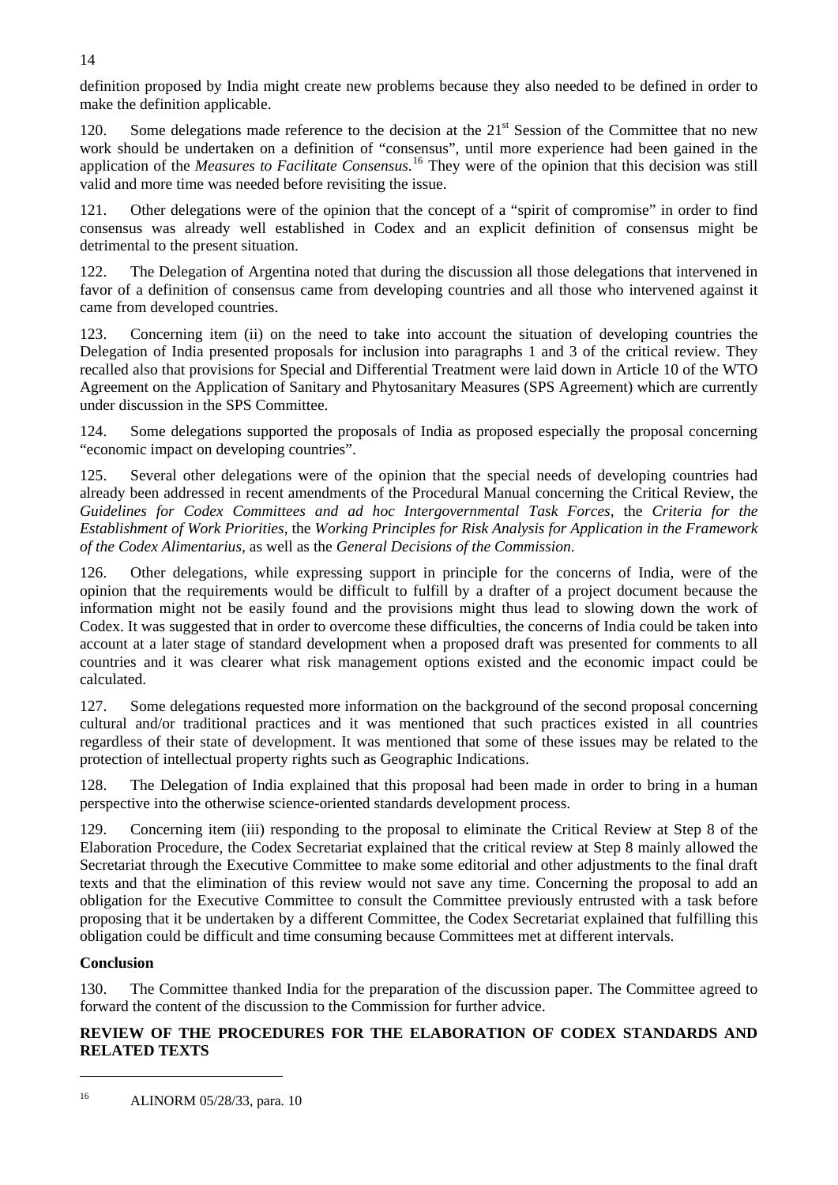definition proposed by India might create new problems because they also needed to be defined in order to make the definition applicable.

120. Some delegations made reference to the decision at the 21st Session of the Committee that no new work should be undertaken on a definition of "consensus", until more experience had been gained in the application of the *Measures to Facilitate Consensus*.[16] They were of the opinion that this decision was still valid and more time was needed before revisiting the issue.

121. Other delegations were of the opinion that the concept of a "spirit of compromise" in order to find consensus was already well established in Codex and an explicit definition of consensus might be detrimental to the present situation.

122. The Delegation of Argentina noted that during the discussion all those delegations that intervened in favor of a definition of consensus came from developing countries and all those who intervened against it came from developed countries.

123. Concerning item (ii) on the need to take into account the situation of developing countries the Delegation of India presented proposals for inclusion into paragraphs 1 and 3 of the critical review. They recalled also that provisions for Special and Differential Treatment were laid down in Article 10 of the WTO Agreement on the Application of Sanitary and Phytosanitary Measures (SPS Agreement) which are currently under discussion in the SPS Committee.

124. Some delegations supported the proposals of India as proposed especially the proposal concerning "economic impact on developing countries".

125. Several other delegations were of the opinion that the special needs of developing countries had already been addressed in recent amendments of the Procedural Manual concerning the Critical Review, the *Guidelines for Codex Committees and ad hoc Intergovernmental Task Forces*, the *Criteria for the Establishment of Work Priorities*, the *Working Principles for Risk Analysis for Application in the Framework of the Codex Alimentarius*, as well as the *General Decisions of the Commission*.

126. Other delegations, while expressing support in principle for the concerns of India, were of the opinion that the requirements would be difficult to fulfill by a drafter of a project document because the information might not be easily found and the provisions might thus lead to slowing down the work of Codex. It was suggested that in order to overcome these difficulties, the concerns of India could be taken into account at a later stage of standard development when a proposed draft was presented for comments to all countries and it was clearer what risk management options existed and the economic impact could be calculated.

127. Some delegations requested more information on the background of the second proposal concerning cultural and/or traditional practices and it was mentioned that such practices existed in all countries regardless of their state of development. It was mentioned that some of these issues may be related to the protection of intellectual property rights such as Geographic Indications.

128. The Delegation of India explained that this proposal had been made in order to bring in a human perspective into the otherwise science-oriented standards development process.

129. Concerning item (iii) responding to the proposal to eliminate the Critical Review at Step 8 of the Elaboration Procedure, the Codex Secretariat explained that the critical review at Step 8 mainly allowed the Secretariat through the Executive Committee to make some editorial and other adjustments to the final draft texts and that the elimination of this review would not save any time. Concerning the proposal to add an obligation for the Executive Committee to consult the Committee previously entrusted with a task before proposing that it be undertaken by a different Committee, the Codex Secretariat explained that fulfilling this obligation could be difficult and time consuming because Committees met at different intervals.

**Conclusion**

130. The Committee thanked India for the preparation of the discussion paper. The Committee agreed to forward the content of the discussion to the Commission for further advice.

**REVIEW OF THE PROCEDURES FOR THE ELABORATION OF CODEX STANDARDS AND RELATED TEXTS**

---

[16] ALINORM 05/28/33, para. 10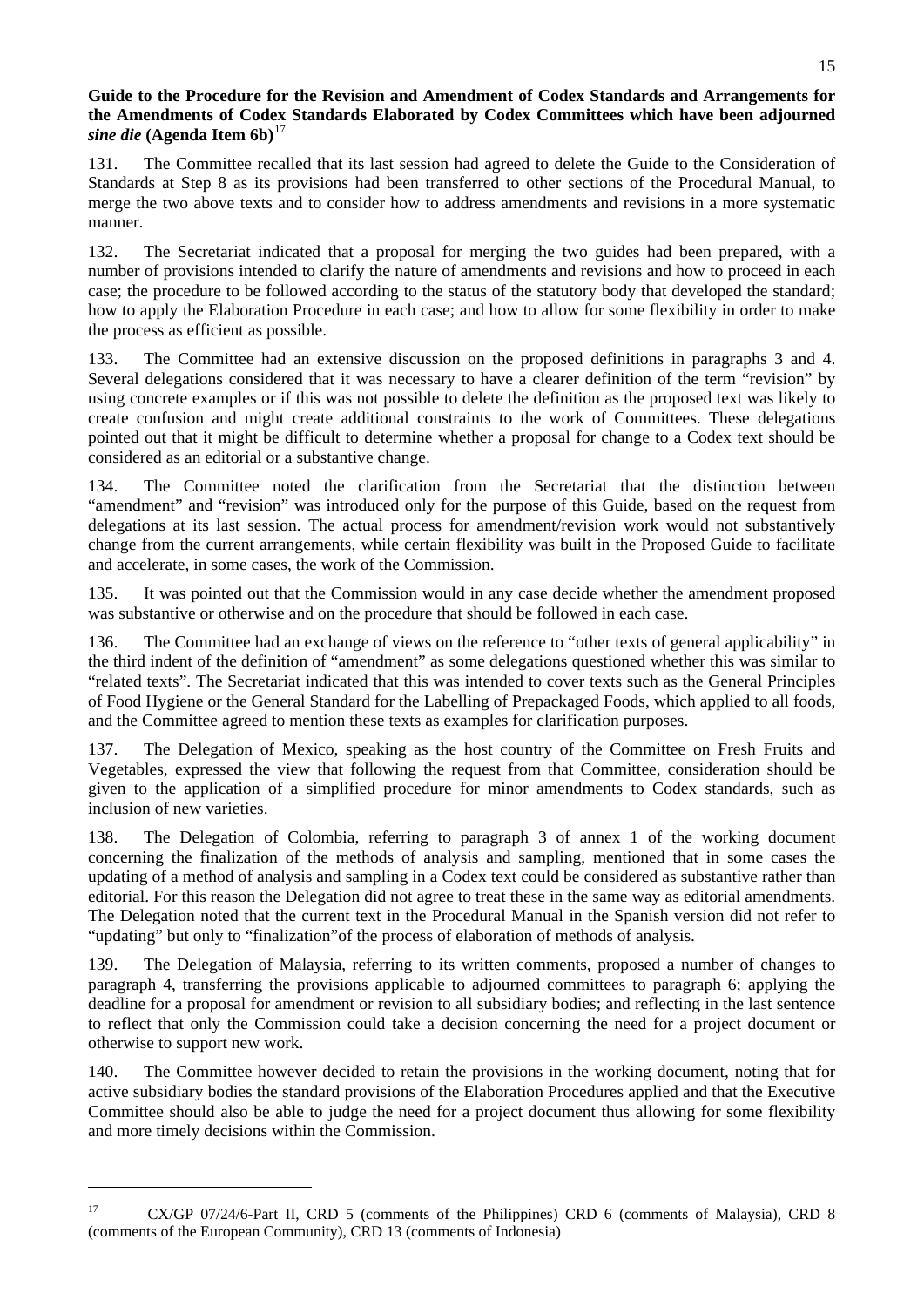**Guide to the Procedure for the Revision and Amendment of Codex Standards and Arrangements for the Amendments of Codex Standards Elaborated by Codex Committees which have been adjourned *sine die* (Agenda Item 6b)**[17]

131. The Committee recalled that its last session had agreed to delete the Guide to the Consideration of Standards at Step 8 as its provisions had been transferred to other sections of the Procedural Manual, to merge the two above texts and to consider how to address amendments and revisions in a more systematic manner.

132. The Secretariat indicated that a proposal for merging the two guides had been prepared, with a number of provisions intended to clarify the nature of amendments and revisions and how to proceed in each case; the procedure to be followed according to the status of the statutory body that developed the standard; how to apply the Elaboration Procedure in each case; and how to allow for some flexibility in order to make the process as efficient as possible.

133. The Committee had an extensive discussion on the proposed definitions in paragraphs 3 and 4. Several delegations considered that it was necessary to have a clearer definition of the term "revision" by using concrete examples or if this was not possible to delete the definition as the proposed text was likely to create confusion and might create additional constraints to the work of Committees. These delegations pointed out that it might be difficult to determine whether a proposal for change to a Codex text should be considered as an editorial or a substantive change.

134. The Committee noted the clarification from the Secretariat that the distinction between "amendment" and "revision" was introduced only for the purpose of this Guide, based on the request from delegations at its last session. The actual process for amendment/revision work would not substantively change from the current arrangements, while certain flexibility was built in the Proposed Guide to facilitate and accelerate, in some cases, the work of the Commission.

135. It was pointed out that the Commission would in any case decide whether the amendment proposed was substantive or otherwise and on the procedure that should be followed in each case.

136. The Committee had an exchange of views on the reference to "other texts of general applicability" in the third indent of the definition of "amendment" as some delegations questioned whether this was similar to "related texts". The Secretariat indicated that this was intended to cover texts such as the General Principles of Food Hygiene or the General Standard for the Labelling of Prepackaged Foods, which applied to all foods, and the Committee agreed to mention these texts as examples for clarification purposes.

137. The Delegation of Mexico, speaking as the host country of the Committee on Fresh Fruits and Vegetables, expressed the view that following the request from that Committee, consideration should be given to the application of a simplified procedure for minor amendments to Codex standards, such as inclusion of new varieties.

138. The Delegation of Colombia, referring to paragraph 3 of annex 1 of the working document concerning the finalization of the methods of analysis and sampling, mentioned that in some cases the updating of a method of analysis and sampling in a Codex text could be considered as substantive rather than editorial. For this reason the Delegation did not agree to treat these in the same way as editorial amendments. The Delegation noted that the current text in the Procedural Manual in the Spanish version did not refer to "updating" but only to "finalization"of the process of elaboration of methods of analysis.

139. The Delegation of Malaysia, referring to its written comments, proposed a number of changes to paragraph 4, transferring the provisions applicable to adjourned committees to paragraph 6; applying the deadline for a proposal for amendment or revision to all subsidiary bodies; and reflecting in the last sentence to reflect that only the Commission could take a decision concerning the need for a project document or otherwise to support new work.

140. The Committee however decided to retain the provisions in the working document, noting that for active subsidiary bodies the standard provisions of the Elaboration Procedures applied and that the Executive Committee should also be able to judge the need for a project document thus allowing for some flexibility and more timely decisions within the Commission.

---

[17] CX/GP 07/24/6-Part II, CRD 5 (comments of the Philippines) CRD 6 (comments of Malaysia), CRD 8 (comments of the European Community), CRD 13 (comments of Indonesia)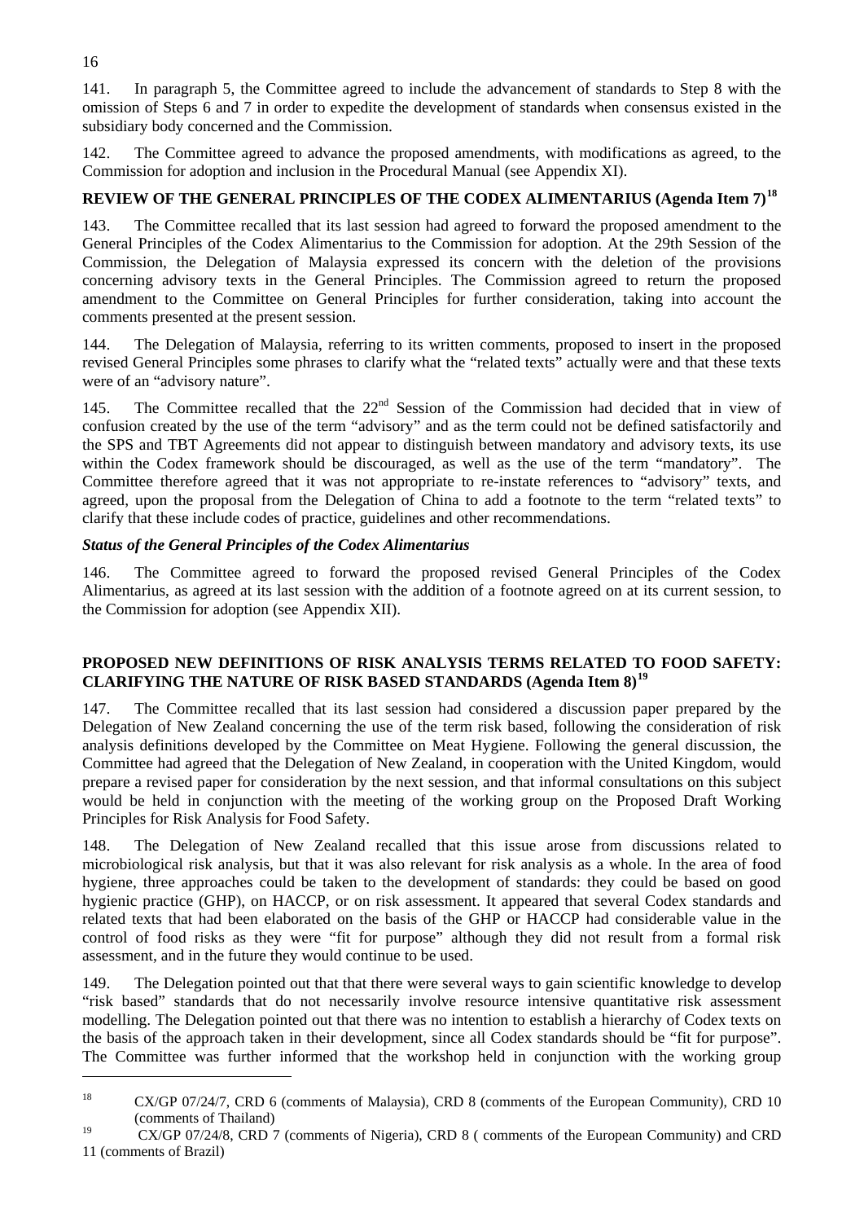141. In paragraph 5, the Committee agreed to include the advancement of standards to Step 8 with the omission of Steps 6 and 7 in order to expedite the development of standards when consensus existed in the subsidiary body concerned and the Commission.

142. The Committee agreed to advance the proposed amendments, with modifications as agreed, to the Commission for adoption and inclusion in the Procedural Manual (see Appendix XI).

## REVIEW OF THE GENERAL PRINCIPLES OF THE CODEX ALIMENTARIUS (Agenda Item 7)[18]

143. The Committee recalled that its last session had agreed to forward the proposed amendment to the General Principles of the Codex Alimentarius to the Commission for adoption. At the 29th Session of the Commission, the Delegation of Malaysia expressed its concern with the deletion of the provisions concerning advisory texts in the General Principles. The Commission agreed to return the proposed amendment to the Committee on General Principles for further consideration, taking into account the comments presented at the present session.

144. The Delegation of Malaysia, referring to its written comments, proposed to insert in the proposed revised General Principles some phrases to clarify what the "related texts" actually were and that these texts were of an "advisory nature".

145. The Committee recalled that the 22nd Session of the Commission had decided that in view of confusion created by the use of the term "advisory" and as the term could not be defined satisfactorily and the SPS and TBT Agreements did not appear to distinguish between mandatory and advisory texts, its use within the Codex framework should be discouraged, as well as the use of the term "mandatory". The Committee therefore agreed that it was not appropriate to re-instate references to "advisory" texts, and agreed, upon the proposal from the Delegation of China to add a footnote to the term "related texts" to clarify that these include codes of practice, guidelines and other recommendations.

### *Status of the General Principles of the Codex Alimentarius*

146. The Committee agreed to forward the proposed revised General Principles of the Codex Alimentarius, as agreed at its last session with the addition of a footnote agreed on at its current session, to the Commission for adoption (see Appendix XII).

## PROPOSED NEW DEFINITIONS OF RISK ANALYSIS TERMS RELATED TO FOOD SAFETY: CLARIFYING THE NATURE OF RISK BASED STANDARDS (Agenda Item 8)[19]

147. The Committee recalled that its last session had considered a discussion paper prepared by the Delegation of New Zealand concerning the use of the term risk based, following the consideration of risk analysis definitions developed by the Committee on Meat Hygiene. Following the general discussion, the Committee had agreed that the Delegation of New Zealand, in cooperation with the United Kingdom, would prepare a revised paper for consideration by the next session, and that informal consultations on this subject would be held in conjunction with the meeting of the working group on the Proposed Draft Working Principles for Risk Analysis for Food Safety.

148. The Delegation of New Zealand recalled that this issue arose from discussions related to microbiological risk analysis, but that it was also relevant for risk analysis as a whole. In the area of food hygiene, three approaches could be taken to the development of standards: they could be based on good hygienic practice (GHP), on HACCP, or on risk assessment. It appeared that several Codex standards and related texts that had been elaborated on the basis of the GHP or HACCP had considerable value in the control of food risks as they were "fit for purpose" although they did not result from a formal risk assessment, and in the future they would continue to be used.

149. The Delegation pointed out that that there were several ways to gain scientific knowledge to develop "risk based" standards that do not necessarily involve resource intensive quantitative risk assessment modelling. The Delegation pointed out that there was no intention to establish a hierarchy of Codex texts on the basis of the approach taken in their development, since all Codex standards should be "fit for purpose". The Committee was further informed that the workshop held in conjunction with the working group

---

[18] CX/GP 07/24/7, CRD 6 (comments of Malaysia), CRD 8 (comments of the European Community), CRD 10 (comments of Thailand)

[19] CX/GP 07/24/8, CRD 7 (comments of Nigeria), CRD 8 ( comments of the European Community) and CRD 11 (comments of Brazil)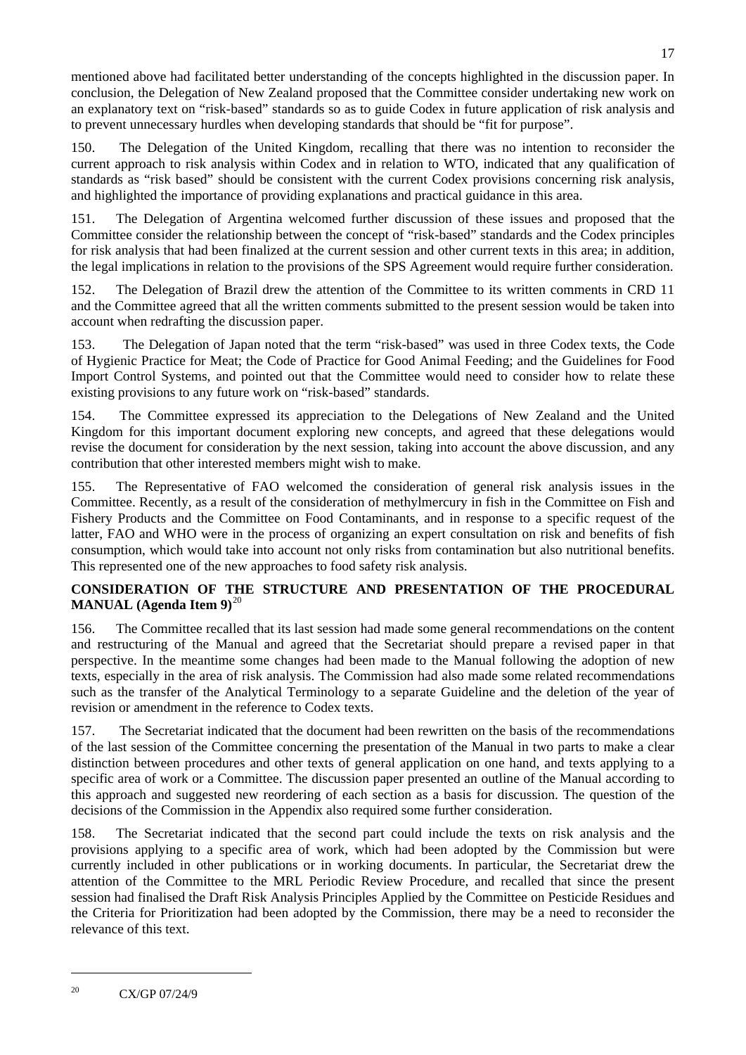mentioned above had facilitated better understanding of the concepts highlighted in the discussion paper. In conclusion, the Delegation of New Zealand proposed that the Committee consider undertaking new work on an explanatory text on "risk-based" standards so as to guide Codex in future application of risk analysis and to prevent unnecessary hurdles when developing standards that should be "fit for purpose".

150. The Delegation of the United Kingdom, recalling that there was no intention to reconsider the current approach to risk analysis within Codex and in relation to WTO, indicated that any qualification of standards as "risk based" should be consistent with the current Codex provisions concerning risk analysis, and highlighted the importance of providing explanations and practical guidance in this area.

151. The Delegation of Argentina welcomed further discussion of these issues and proposed that the Committee consider the relationship between the concept of "risk-based" standards and the Codex principles for risk analysis that had been finalized at the current session and other current texts in this area; in addition, the legal implications in relation to the provisions of the SPS Agreement would require further consideration.

152. The Delegation of Brazil drew the attention of the Committee to its written comments in CRD 11 and the Committee agreed that all the written comments submitted to the present session would be taken into account when redrafting the discussion paper.

153. The Delegation of Japan noted that the term "risk-based" was used in three Codex texts, the Code of Hygienic Practice for Meat; the Code of Practice for Good Animal Feeding; and the Guidelines for Food Import Control Systems, and pointed out that the Committee would need to consider how to relate these existing provisions to any future work on "risk-based" standards.

154. The Committee expressed its appreciation to the Delegations of New Zealand and the United Kingdom for this important document exploring new concepts, and agreed that these delegations would revise the document for consideration by the next session, taking into account the above discussion, and any contribution that other interested members might wish to make.

155. The Representative of FAO welcomed the consideration of general risk analysis issues in the Committee. Recently, as a result of the consideration of methylmercury in fish in the Committee on Fish and Fishery Products and the Committee on Food Contaminants, and in response to a specific request of the latter, FAO and WHO were in the process of organizing an expert consultation on risk and benefits of fish consumption, which would take into account not only risks from contamination but also nutritional benefits. This represented one of the new approaches to food safety risk analysis.

**CONSIDERATION OF THE STRUCTURE AND PRESENTATION OF THE PROCEDURAL MANUAL (Agenda Item 9)**[20]

156. The Committee recalled that its last session had made some general recommendations on the content and restructuring of the Manual and agreed that the Secretariat should prepare a revised paper in that perspective. In the meantime some changes had been made to the Manual following the adoption of new texts, especially in the area of risk analysis. The Commission had also made some related recommendations such as the transfer of the Analytical Terminology to a separate Guideline and the deletion of the year of revision or amendment in the reference to Codex texts.

157. The Secretariat indicated that the document had been rewritten on the basis of the recommendations of the last session of the Committee concerning the presentation of the Manual in two parts to make a clear distinction between procedures and other texts of general application on one hand, and texts applying to a specific area of work or a Committee. The discussion paper presented an outline of the Manual according to this approach and suggested new reordering of each section as a basis for discussion. The question of the decisions of the Commission in the Appendix also required some further consideration.

158. The Secretariat indicated that the second part could include the texts on risk analysis and the provisions applying to a specific area of work, which had been adopted by the Commission but were currently included in other publications or in working documents. In particular, the Secretariat drew the attention of the Committee to the MRL Periodic Review Procedure, and recalled that since the present session had finalised the Draft Risk Analysis Principles Applied by the Committee on Pesticide Residues and the Criteria for Prioritization had been adopted by the Commission, there may be a need to reconsider the relevance of this text.

---

[20] CX/GP 07/24/9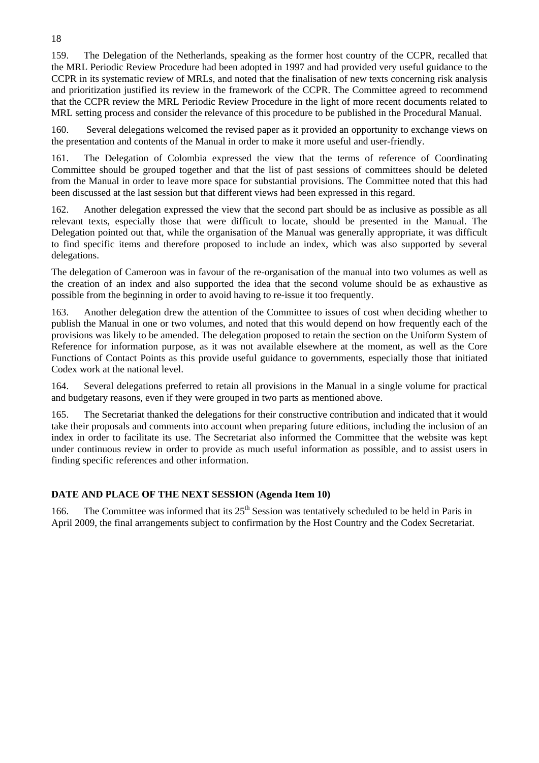159. The Delegation of the Netherlands, speaking as the former host country of the CCPR, recalled that the MRL Periodic Review Procedure had been adopted in 1997 and had provided very useful guidance to the CCPR in its systematic review of MRLs, and noted that the finalisation of new texts concerning risk analysis and prioritization justified its review in the framework of the CCPR. The Committee agreed to recommend that the CCPR review the MRL Periodic Review Procedure in the light of more recent documents related to MRL setting process and consider the relevance of this procedure to be published in the Procedural Manual.

160. Several delegations welcomed the revised paper as it provided an opportunity to exchange views on the presentation and contents of the Manual in order to make it more useful and user-friendly.

161. The Delegation of Colombia expressed the view that the terms of reference of Coordinating Committee should be grouped together and that the list of past sessions of committees should be deleted from the Manual in order to leave more space for substantial provisions. The Committee noted that this had been discussed at the last session but that different views had been expressed in this regard.

162. Another delegation expressed the view that the second part should be as inclusive as possible as all relevant texts, especially those that were difficult to locate, should be presented in the Manual. The Delegation pointed out that, while the organisation of the Manual was generally appropriate, it was difficult to find specific items and therefore proposed to include an index, which was also supported by several delegations.

The delegation of Cameroon was in favour of the re-organisation of the manual into two volumes as well as the creation of an index and also supported the idea that the second volume should be as exhaustive as possible from the beginning in order to avoid having to re-issue it too frequently.

163. Another delegation drew the attention of the Committee to issues of cost when deciding whether to publish the Manual in one or two volumes, and noted that this would depend on how frequently each of the provisions was likely to be amended. The delegation proposed to retain the section on the Uniform System of Reference for information purpose, as it was not available elsewhere at the moment, as well as the Core Functions of Contact Points as this provide useful guidance to governments, especially those that initiated Codex work at the national level.

164. Several delegations preferred to retain all provisions in the Manual in a single volume for practical and budgetary reasons, even if they were grouped in two parts as mentioned above.

165. The Secretariat thanked the delegations for their constructive contribution and indicated that it would take their proposals and comments into account when preparing future editions, including the inclusion of an index in order to facilitate its use. The Secretariat also informed the Committee that the website was kept under continuous review in order to provide as much useful information as possible, and to assist users in finding specific references and other information.

**DATE AND PLACE OF THE NEXT SESSION (Agenda Item 10)**

166. The Committee was informed that its 25th Session was tentatively scheduled to be held in Paris in April 2009, the final arrangements subject to confirmation by the Host Country and the Codex Secretariat.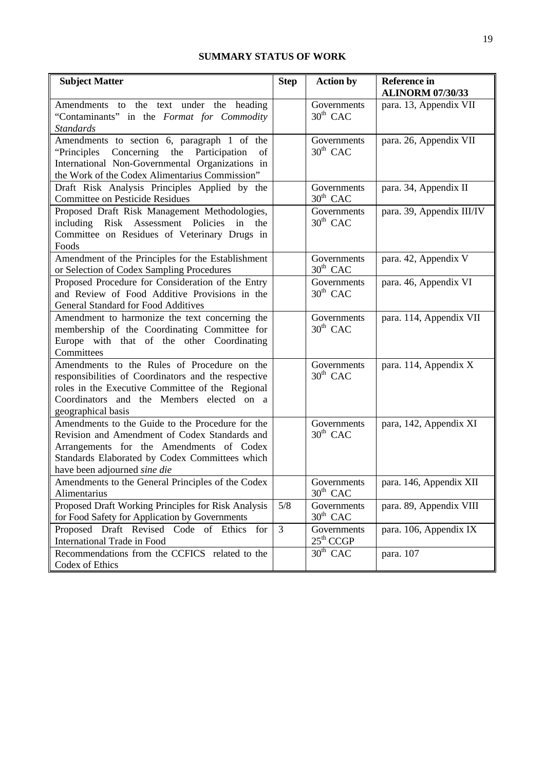## SUMMARY STATUS OF WORK

| Subject Matter | Step | Action by | Reference in ALINORM 07/30/33 |
|---|---|---|---|
| Amendments to the text under the heading "Contaminants" in the *Format for Commodity Standards* | | Governments 30th CAC | para. 13, Appendix VII |
| Amendments to section 6, paragraph 1 of the "Principles Concerning the Participation of International Non-Governmental Organizations in the Work of the Codex Alimentarius Commission" | | Governments 30th CAC | para. 26, Appendix VII |
| Draft Risk Analysis Principles Applied by the Committee on Pesticide Residues | | Governments 30th CAC | para. 34, Appendix II |
| Proposed Draft Risk Management Methodologies, including Risk Assessment Policies in the Committee on Residues of Veterinary Drugs in Foods | | Governments 30th CAC | para. 39, Appendix III/IV |
| Amendment of the Principles for the Establishment or Selection of Codex Sampling Procedures | | Governments 30th CAC | para. 42, Appendix V |
| Proposed Procedure for Consideration of the Entry and Review of Food Additive Provisions in the General Standard for Food Additives | | Governments 30th CAC | para. 46, Appendix VI |
| Amendment to harmonize the text concerning the membership of the Coordinating Committee for Europe with that of the other Coordinating Committees | | Governments 30th CAC | para. 114, Appendix VII |
| Amendments to the Rules of Procedure on the responsibilities of Coordinators and the respective roles in the Executive Committee of the Regional Coordinators and the Members elected on a geographical basis | | Governments 30th CAC | para. 114, Appendix X |
| Amendments to the Guide to the Procedure for the Revision and Amendment of Codex Standards and Arrangements for the Amendments of Codex Standards Elaborated by Codex Committees which have been adjourned *sine die* | | Governments 30th CAC | para, 142, Appendix XI |
| Amendments to the General Principles of the Codex Alimentarius | | Governments 30th CAC | para. 146, Appendix XII |
| Proposed Draft Working Principles for Risk Analysis for Food Safety for Application by Governments | 5/8 | Governments 30th CAC | para. 89, Appendix VIII |
| Proposed Draft Revised Code of Ethics for International Trade in Food | 3 | Governments 25th CCGP | para. 106, Appendix IX |
| Recommendations from the CCFICS related to the Codex of Ethics | | 30th CAC | para. 107 |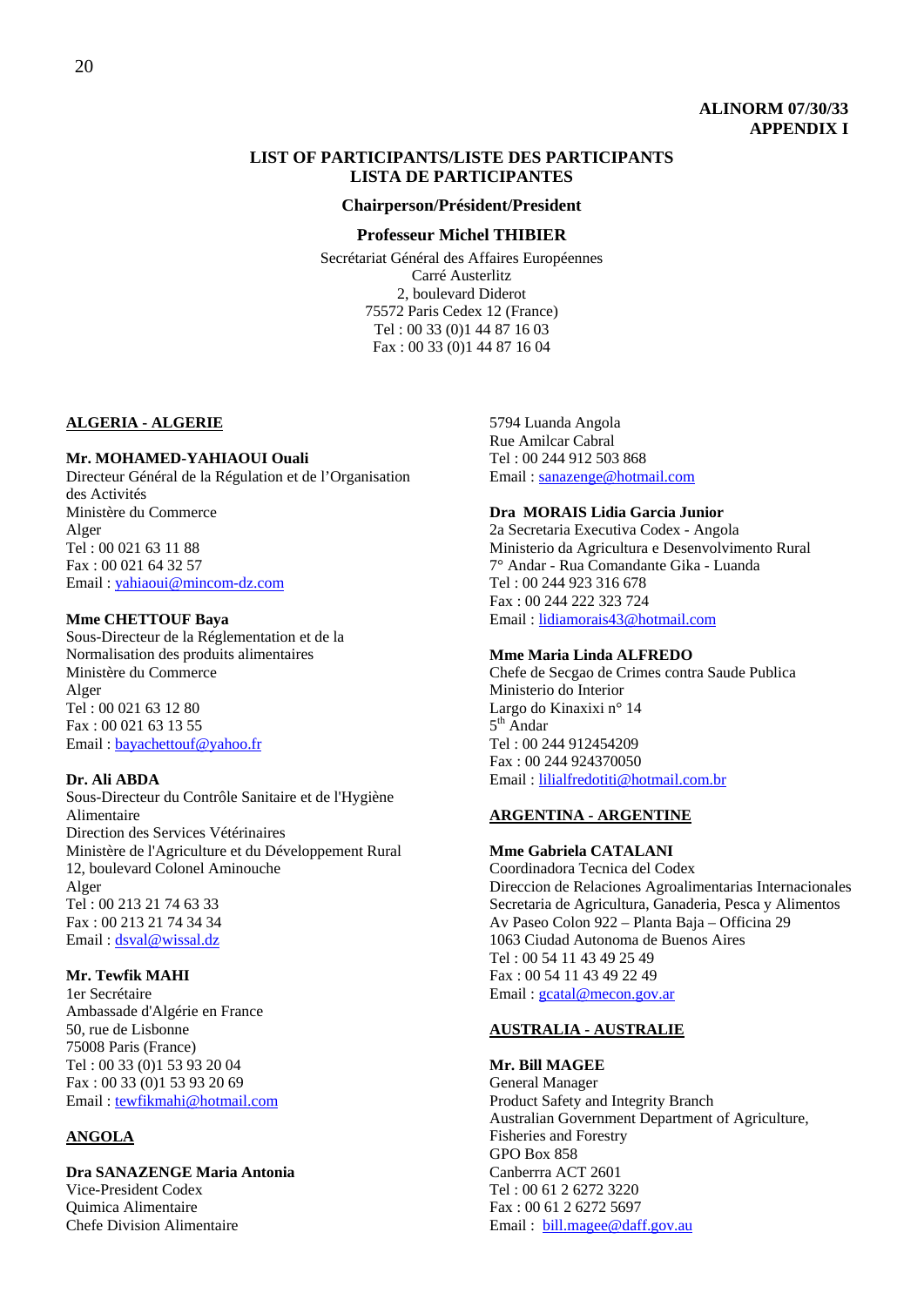**ALINORM 07/30/33**
**APPENDIX I**

# LIST OF PARTICIPANTS/LISTE DES PARTICIPANTS
# LISTA DE PARTICIPANTES

## Chairperson/Président/President

**Professeur Michel THIBIER**
Secrétariat Général des Affaires Européennes
Carré Austerlitz
2, boulevard Diderot
75572 Paris Cedex 12 (France)
Tel : 00 33 (0)1 44 87 16 03
Fax : 00 33 (0)1 44 87 16 04

## ALGERIA - ALGERIE

**Mr. MOHAMED-YAHIAOUI Ouali**
Directeur Général de la Régulation et de l'Organisation des Activités
Ministère du Commerce
Alger
Tel : 00 021 63 11 88
Fax : 00 021 64 32 57
Email : yahiaoui@mincom-dz.com

**Mme CHETTOUF Baya**
Sous-Directeur de la Réglementation et de la Normalisation des produits alimentaires
Ministère du Commerce
Alger
Tel : 00 021 63 12 80
Fax : 00 021 63 13 55
Email : bayachettouf@yahoo.fr

**Dr. Ali ABDA**
Sous-Directeur du Contrôle Sanitaire et de l'Hygiène Alimentaire
Direction des Services Vétérinaires
Ministère de l'Agriculture et du Développement Rural
12, boulevard Colonel Aminouche
Alger
Tel : 00 213 21 74 63 33
Fax : 00 213 21 74 34 34
Email : dsval@wissal.dz

**Mr. Tewfik MAHI**
1er Secrétaire
Ambassade d'Algérie en France
50, rue de Lisbonne
75008 Paris (France)
Tel : 00 33 (0)1 53 93 20 04
Fax : 00 33 (0)1 53 93 20 69
Email : tewfikmahi@hotmail.com

## ANGOLA

**Dra SANAZENGE Maria Antonia**
Vice-President Codex
Quimica Alimentaire
Chefe Division Alimentaire
5794 Luanda Angola
Rue Amilcar Cabral
Tel : 00 244 912 503 868
Email : sanazenge@hotmail.com

**Dra MORAIS Lidia Garcia Junior**
2a Secretaria Executiva Codex - Angola
Ministerio da Agricultura e Desenvolvimento Rural
7° Andar - Rua Comandante Gika - Luanda
Tel : 00 244 923 316 678
Fax : 00 244 222 323 724
Email : lidiamorais43@hotmail.com

**Mme Maria Linda ALFREDO**
Chefe de Secgao de Crimes contra Saude Publica
Ministerio do Interior
Largo do Kinaxixi n° 14
5th Andar
Tel : 00 244 912454209
Fax : 00 244 924370050
Email : lilialfredotiti@hotmail.com.br

## ARGENTINA - ARGENTINE

**Mme Gabriela CATALANI**
Coordinadora Tecnica del Codex
Direccion de Relaciones Agroalimentarias Internacionales
Secretaria de Agricultura, Ganaderia, Pesca y Alimentos
Av Paseo Colon 922 – Planta Baja – Officina 29
1063 Ciudad Autonoma de Buenos Aires
Tel : 00 54 11 43 49 25 49
Fax : 00 54 11 43 49 22 49
Email : gcatal@mecon.gov.ar

## AUSTRALIA - AUSTRALIE

**Mr. Bill MAGEE**
General Manager
Product Safety and Integrity Branch
Australian Government Department of Agriculture, Fisheries and Forestry
GPO Box 858
Canberrra ACT 2601
Tel : 00 61 2 6272 3220
Fax : 00 61 2 6272 5697
Email : bill.magee@daff.gov.au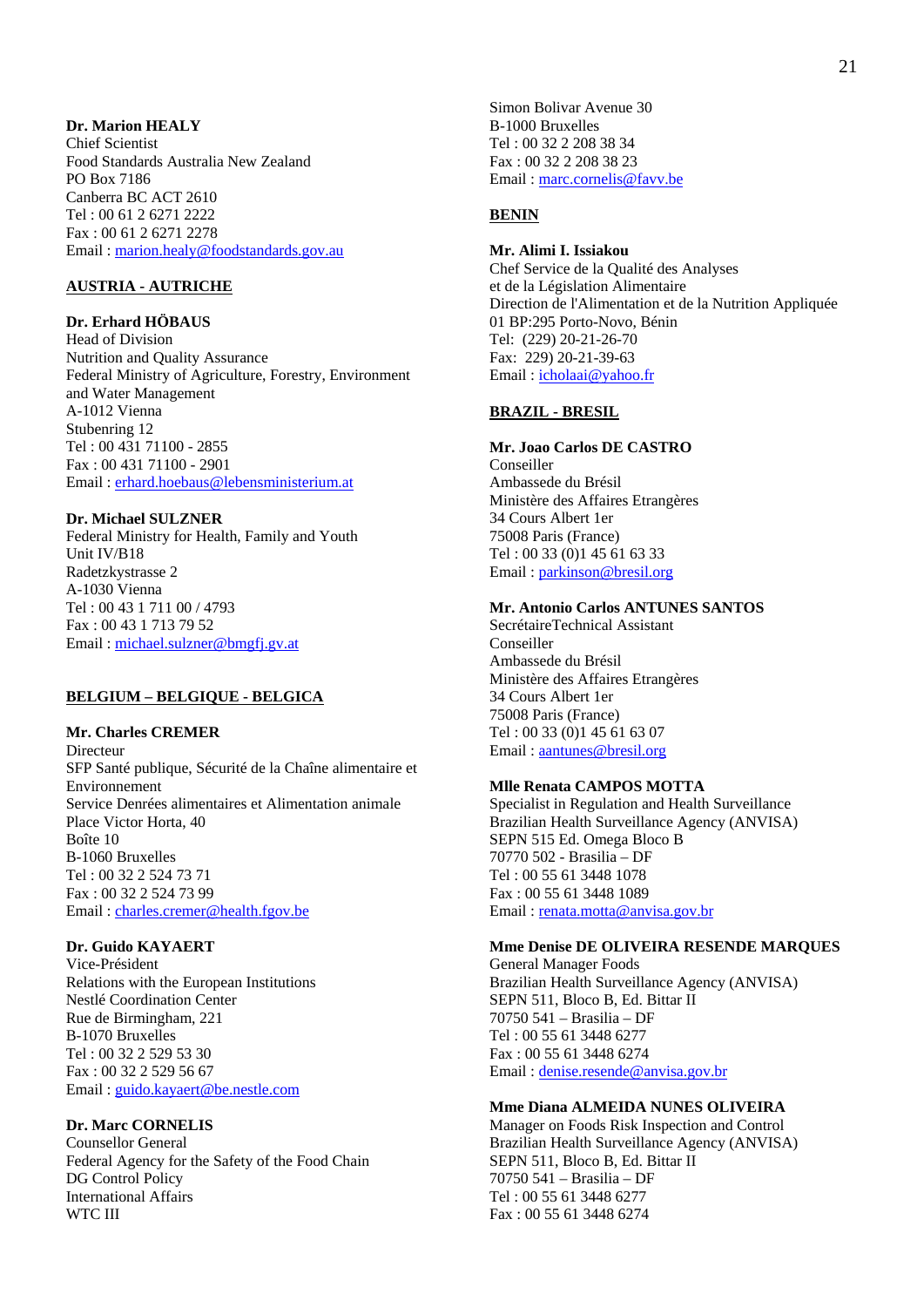**Dr. Marion HEALY**
Chief Scientist
Food Standards Australia New Zealand
PO Box 7186
Canberra BC ACT 2610
Tel : 00 61 2 6271 2222
Fax : 00 61 2 6271 2278
Email : marion.healy@foodstandards.gov.au

**AUSTRIA - AUTRICHE**

**Dr. Erhard HÖBAUS**
Head of Division
Nutrition and Quality Assurance
Federal Ministry of Agriculture, Forestry, Environment and Water Management
A-1012 Vienna
Stubenring 12
Tel : 00 431 71100 - 2855
Fax : 00 431 71100 - 2901
Email : erhard.hoebaus@lebensministerium.at

**Dr. Michael SULZNER**
Federal Ministry for Health, Family and Youth
Unit IV/B18
Radetzkystrasse 2
A-1030 Vienna
Tel : 00 43 1 711 00 / 4793
Fax : 00 43 1 713 79 52
Email : michael.sulzner@bmgfj.gv.at

**BELGIUM – BELGIQUE - BELGICA**

**Mr. Charles CREMER**
Directeur
SFP Santé publique, Sécurité de la Chaîne alimentaire et Environnement
Service Denrées alimentaires et Alimentation animale
Place Victor Horta, 40
Boîte 10
B-1060 Bruxelles
Tel : 00 32 2 524 73 71
Fax : 00 32 2 524 73 99
Email : charles.cremer@health.fgov.be

**Dr. Guido KAYAERT**
Vice-Président
Relations with the European Institutions
Nestlé Coordination Center
Rue de Birmingham, 221
B-1070 Bruxelles
Tel : 00 32 2 529 53 30
Fax : 00 32 2 529 56 67
Email : guido.kayaert@be.nestle.com

**Dr. Marc CORNELIS**
Counsellor General
Federal Agency for the Safety of the Food Chain
DG Control Policy
International Affairs
WTC III
Simon Bolivar Avenue 30
B-1000 Bruxelles
Tel : 00 32 2 208 38 34
Fax : 00 32 2 208 38 23
Email : marc.cornelis@favv.be

**BENIN**

**Mr. Alimi I. Issiakou**
Chef Service de la Qualité des Analyses et de la Législation Alimentaire
Direction de l'Alimentation et de la Nutrition Appliquée
01 BP:295 Porto-Novo, Bénin
Tel: (229) 20-21-26-70
Fax: 229) 20-21-39-63
Email : icholaai@yahoo.fr

**BRAZIL - BRESIL**

**Mr. Joao Carlos DE CASTRO**
Conseiller
Ambassede du Brésil
Ministère des Affaires Etrangères
34 Cours Albert 1er
75008 Paris (France)
Tel : 00 33 (0)1 45 61 63 33
Email : parkinson@bresil.org

**Mr. Antonio Carlos ANTUNES SANTOS**
SecrétaireTechnical Assistant
Conseiller
Ambassede du Brésil
Ministère des Affaires Etrangères
34 Cours Albert 1er
75008 Paris (France)
Tel : 00 33 (0)1 45 61 63 07
Email : aantunes@bresil.org

**Mlle Renata CAMPOS MOTTA**
Specialist in Regulation and Health Surveillance
Brazilian Health Surveillance Agency (ANVISA)
SEPN 515 Ed. Omega Bloco B
70770 502 - Brasilia – DF
Tel : 00 55 61 3448 1078
Fax : 00 55 61 3448 1089
Email : renata.motta@anvisa.gov.br

**Mme Denise DE OLIVEIRA RESENDE MARQUES**
General Manager Foods
Brazilian Health Surveillance Agency (ANVISA)
SEPN 511, Bloco B, Ed. Bittar II
70750 541 – Brasilia – DF
Tel : 00 55 61 3448 6277
Fax : 00 55 61 3448 6274
Email : denise.resende@anvisa.gov.br

**Mme Diana ALMEIDA NUNES OLIVEIRA**
Manager on Foods Risk Inspection and Control
Brazilian Health Surveillance Agency (ANVISA)
SEPN 511, Bloco B, Ed. Bittar II
70750 541 – Brasilia – DF
Tel : 00 55 61 3448 6277
Fax : 00 55 61 3448 6274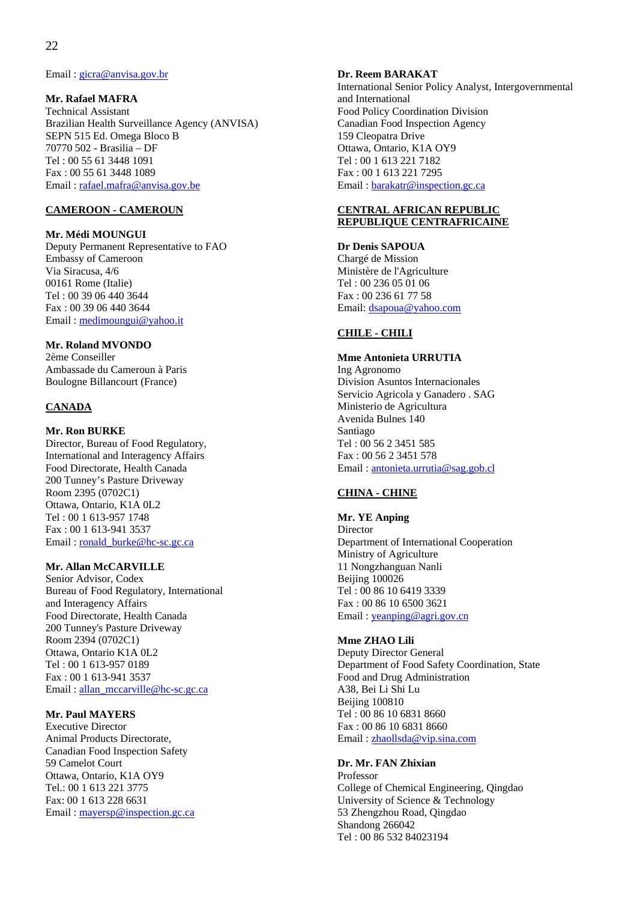Email : gicra@anvisa.gov.br

**Mr. Rafael MAFRA**
Technical Assistant
Brazilian Health Surveillance Agency (ANVISA)
SEPN 515 Ed. Omega Bloco B
70770 502 - Brasilia – DF
Tel : 00 55 61 3448 1091
Fax : 00 55 61 3448 1089
Email : rafael.mafra@anvisa.gov.be

**CAMEROON - CAMEROUN**

**Mr. Médi MOUNGUI**
Deputy Permanent Representative to FAO
Embassy of Cameroon
Via Siracusa, 4/6
00161 Rome (Italie)
Tel : 00 39 06 440 3644
Fax : 00 39 06 440 3644
Email : medimoungui@yahoo.it

**Mr. Roland MVONDO**
2ème Conseiller
Ambassade du Cameroun à Paris
Boulogne Billancourt (France)

**CANADA**

**Mr. Ron BURKE**
Director, Bureau of Food Regulatory, International and Interagency Affairs
Food Directorate, Health Canada
200 Tunney's Pasture Driveway
Room 2395 (0702C1)
Ottawa, Ontario, K1A 0L2
Tel : 00 1 613-957 1748
Fax : 00 1 613-941 3537
Email : ronald_burke@hc-sc.gc.ca

**Mr. Allan McCARVILLE**
Senior Advisor, Codex
Bureau of Food Regulatory, International and Interagency Affairs
Food Directorate, Health Canada
200 Tunney's Pasture Driveway
Room 2394 (0702C1)
Ottawa, Ontario K1A 0L2
Tel : 00 1 613-957 0189
Fax : 00 1 613-941 3537
Email : allan_mccarville@hc-sc.gc.ca

**Mr. Paul MAYERS**
Executive Director
Animal Products Directorate,
Canadian Food Inspection Safety
59 Camelot Court
Ottawa, Ontario, K1A OY9
Tel.: 00 1 613 221 3775
Fax: 00 1 613 228 6631
Email : mayersp@inspection.gc.ca

**Dr. Reem BARAKAT**
International Senior Policy Analyst, Intergovernmental and International
Food Policy Coordination Division
Canadian Food Inspection Agency
159 Cleopatra Drive
Ottawa, Ontario, K1A OY9
Tel : 00 1 613 221 7182
Fax : 00 1 613 221 7295
Email : barakatr@inspection.gc.ca

**CENTRAL AFRICAN REPUBLIC
REPUBLIQUE CENTRAFRICAINE**

**Dr Denis SAPOUA**
Chargé de Mission
Ministère de l'Agriculture
Tel : 00 236 05 01 06
Fax : 00 236 61 77 58
Email: dsapoua@yahoo.com

**CHILE - CHILI**

**Mme Antonieta URRUTIA**
Ing Agronomo
Division Asuntos Internacionales
Servicio Agricola y Ganadero . SAG
Ministerio de Agricultura
Avenida Bulnes 140
Santiago
Tel : 00 56 2 3451 585
Fax : 00 56 2 3451 578
Email : antonieta.urrutia@sag.gob.cl

**CHINA - CHINE**

**Mr. YE Anping**
Director
Department of International Cooperation
Ministry of Agriculture
11 Nongzhanguan Nanli
Beijing 100026
Tel : 00 86 10 6419 3339
Fax : 00 86 10 6500 3621
Email : yeanping@agri.gov.cn

**Mme ZHAO Lili**
Deputy Director General
Department of Food Safety Coordination, State Food and Drug Administration
A38, Bei Li Shi Lu
Beijing 100810
Tel : 00 86 10 6831 8660
Fax : 00 86 10 6831 8660
Email : zhaollsda@vip.sina.com

**Dr. Mr. FAN Zhixian**
Professor
College of Chemical Engineering, Qingdao University of Science & Technology
53 Zhengzhou Road, Qingdao
Shandong 266042
Tel : 00 86 532 84023194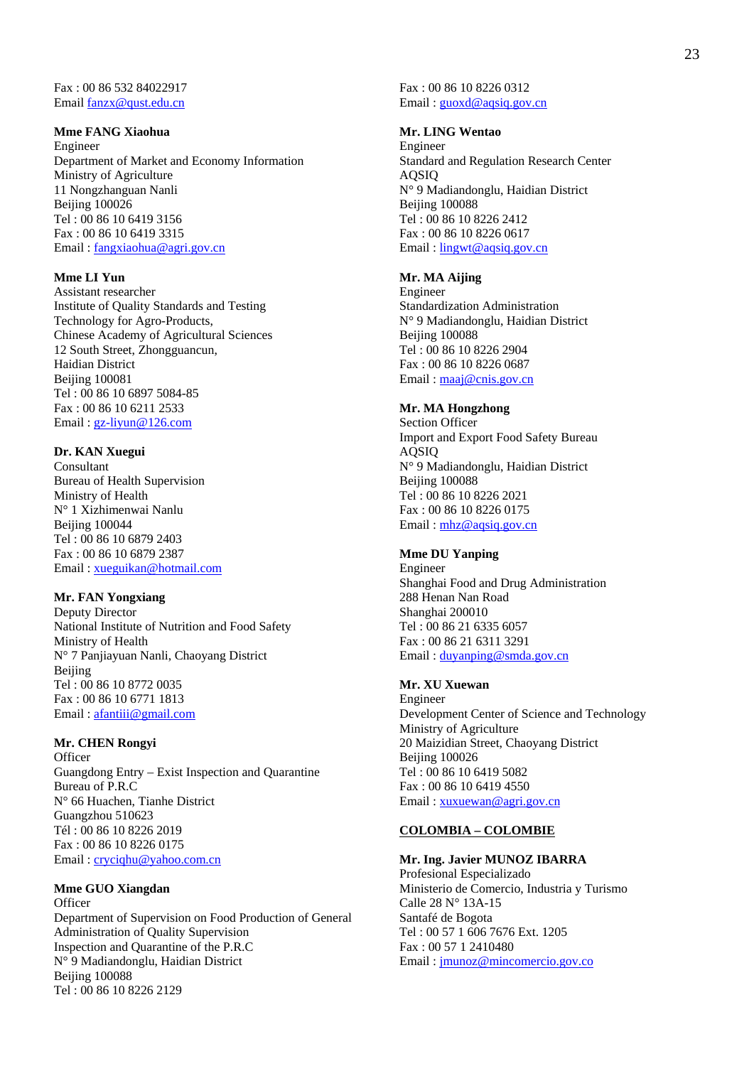Fax : 00 86 532 84022917
Email fanzx@qust.edu.cn

**Mme FANG Xiaohua**
Engineer
Department of Market and Economy Information
Ministry of Agriculture
11 Nongzhanguan Nanli
Beijing 100026
Tel : 00 86 10 6419 3156
Fax : 00 86 10 6419 3315
Email : fangxiaohua@agri.gov.cn

**Mme LI Yun**
Assistant researcher
Institute of Quality Standards and Testing
Technology for Agro-Products,
Chinese Academy of Agricultural Sciences
12 South Street, Zhongguancun,
Haidian District
Beijing 100081
Tel : 00 86 10 6897 5084-85
Fax : 00 86 10 6211 2533
Email : gz-liyun@126.com

**Dr. KAN Xuegui**
Consultant
Bureau of Health Supervision
Ministry of Health
N° 1 Xizhimenwai Nanlu
Beijing 100044
Tel : 00 86 10 6879 2403
Fax : 00 86 10 6879 2387
Email : xueguikan@hotmail.com

**Mr. FAN Yongxiang**
Deputy Director
National Institute of Nutrition and Food Safety
Ministry of Health
N° 7 Panjiayuan Nanli, Chaoyang District
Beijing
Tel : 00 86 10 8772 0035
Fax : 00 86 10 6771 1813
Email : afantiii@gmail.com

**Mr. CHEN Rongyi**
Officer
Guangdong Entry – Exist Inspection and Quarantine
Bureau of P.R.C
N° 66 Huachen, Tianhe District
Guangzhou 510623
Tél : 00 86 10 8226 2019
Fax : 00 86 10 8226 0175
Email : cryciqhu@yahoo.com.cn

**Mme GUO Xiangdan**
Officer
Department of Supervision on Food Production of General
Administration of Quality Supervision
Inspection and Quarantine of the P.R.C
N° 9 Madiandonglu, Haidian District
Beijing 100088
Tel : 00 86 10 8226 2129
Fax : 00 86 10 8226 0312
Email : guoxd@aqsiq.gov.cn

**Mr. LING Wentao**
Engineer
Standard and Regulation Research Center
AQSIQ
N° 9 Madiandonglu, Haidian District
Beijing 100088
Tel : 00 86 10 8226 2412
Fax : 00 86 10 8226 0617
Email : lingwt@aqsiq.gov.cn

**Mr. MA Aijing**
Engineer
Standardization Administration
N° 9 Madiandonglu, Haidian District
Beijing 100088
Tel : 00 86 10 8226 2904
Fax : 00 86 10 8226 0687
Email : maaj@cnis.gov.cn

**Mr. MA Hongzhong**
Section Officer
Import and Export Food Safety Bureau
AQSIQ
N° 9 Madiandonglu, Haidian District
Beijing 100088
Tel : 00 86 10 8226 2021
Fax : 00 86 10 8226 0175
Email : mhz@aqsiq.gov.cn

**Mme DU Yanping**
Engineer
Shanghai Food and Drug Administration
288 Henan Nan Road
Shanghai 200010
Tel : 00 86 21 6335 6057
Fax : 00 86 21 6311 3291
Email : duyanping@smda.gov.cn

**Mr. XU Xuewan**
Engineer
Development Center of Science and Technology
Ministry of Agriculture
20 Maizidian Street, Chaoyang District
Beijing 100026
Tel : 00 86 10 6419 5082
Fax : 00 86 10 6419 4550
Email : xuxuewan@agri.gov.cn

**COLOMBIA – COLOMBIE**

**Mr. Ing. Javier MUNOZ IBARRA**
Profesional Especializado
Ministerio de Comercio, Industria y Turismo
Calle 28 N° 13A-15
Santafé de Bogota
Tel : 00 57 1 606 7676 Ext. 1205
Fax : 00 57 1 2410480
Email : jmunoz@mincomercio.gov.co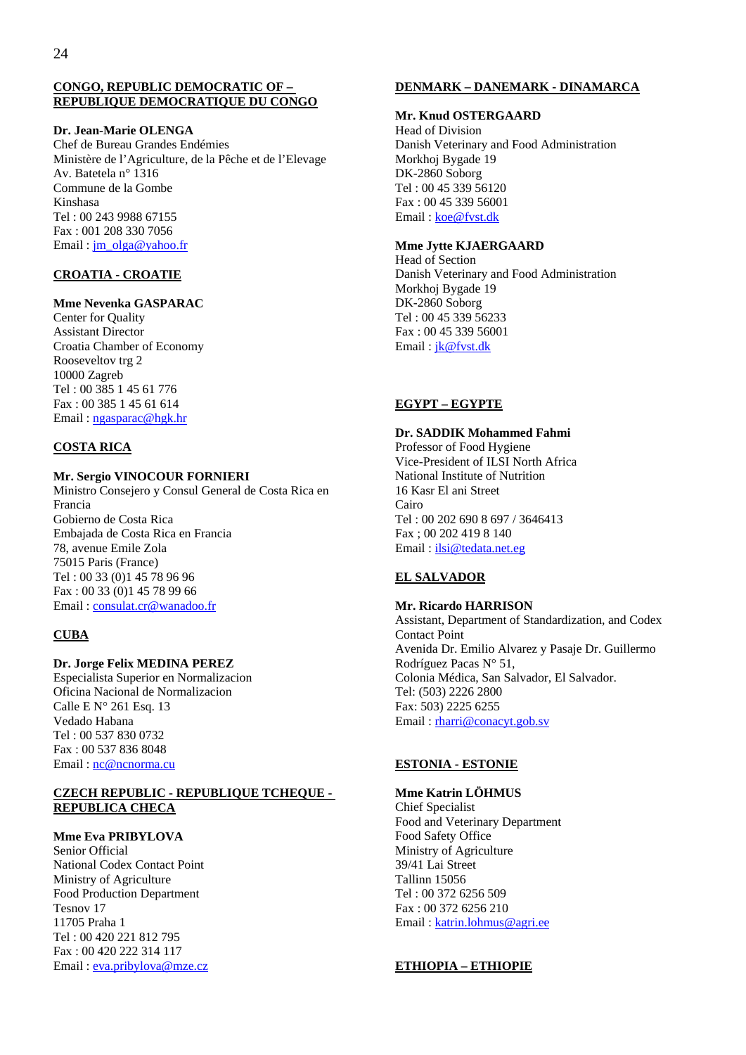**CONGO, REPUBLIC DEMOCRATIC OF – REPUBLIQUE DEMOCRATIQUE DU CONGO**

**Dr. Jean-Marie OLENGA**
Chef de Bureau Grandes Endémies
Ministère de l'Agriculture, de la Pêche et de l'Elevage
Av. Batetela n° 1316
Commune de la Gombe
Kinshasa
Tel : 00 243 9988 67155
Fax : 001 208 330 7056
Email : jm_olga@yahoo.fr

**CROATIA - CROATIE**

**Mme Nevenka GASPARAC**
Center for Quality
Assistant Director
Croatia Chamber of Economy
Rooseveltov trg 2
10000 Zagreb
Tel : 00 385 1 45 61 776
Fax : 00 385 1 45 61 614
Email : ngasparac@hgk.hr

**COSTA RICA**

**Mr. Sergio VINOCOUR FORNIERI**
Ministro Consejero y Consul General de Costa Rica en Francia
Gobierno de Costa Rica
Embajada de Costa Rica en Francia
78, avenue Emile Zola
75015 Paris (France)
Tel : 00 33 (0)1 45 78 96 96
Fax : 00 33 (0)1 45 78 99 66
Email : consulat.cr@wanadoo.fr

**CUBA**

**Dr. Jorge Felix MEDINA PEREZ**
Especialista Superior en Normalizacion
Oficina Nacional de Normalizacion
Calle E N° 261 Esq. 13
Vedado Habana
Tel : 00 537 830 0732
Fax : 00 537 836 8048
Email : nc@ncnorma.cu

**CZECH REPUBLIC - REPUBLIQUE TCHEQUE - REPUBLICA CHECA**

**Mme Eva PRIBYLOVA**
Senior Official
National Codex Contact Point
Ministry of Agriculture
Food Production Department
Tesnov 17
11705 Praha 1
Tel : 00 420 221 812 795
Fax : 00 420 222 314 117
Email : eva.pribylova@mze.cz

**DENMARK – DANEMARK - DINAMARCA**

**Mr. Knud OSTERGAARD**
Head of Division
Danish Veterinary and Food Administration
Morkhoj Bygade 19
DK-2860 Soborg
Tel : 00 45 339 56120
Fax : 00 45 339 56001
Email : koe@fvst.dk

**Mme Jytte KJAERGAARD**
Head of Section
Danish Veterinary and Food Administration
Morkhoj Bygade 19
DK-2860 Soborg
Tel : 00 45 339 56233
Fax : 00 45 339 56001
Email : jk@fvst.dk

**EGYPT – EGYPTE**

**Dr. SADDIK Mohammed Fahmi**
Professor of Food Hygiene
Vice-President of ILSI North Africa
National Institute of Nutrition
16 Kasr El ani Street
Cairo
Tel : 00 202 690 8 697 / 3646413
Fax ; 00 202 419 8 140
Email : ilsi@tedata.net.eg

**EL SALVADOR**

**Mr. Ricardo HARRISON**
Assistant, Department of Standardization, and Codex Contact Point
Avenida Dr. Emilio Alvarez y Pasaje Dr. Guillermo Rodríguez Pacas N° 51,
Colonia Médica, San Salvador, El Salvador.
Tel: (503) 2226 2800
Fax: 503) 2225 6255
Email : rharri@conacyt.gob.sv

**ESTONIA - ESTONIE**

**Mme Katrin LÖHMUS**
Chief Specialist
Food and Veterinary Department
Food Safety Office
Ministry of Agriculture
39/41 Lai Street
Tallinn 15056
Tel : 00 372 6256 509
Fax : 00 372 6256 210
Email : katrin.lohmus@agri.ee

**ETHIOPIA – ETHIOPIE**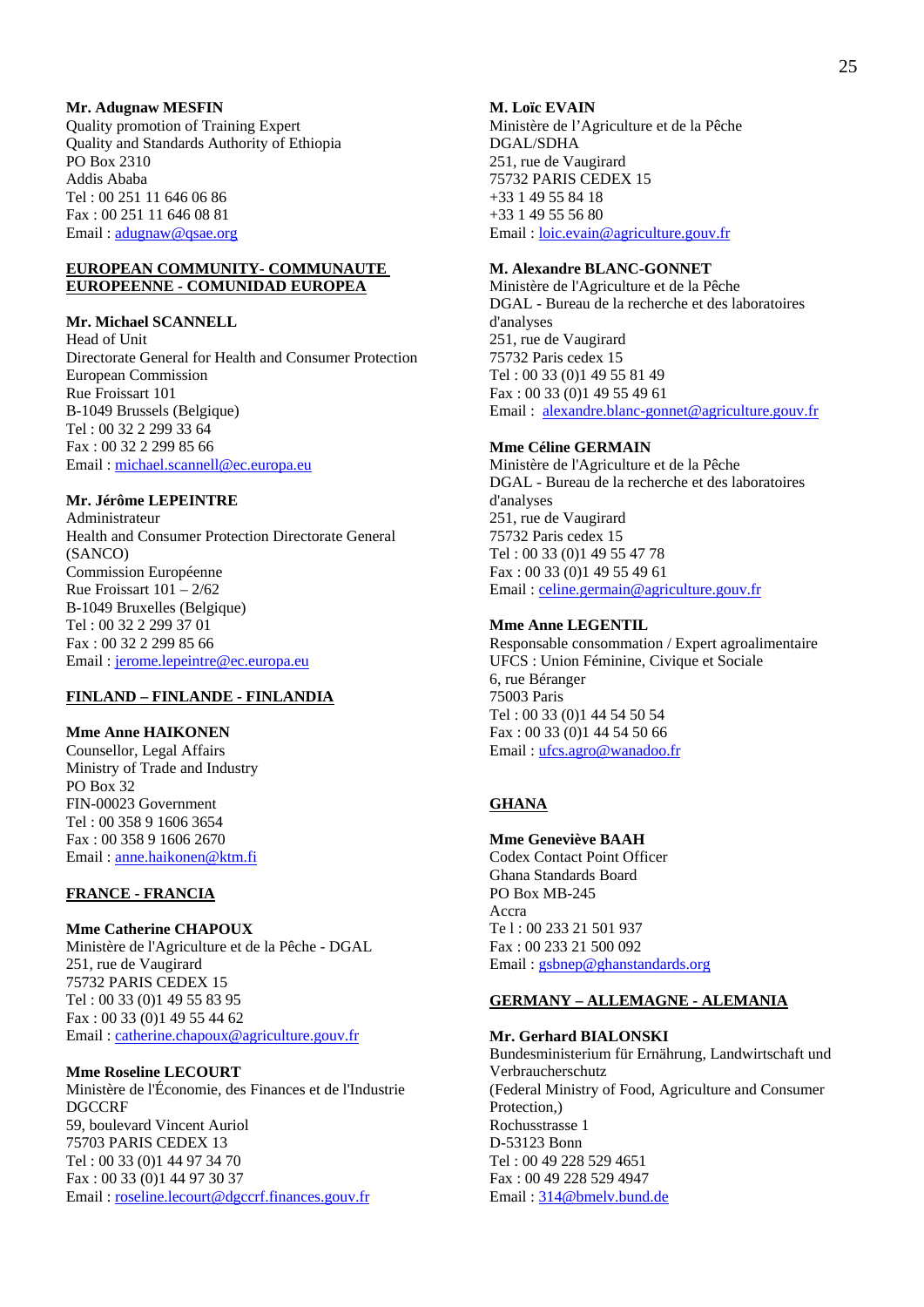**Mr. Adugnaw MESFIN**
Quality promotion of Training Expert
Quality and Standards Authority of Ethiopia
PO Box 2310
Addis Ababa
Tel : 00 251 11 646 06 86
Fax : 00 251 11 646 08 81
Email : adugnaw@qsae.org

**EUROPEAN COMMUNITY- COMMUNAUTE EUROPEENNE - COMUNIDAD EUROPEA**

**Mr. Michael SCANNELL**
Head of Unit
Directorate General for Health and Consumer Protection
European Commission
Rue Froissart 101
B-1049 Brussels (Belgique)
Tel : 00 32 2 299 33 64
Fax : 00 32 2 299 85 66
Email : michael.scannell@ec.europa.eu

**Mr. Jérôme LEPEINTRE**
Administrateur
Health and Consumer Protection Directorate General (SANCO)
Commission Européenne
Rue Froissart 101 – 2/62
B-1049 Bruxelles (Belgique)
Tel : 00 32 2 299 37 01
Fax : 00 32 2 299 85 66
Email : jerome.lepeintre@ec.europa.eu

**FINLAND – FINLANDE - FINLANDIA**

**Mme Anne HAIKONEN**
Counsellor, Legal Affairs
Ministry of Trade and Industry
PO Box 32
FIN-00023 Government
Tel : 00 358 9 1606 3654
Fax : 00 358 9 1606 2670
Email : anne.haikonen@ktm.fi

**FRANCE - FRANCIA**

**Mme Catherine CHAPOUX**
Ministère de l'Agriculture et de la Pêche - DGAL
251, rue de Vaugirard
75732 PARIS CEDEX 15
Tel : 00 33 (0)1 49 55 83 95
Fax : 00 33 (0)1 49 55 44 62
Email : catherine.chapoux@agriculture.gouv.fr

**Mme Roseline LECOURT**
Ministère de l'Économie, des Finances et de l'Industrie
DGCCRF
59, boulevard Vincent Auriol
75703 PARIS CEDEX 13
Tel : 00 33 (0)1 44 97 34 70
Fax : 00 33 (0)1 44 97 30 37
Email : roseline.lecourt@dgccrf.finances.gouv.fr

**M. Loïc EVAIN**
Ministère de l'Agriculture et de la Pêche
DGAL/SDHA
251, rue de Vaugirard
75732 PARIS CEDEX 15
+33 1 49 55 84 18
+33 1 49 55 56 80
Email : loic.evain@agriculture.gouv.fr

**M. Alexandre BLANC-GONNET**
Ministère de l'Agriculture et de la Pêche
DGAL - Bureau de la recherche et des laboratoires d'analyses
251, rue de Vaugirard
75732 Paris cedex 15
Tel : 00 33 (0)1 49 55 81 49
Fax : 00 33 (0)1 49 55 49 61
Email : alexandre.blanc-gonnet@agriculture.gouv.fr

**Mme Céline GERMAIN**
Ministère de l'Agriculture et de la Pêche
DGAL - Bureau de la recherche et des laboratoires d'analyses
251, rue de Vaugirard
75732 Paris cedex 15
Tel : 00 33 (0)1 49 55 47 78
Fax : 00 33 (0)1 49 55 49 61
Email : celine.germain@agriculture.gouv.fr

**Mme Anne LEGENTIL**
Responsable consommation / Expert agroalimentaire
UFCS : Union Féminine, Civique et Sociale
6, rue Béranger
75003 Paris
Tel : 00 33 (0)1 44 54 50 54
Fax : 00 33 (0)1 44 54 50 66
Email : ufcs.agro@wanadoo.fr

**GHANA**

**Mme Geneviève BAAH**
Codex Contact Point Officer
Ghana Standards Board
PO Box MB-245
Accra
Te l : 00 233 21 501 937
Fax : 00 233 21 500 092
Email : gsbnep@ghanstandards.org

**GERMANY – ALLEMAGNE - ALEMANIA**

**Mr. Gerhard BIALONSKI**
Bundesministerium für Ernährung, Landwirtschaft und Verbraucherschutz
(Federal Ministry of Food, Agriculture and Consumer Protection,)
Rochusstrasse 1
D-53123 Bonn
Tel : 00 49 228 529 4651
Fax : 00 49 228 529 4947
Email : 314@bmelv.bund.de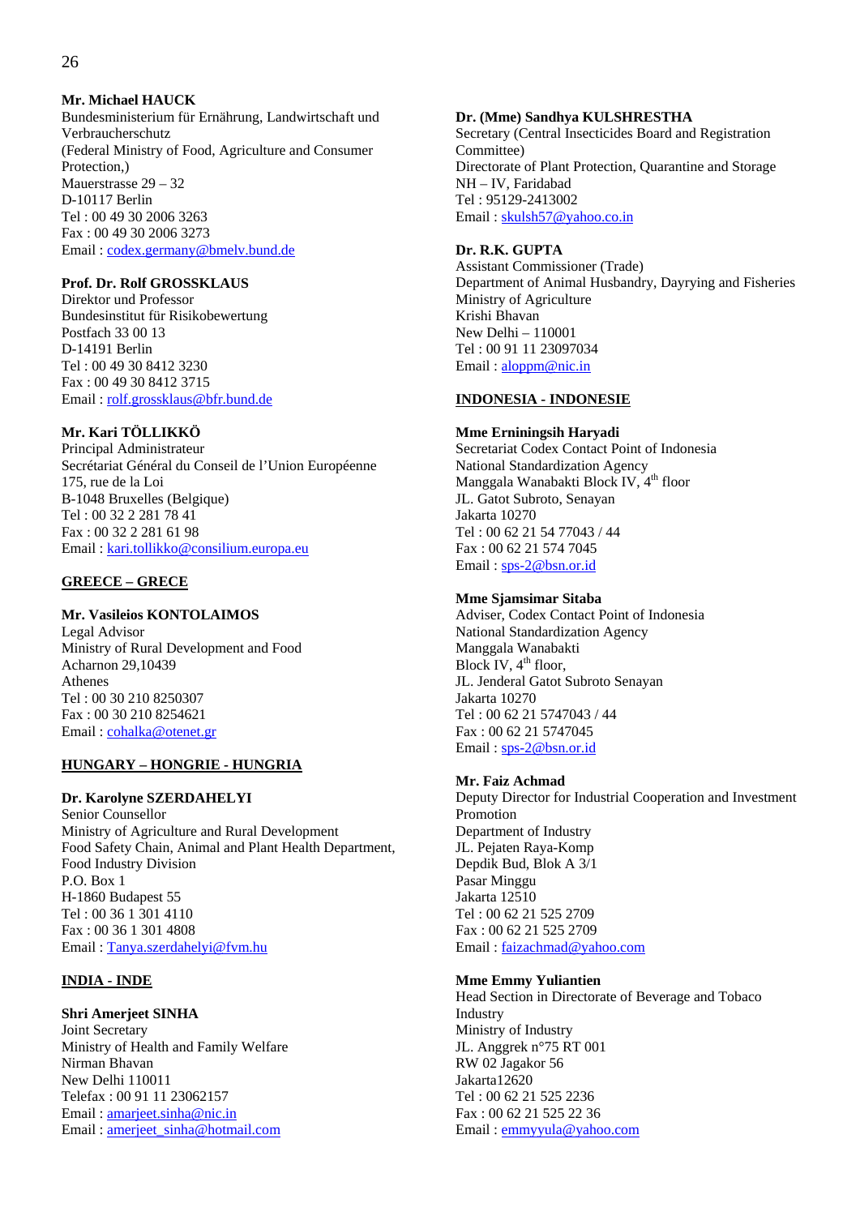**Mr. Michael HAUCK**
Bundesministerium für Ernährung, Landwirtschaft und Verbraucherschutz
(Federal Ministry of Food, Agriculture and Consumer Protection,)
Mauerstrasse 29 – 32
D-10117 Berlin
Tel : 00 49 30 2006 3263
Fax : 00 49 30 2006 3273
Email : codex.germany@bmelv.bund.de

**Prof. Dr. Rolf GROSSKLAUS**
Direktor und Professor
Bundesinstitut für Risikobewertung
Postfach 33 00 13
D-14191 Berlin
Tel : 00 49 30 8412 3230
Fax : 00 49 30 8412 3715
Email : rolf.grossklaus@bfr.bund.de

**Mr. Kari TÖLLIKKÖ**
Principal Administrateur
Secrétariat Général du Conseil de l'Union Européenne
175, rue de la Loi
B-1048 Bruxelles (Belgique)
Tel : 00 32 2 281 78 41
Fax : 00 32 2 281 61 98
Email : kari.tollikko@consilium.europa.eu

**GREECE – GRECE**

**Mr. Vasileios KONTOLAIMOS**
Legal Advisor
Ministry of Rural Development and Food
Acharnon 29,10439
Athenes
Tel : 00 30 210 8250307
Fax : 00 30 210 8254621
Email : cohalka@otenet.gr

**HUNGARY – HONGRIE - HUNGRIA**

**Dr. Karolyne SZERDAHELYI**
Senior Counsellor
Ministry of Agriculture and Rural Development
Food Safety Chain, Animal and Plant Health Department, Food Industry Division
P.O. Box 1
H-1860 Budapest 55
Tel : 00 36 1 301 4110
Fax : 00 36 1 301 4808
Email : Tanya.szerdahelyi@fvm.hu

**INDIA - INDE**

**Shri Amerjeet SINHA**
Joint Secretary
Ministry of Health and Family Welfare
Nirman Bhavan
New Delhi 110011
Telefax : 00 91 11 23062157
Email : amarjeet.sinha@nic.in
Email : amerjeet_sinha@hotmail.com

**Dr. (Mme) Sandhya KULSHRESTHA**
Secretary (Central Insecticides Board and Registration Committee)
Directorate of Plant Protection, Quarantine and Storage
NH – IV, Faridabad
Tel : 95129-2413002
Email : skulsh57@yahoo.co.in

**Dr. R.K. GUPTA**
Assistant Commissioner (Trade)
Department of Animal Husbandry, Dayrying and Fisheries
Ministry of Agriculture
Krishi Bhavan
New Delhi – 110001
Tel : 00 91 11 23097034
Email : aloppm@nic.in

**INDONESIA - INDONESIE**

**Mme Erniningsih Haryadi**
Secretariat Codex Contact Point of Indonesia
National Standardization Agency
Manggala Wanabakti Block IV, 4th floor
JL. Gatot Subroto, Senayan
Jakarta 10270
Tel : 00 62 21 54 77043 / 44
Fax : 00 62 21 574 7045
Email : sps-2@bsn.or.id

**Mme Sjamsimar Sitaba**
Adviser, Codex Contact Point of Indonesia
National Standardization Agency
Manggala Wanabakti
Block IV, 4th floor,
JL. Jenderal Gatot Subroto Senayan
Jakarta 10270
Tel : 00 62 21 5747043 / 44
Fax : 00 62 21 5747045
Email : sps-2@bsn.or.id

**Mr. Faiz Achmad**
Deputy Director for Industrial Cooperation and Investment Promotion
Department of Industry
JL. Pejaten Raya-Komp
Depdik Bud, Blok A 3/1
Pasar Minggu
Jakarta 12510
Tel : 00 62 21 525 2709
Fax : 00 62 21 525 2709
Email : faizachmad@yahoo.com

**Mme Emmy Yuliantien**
Head Section in Directorate of Beverage and Tobaco Industry
Ministry of Industry
JL. Anggrek n°75 RT 001
RW 02 Jagakor 56
Jakarta12620
Tel : 00 62 21 525 2236
Fax : 00 62 21 525 22 36
Email : emmyyula@yahoo.com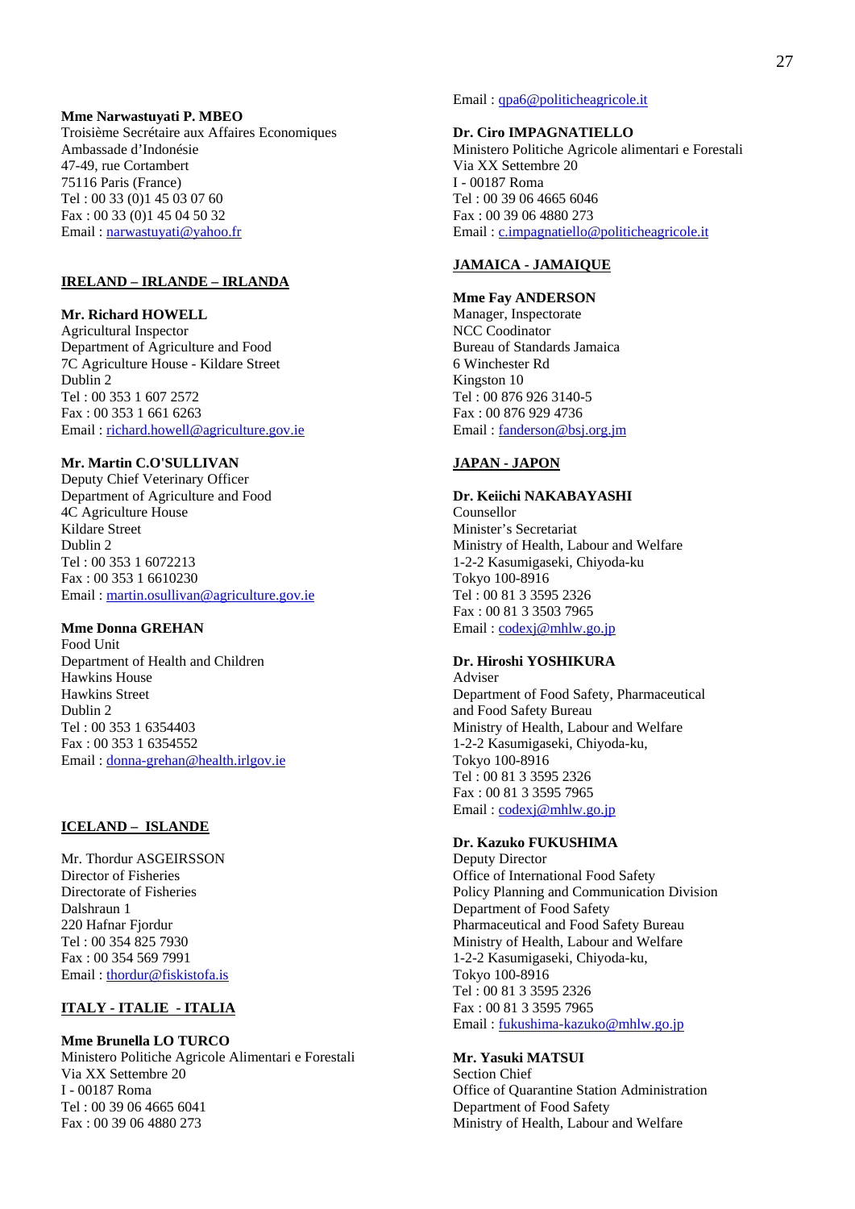**Mme Narwastuyati P. MBEO**
Troisième Secrétaire aux Affaires Economiques
Ambassade d'Indonésie
47-49, rue Cortambert
75116 Paris (France)
Tel : 00 33 (0)1 45 03 07 60
Fax : 00 33 (0)1 45 04 50 32
Email : narwastuyati@yahoo.fr

## IRELAND – IRLANDE – IRLANDA

**Mr. Richard HOWELL**
Agricultural Inspector
Department of Agriculture and Food
7C Agriculture House - Kildare Street
Dublin 2
Tel : 00 353 1 607 2572
Fax : 00 353 1 661 6263
Email : richard.howell@agriculture.gov.ie

**Mr. Martin C.O'SULLIVAN**
Deputy Chief Veterinary Officer
Department of Agriculture and Food
4C Agriculture House
Kildare Street
Dublin 2
Tel : 00 353 1 6072213
Fax : 00 353 1 6610230
Email : martin.osullivan@agriculture.gov.ie

**Mme Donna GREHAN**
Food Unit
Department of Health and Children
Hawkins House
Hawkins Street
Dublin 2
Tel : 00 353 1 6354403
Fax : 00 353 1 6354552
Email : donna-grehan@health.irlgov.ie

## ICELAND – ISLANDE

Mr. Thordur ASGEIRSSON
Director of Fisheries
Directorate of Fisheries
Dalshraun 1
220 Hafnar Fjordur
Tel : 00 354 825 7930
Fax : 00 354 569 7991
Email : thordur@fiskistofa.is

## ITALY - ITALIE - ITALIA

**Mme Brunella LO TURCO**
Ministero Politiche Agricole Alimentari e Forestali
Via XX Settembre 20
I - 00187 Roma
Tel : 00 39 06 4665 6041
Fax : 00 39 06 4880 273
Email : qpa6@politicheagricole.it

**Dr. Ciro IMPAGNATIELLO**
Ministero Politiche Agricole alimentari e Forestali
Via XX Settembre 20
I - 00187 Roma
Tel : 00 39 06 4665 6046
Fax : 00 39 06 4880 273
Email : c.impagnatiello@politicheagricole.it

## JAMAICA - JAMAIQUE

**Mme Fay ANDERSON**
Manager, Inspectorate
NCC Coodinator
Bureau of Standards Jamaica
6 Winchester Rd
Kingston 10
Tel : 00 876 926 3140-5
Fax : 00 876 929 4736
Email : fanderson@bsj.org.jm

## JAPAN - JAPON

**Dr. Keiichi NAKABAYASHI**
Counsellor
Minister's Secretariat
Ministry of Health, Labour and Welfare
1-2-2 Kasumigaseki, Chiyoda-ku
Tokyo 100-8916
Tel : 00 81 3 3595 2326
Fax : 00 81 3 3503 7965
Email : codexj@mhlw.go.jp

**Dr. Hiroshi YOSHIKURA**
Adviser
Department of Food Safety, Pharmaceutical and Food Safety Bureau
Ministry of Health, Labour and Welfare
1-2-2 Kasumigaseki, Chiyoda-ku,
Tokyo 100-8916
Tel : 00 81 3 3595 2326
Fax : 00 81 3 3595 7965
Email : codexj@mhlw.go.jp

**Dr. Kazuko FUKUSHIMA**
Deputy Director
Office of International Food Safety
Policy Planning and Communication Division
Department of Food Safety
Pharmaceutical and Food Safety Bureau
Ministry of Health, Labour and Welfare
1-2-2 Kasumigaseki, Chiyoda-ku,
Tokyo 100-8916
Tel : 00 81 3 3595 2326
Fax : 00 81 3 3595 7965
Email : fukushima-kazuko@mhlw.go.jp

**Mr. Yasuki MATSUI**
Section Chief
Office of Quarantine Station Administration
Department of Food Safety
Ministry of Health, Labour and Welfare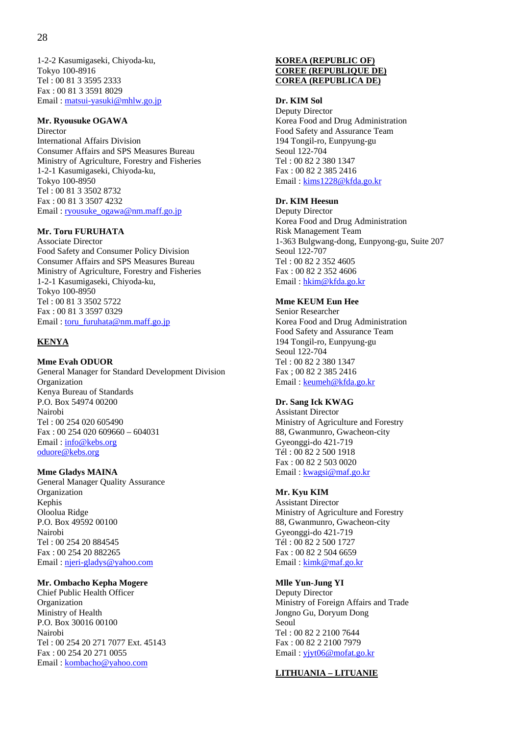1-2-2 Kasumigaseki, Chiyoda-ku,
Tokyo 100-8916
Tel : 00 81 3 3595 2333
Fax : 00 81 3 3591 8029
Email : matsui-yasuki@mhlw.go.jp

**Mr. Ryousuke OGAWA**
Director
International Affairs Division
Consumer Affairs and SPS Measures Bureau
Ministry of Agriculture, Forestry and Fisheries
1-2-1 Kasumigaseki, Chiyoda-ku,
Tokyo 100-8950
Tel : 00 81 3 3502 8732
Fax : 00 81 3 3507 4232
Email : ryousuke_ogawa@nm.maff.go.jp

**Mr. Toru FURUHATA**
Associate Director
Food Safety and Consumer Policy Division
Consumer Affairs and SPS Measures Bureau
Ministry of Agriculture, Forestry and Fisheries
1-2-1 Kasumigaseki, Chiyoda-ku,
Tokyo 100-8950
Tel : 00 81 3 3502 5722
Fax : 00 81 3 3597 0329
Email : toru_furuhata@nm.maff.go.jp

**KENYA**

**Mme Evah ODUOR**
General Manager for Standard Development Division
Organization
Kenya Bureau of Standards
P.O. Box 54974 00200
Nairobi
Tel : 00 254 020 605490
Fax : 00 254 020 609660 – 604031
Email : info@kebs.org
oduore@kebs.org

**Mme Gladys MAINA**
General Manager Quality Assurance
Organization
Kephis
Oloolua Ridge
P.O. Box 49592 00100
Nairobi
Tel : 00 254 20 884545
Fax : 00 254 20 882265
Email : njeri-gladys@yahoo.com

**Mr. Ombacho Kepha Mogere**
Chief Public Health Officer
Organization
Ministry of Health
P.O. Box 30016 00100
Nairobi
Tel : 00 254 20 271 7077 Ext. 45143
Fax : 00 254 20 271 0055
Email : kombacho@yahoo.com

**KOREA (REPUBLIC OF)**
**COREE (REPUBLIQUE DE)**
**COREA (REPUBLICA DE)**

**Dr. KIM Sol**
Deputy Director
Korea Food and Drug Administration
Food Safety and Assurance Team
194 Tongil-ro, Eunpyung-gu
Seoul 122-704
Tel : 00 82 2 380 1347
Fax : 00 82 2 385 2416
Email : kims1228@kfda.go.kr

**Dr. KIM Heesun**
Deputy Director
Korea Food and Drug Administration
Risk Management Team
1-363 Bulgwang-dong, Eunpyong-gu, Suite 207
Seoul 122-707
Tel : 00 82 2 352 4605
Fax : 00 82 2 352 4606
Email : hkim@kfda.go.kr

**Mme KEUM Eun Hee**
Senior Researcher
Korea Food and Drug Administration
Food Safety and Assurance Team
194 Tongil-ro, Eunpyung-gu
Seoul 122-704
Tel : 00 82 2 380 1347
Fax ; 00 82 2 385 2416
Email : keumeh@kfda.go.kr

**Dr. Sang Ick KWAG**
Assistant Director
Ministry of Agriculture and Forestry
88, Gwanmunro, Gwacheon-city
Gyeonggi-do 421-719
Tél : 00 82 2 500 1918
Fax : 00 82 2 503 0020
Email : kwagsi@maf.go.kr

**Mr. Kyu KIM**
Assistant Director
Ministry of Agriculture and Forestry
88, Gwanmunro, Gwacheon-city
Gyeonggi-do 421-719
Tél : 00 82 2 500 1727
Fax : 00 82 2 504 6659
Email : kimk@maf.go.kr

**Mlle Yun-Jung YI**
Deputy Director
Ministry of Foreign Affairs and Trade
Jongno Gu, Doryum Dong
Seoul
Tel : 00 82 2 2100 7644
Fax : 00 82 2 2100 7979
Email : yjyt06@mofat.go.kr

**LITHUANIA – LITUANIE**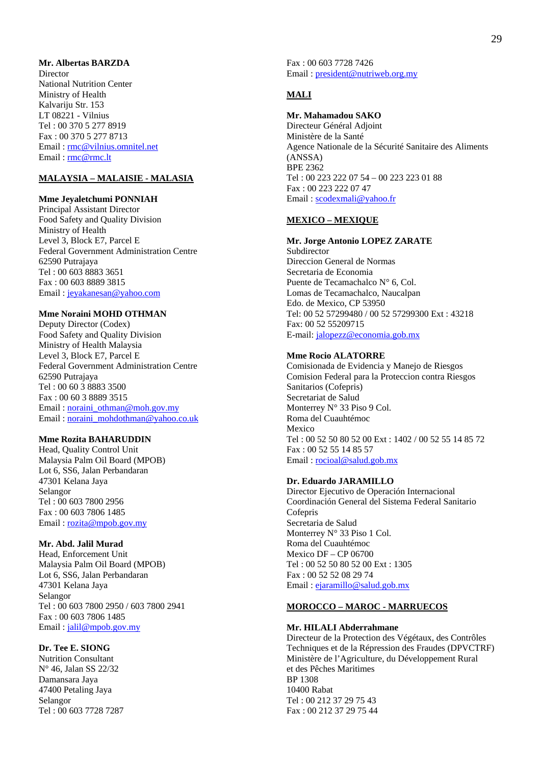**Mr. Albertas BARZDA**
Director
National Nutrition Center
Ministry of Health
Kalvariju Str. 153
LT 08221 - Vilnius
Tel : 00 370 5 277 8919
Fax : 00 370 5 277 8713
Email : rmc@vilnius.omnitel.net
Email : rmc@rmc.lt

**MALAYSIA – MALAISIE - MALASIA**

**Mme Jeyaletchumi PONNIAH**
Principal Assistant Director
Food Safety and Quality Division
Ministry of Health
Level 3, Block E7, Parcel E
Federal Government Administration Centre
62590 Putrajaya
Tel : 00 603 8883 3651
Fax : 00 603 8889 3815
Email : jeyakanesan@yahoo.com

**Mme Noraini MOHD OTHMAN**
Deputy Director (Codex)
Food Safety and Quality Division
Ministry of Health Malaysia
Level 3, Block E7, Parcel E
Federal Government Administration Centre
62590 Putrajaya
Tel : 00 60 3 8883 3500
Fax : 00 60 3 8889 3515
Email : noraini_othman@moh.gov.my
Email : noraini_mohdothman@yahoo.co.uk

**Mme Rozita BAHARUDDIN**
Head, Quality Control Unit
Malaysia Palm Oil Board (MPOB)
Lot 6, SS6, Jalan Perbandaran
47301 Kelana Jaya
Selangor
Tel : 00 603 7800 2956
Fax : 00 603 7806 1485
Email : rozita@mpob.gov.my

**Mr. Abd. Jalil Murad**
Head, Enforcement Unit
Malaysia Palm Oil Board (MPOB)
Lot 6, SS6, Jalan Perbandaran
47301 Kelana Jaya
Selangor
Tel : 00 603 7800 2950 / 603 7800 2941
Fax : 00 603 7806 1485
Email : jalil@mpob.gov.my

**Dr. Tee E. SIONG**
Nutrition Consultant
N° 46, Jalan SS 22/32
Damansara Jaya
47400 Petaling Jaya
Selangor
Tel : 00 603 7728 7287
Fax : 00 603 7728 7426
Email : president@nutriweb.org.my

**MALI**

**Mr. Mahamadou SAKO**
Directeur Général Adjoint
Ministère de la Santé
Agence Nationale de la Sécurité Sanitaire des Aliments (ANSSA)
BPE 2362
Tel : 00 223 222 07 54 – 00 223 223 01 88
Fax : 00 223 222 07 47
Email : scodexmali@yahoo.fr

**MEXICO – MEXIQUE**

**Mr. Jorge Antonio LOPEZ ZARATE**
Subdirector
Direccion General de Normas
Secretaria de Economia
Puente de Tecamachalco N° 6, Col.
Lomas de Tecamachalco, Naucalpan
Edo. de Mexico, CP 53950
Tel: 00 52 57299480 / 00 52 57299300 Ext : 43218
Fax: 00 52 55209715
E-mail: jalopezz@economia.gob.mx

**Mme Rocio ALATORRE**
Comisionada de Evidencia y Manejo de Riesgos
Comision Federal para la Proteccion contra Riesgos Sanitarios (Cofepris)
Secretariat de Salud
Monterrey N° 33 Piso 9 Col.
Roma del Cuauhtémoc
Mexico
Tel : 00 52 50 80 52 00 Ext : 1402 / 00 52 55 14 85 72
Fax : 00 52 55 14 85 57
Email : rocioal@salud.gob.mx

**Dr. Eduardo JARAMILLO**
Director Ejecutivo de Operación Internacional
Coordinación General del Sistema Federal Sanitario
Cofepris
Secretaria de Salud
Monterrey N° 33 Piso 1 Col.
Roma del Cuauhtémoc
Mexico DF – CP 06700
Tel : 00 52 50 80 52 00 Ext : 1305
Fax : 00 52 52 08 29 74
Email : ejaramillo@salud.gob.mx

**MOROCCO – MAROC - MARRUECOS**

**Mr. HILALI Abderrahmane**
Directeur de la Protection des Végétaux, des Contrôles Techniques et de la Répression des Fraudes (DPVCTRF)
Ministère de l'Agriculture, du Développement Rural et des Pêches Maritimes
BP 1308
10400 Rabat
Tel : 00 212 37 29 75 43
Fax : 00 212 37 29 75 44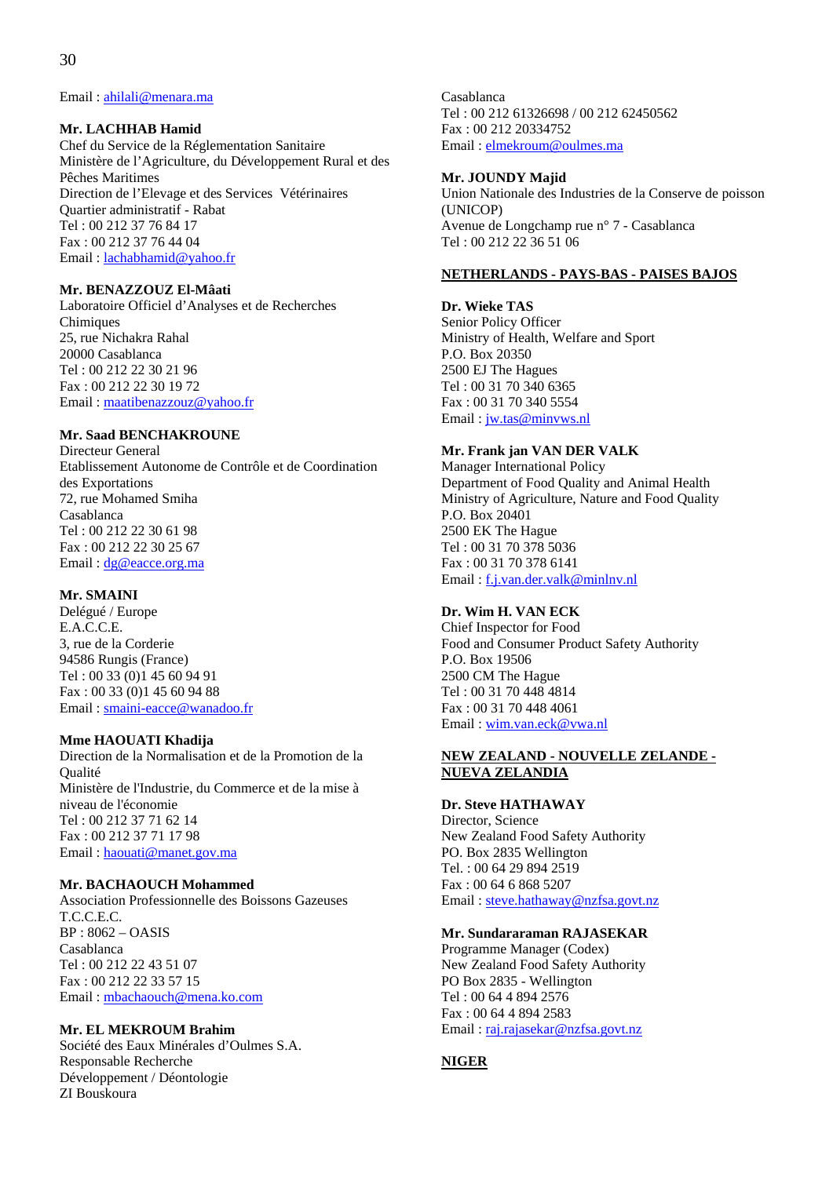Email : ahilali@menara.ma

**Mr. LACHHAB Hamid**
Chef du Service de la Réglementation Sanitaire
Ministère de l'Agriculture, du Développement Rural et des Pêches Maritimes
Direction de l'Elevage et des Services Vétérinaires
Quartier administratif - Rabat
Tel : 00 212 37 76 84 17
Fax : 00 212 37 76 44 04
Email : lachabhamid@yahoo.fr

**Mr. BENAZZOUZ El-Mâati**
Laboratoire Officiel d'Analyses et de Recherches Chimiques
25, rue Nichakra Rahal
20000 Casablanca
Tel : 00 212 22 30 21 96
Fax : 00 212 22 30 19 72
Email : maatibenazzouz@yahoo.fr

**Mr. Saad BENCHAKROUNE**
Directeur General
Etablissement Autonome de Contrôle et de Coordination des Exportations
72, rue Mohamed Smiha
Casablanca
Tel : 00 212 22 30 61 98
Fax : 00 212 22 30 25 67
Email : dg@eacce.org.ma

**Mr. SMAINI**
Delégué / Europe
E.A.C.C.E.
3, rue de la Corderie
94586 Rungis (France)
Tel : 00 33 (0)1 45 60 94 91
Fax : 00 33 (0)1 45 60 94 88
Email : smaini-eacce@wanadoo.fr

**Mme HAOUATI Khadija**
Direction de la Normalisation et de la Promotion de la Qualité
Ministère de l'Industrie, du Commerce et de la mise à niveau de l'économie
Tel : 00 212 37 71 62 14
Fax : 00 212 37 71 17 98
Email : haouati@manet.gov.ma

**Mr. BACHAOUCH Mohammed**
Association Professionnelle des Boissons Gazeuses
T.C.C.E.C.
BP : 8062 – OASIS
Casablanca
Tel : 00 212 22 43 51 07
Fax : 00 212 22 33 57 15
Email : mbachaouch@mena.ko.com

**Mr. EL MEKROUM Brahim**
Société des Eaux Minérales d'Oulmes S.A.
Responsable Recherche
Développement / Déontologie
ZI Bouskoura
Casablanca
Tel : 00 212 61326698 / 00 212 62450562
Fax : 00 212 20334752
Email : elmekroum@oulmes.ma

**Mr. JOUNDY Majid**
Union Nationale des Industries de la Conserve de poisson (UNICOP)
Avenue de Longchamp rue n° 7 - Casablanca
Tel : 00 212 22 36 51 06

**NETHERLANDS - PAYS-BAS - PAISES BAJOS**

**Dr. Wieke TAS**
Senior Policy Officer
Ministry of Health, Welfare and Sport
P.O. Box 20350
2500 EJ The Hagues
Tel : 00 31 70 340 6365
Fax : 00 31 70 340 5554
Email : jw.tas@minvws.nl

**Mr. Frank jan VAN DER VALK**
Manager International Policy
Department of Food Quality and Animal Health
Ministry of Agriculture, Nature and Food Quality
P.O. Box 20401
2500 EK The Hague
Tel : 00 31 70 378 5036
Fax : 00 31 70 378 6141
Email : f.j.van.der.valk@minlnv.nl

**Dr. Wim H. VAN ECK**
Chief Inspector for Food
Food and Consumer Product Safety Authority
P.O. Box 19506
2500 CM The Hague
Tel : 00 31 70 448 4814
Fax : 00 31 70 448 4061
Email : wim.van.eck@vwa.nl

**NEW ZEALAND - NOUVELLE ZELANDE - NUEVA ZELANDIA**

**Dr. Steve HATHAWAY**
Director, Science
New Zealand Food Safety Authority
PO. Box 2835 Wellington
Tel. : 00 64 29 894 2519
Fax : 00 64 6 868 5207
Email : steve.hathaway@nzfsa.govt.nz

**Mr. Sundararaman RAJASEKAR**
Programme Manager (Codex)
New Zealand Food Safety Authority
PO Box 2835 - Wellington
Tel : 00 64 4 894 2576
Fax : 00 64 4 894 2583
Email : raj.rajasekar@nzfsa.govt.nz

**NIGER**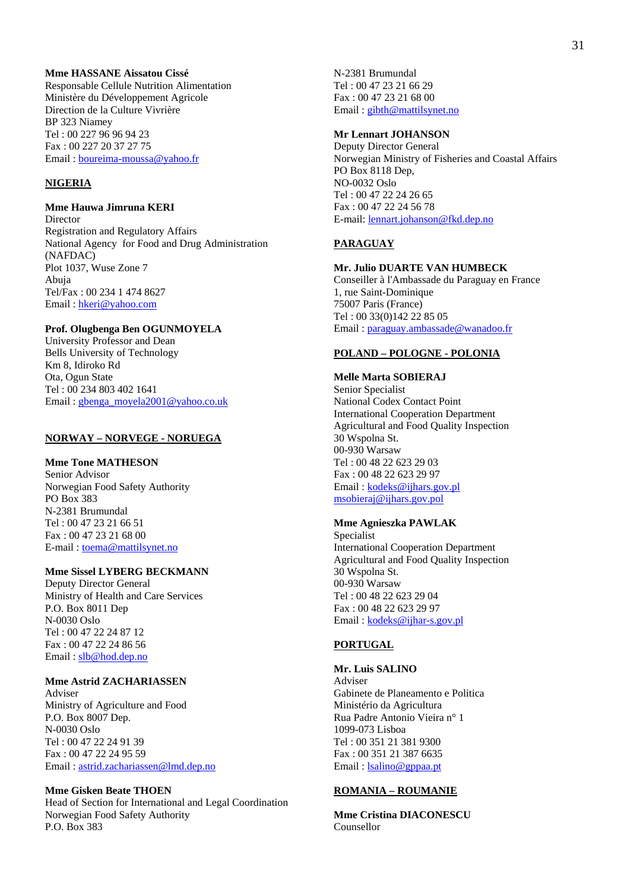**Mme HASSANE Aissatou Cissé**
Responsable Cellule Nutrition Alimentation
Ministère du Développement Agricole
Direction de la Culture Vivrière
BP 323 Niamey
Tel : 00 227 96 96 94 23
Fax : 00 227 20 37 27 75
Email : boureima-moussa@yahoo.fr

**NIGERIA**

**Mme Hauwa Jimruna KERI**
Director
Registration and Regulatory Affairs
National Agency for Food and Drug Administration (NAFDAC)
Plot 1037, Wuse Zone 7
Abuja
Tel/Fax : 00 234 1 474 8627
Email : hkeri@yahoo.com

**Prof. Olugbenga Ben OGUNMOYELA**
University Professor and Dean
Bells University of Technology
Km 8, Idiroko Rd
Ota, Ogun State
Tel : 00 234 803 402 1641
Email : gbenga_moyela2001@yahoo.co.uk

**NORWAY – NORVEGE - NORUEGA**

**Mme Tone MATHESON**
Senior Advisor
Norwegian Food Safety Authority
PO Box 383
N-2381 Brumundal
Tel : 00 47 23 21 66 51
Fax : 00 47 23 21 68 00
E-mail : toema@mattilsynet.no

**Mme Sissel LYBERG BECKMANN**
Deputy Director General
Ministry of Health and Care Services
P.O. Box 8011 Dep
N-0030 Oslo
Tel : 00 47 22 24 87 12
Fax : 00 47 22 24 86 56
Email : slb@hod.dep.no

**Mme Astrid ZACHARIASSEN**
Adviser
Ministry of Agriculture and Food
P.O. Box 8007 Dep.
N-0030 Oslo
Tel : 00 47 22 24 91 39
Fax : 00 47 22 24 95 59
Email : astrid.zachariassen@lmd.dep.no

**Mme Gisken Beate THOEN**
Head of Section for International and Legal Coordination
Norwegian Food Safety Authority
P.O. Box 383
N-2381 Brumundal
Tel : 00 47 23 21 66 29
Fax : 00 47 23 21 68 00
Email : gibth@mattilsynet.no

**Mr Lennart JOHANSON**
Deputy Director General
Norwegian Ministry of Fisheries and Coastal Affairs
PO Box 8118 Dep,
NO-0032 Oslo
Tel : 00 47 22 24 26 65
Fax : 00 47 22 24 56 78
E-mail: lennart.johanson@fkd.dep.no

**PARAGUAY**

**Mr. Julio DUARTE VAN HUMBECK**
Conseiller à l'Ambassade du Paraguay en France
1, rue Saint-Dominique
75007 Paris (France)
Tel : 00 33(0)142 22 85 05
Email : paraguay.ambassade@wanadoo.fr

**POLAND – POLOGNE - POLONIA**

**Melle Marta SOBIERAJ**
Senior Specialist
National Codex Contact Point
International Cooperation Department
Agricultural and Food Quality Inspection
30 Wspolna St.
00-930 Warsaw
Tel : 00 48 22 623 29 03
Fax : 00 48 22 623 29 97
Email : kodeks@ijhars.gov.pl
msobieraj@ijhars.gov.pol

**Mme Agnieszka PAWLAK**
Specialist
International Cooperation Department
Agricultural and Food Quality Inspection
30 Wspolna St.
00-930 Warsaw
Tel : 00 48 22 623 29 04
Fax : 00 48 22 623 29 97
Email : kodeks@ijhar-s.gov.pl

**PORTUGAL**

**Mr. Luis SALINO**
Adviser
Gabinete de Planeamento e Politica
Ministério da Agricultura
Rua Padre Antonio Vieira n° 1
1099-073 Lisboa
Tel : 00 351 21 381 9300
Fax : 00 351 21 387 6635
Email : lsalino@gppaa.pt

**ROMANIA – ROUMANIE**

**Mme Cristina DIACONESCU**
Counsellor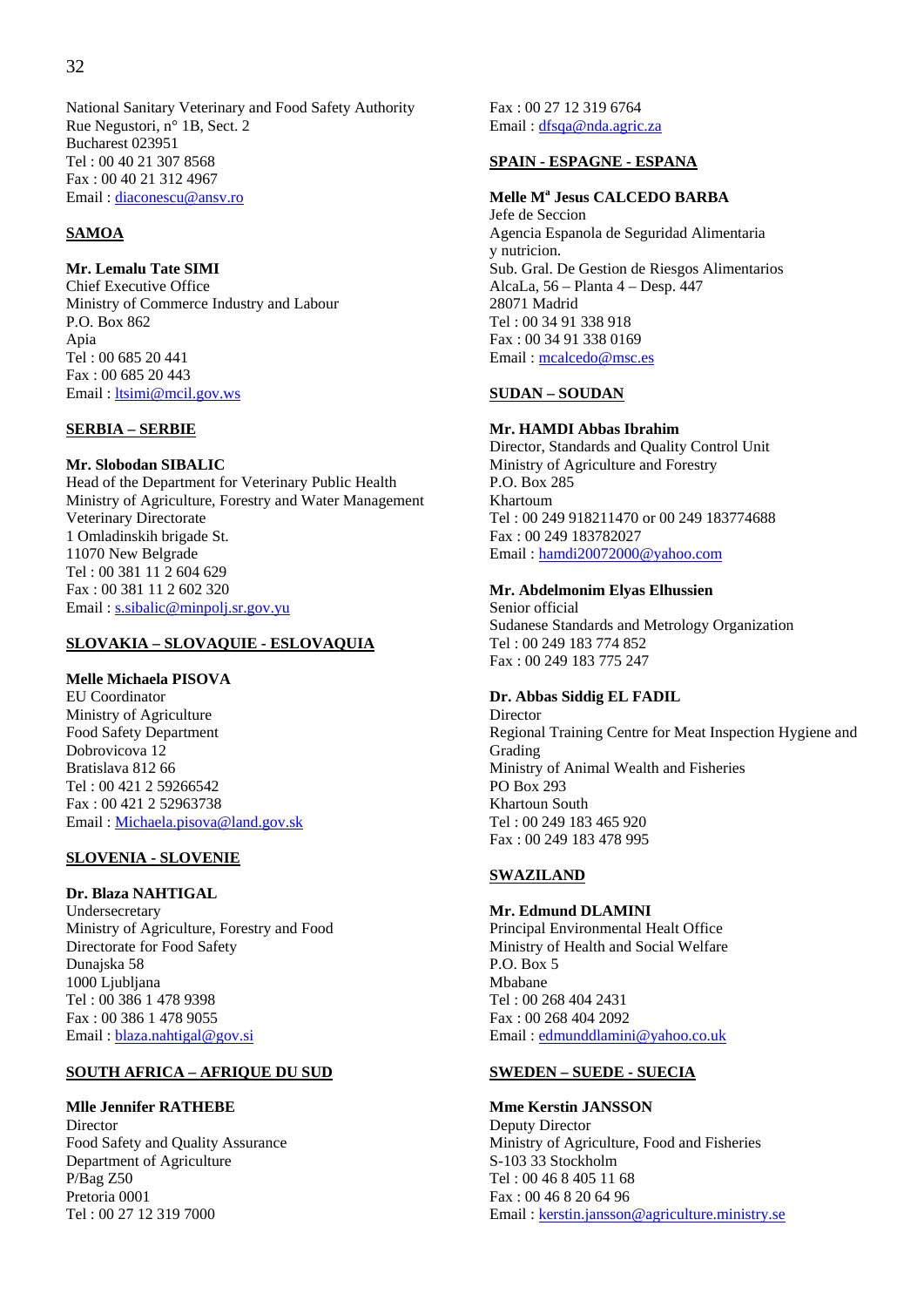National Sanitary Veterinary and Food Safety Authority
Rue Negustori, n° 1B, Sect. 2
Bucharest 023951
Tel : 00 40 21 307 8568
Fax : 00 40 21 312 4967
Email : diaconescu@ansv.ro

**SAMOA**

**Mr. Lemalu Tate SIMI**
Chief Executive Office
Ministry of Commerce Industry and Labour
P.O. Box 862
Apia
Tel : 00 685 20 441
Fax : 00 685 20 443
Email : ltsimi@mcil.gov.ws

**SERBIA – SERBIE**

**Mr. Slobodan SIBALIC**
Head of the Department for Veterinary Public Health
Ministry of Agriculture, Forestry and Water Management
Veterinary Directorate
1 Omladinskih brigade St.
11070 New Belgrade
Tel : 00 381 11 2 604 629
Fax : 00 381 11 2 602 320
Email : s.sibalic@minpolj.sr.gov.yu

**SLOVAKIA – SLOVAQUIE - ESLOVAQUIA**

**Melle Michaela PISOVA**
EU Coordinator
Ministry of Agriculture
Food Safety Department
Dobrovicova 12
Bratislava 812 66
Tel : 00 421 2 59266542
Fax : 00 421 2 52963738
Email : Michaela.pisova@land.gov.sk

**SLOVENIA - SLOVENIE**

**Dr. Blaza NAHTIGAL**
Undersecretary
Ministry of Agriculture, Forestry and Food
Directorate for Food Safety
Dunajska 58
1000 Ljubljana
Tel : 00 386 1 478 9398
Fax : 00 386 1 478 9055
Email : blaza.nahtigal@gov.si

**SOUTH AFRICA – AFRIQUE DU SUD**

**Mlle Jennifer RATHEBE**
Director
Food Safety and Quality Assurance
Department of Agriculture
P/Bag Z50
Pretoria 0001
Tel : 00 27 12 319 7000
Fax : 00 27 12 319 6764
Email : dfsqa@nda.agric.za

**SPAIN - ESPAGNE - ESPANA**

**Melle M[a] Jesus CALCEDO BARBA**
Jefe de Seccion
Agencia Espanola de Seguridad Alimentaria y nutricion.
Sub. Gral. De Gestion de Riesgos Alimentarios
AlcaLa, 56 – Planta 4 – Desp. 447
28071 Madrid
Tel : 00 34 91 338 918
Fax : 00 34 91 338 0169
Email : mcalcedo@msc.es

**SUDAN – SOUDAN**

**Mr. HAMDI Abbas Ibrahim**
Director, Standards and Quality Control Unit
Ministry of Agriculture and Forestry
P.O. Box 285
Khartoum
Tel : 00 249 918211470 or 00 249 183774688
Fax : 00 249 183782027
Email : hamdi20072000@yahoo.com

**Mr. Abdelmonim Elyas Elhussien**
Senior official
Sudanese Standards and Metrology Organization
Tel : 00 249 183 774 852
Fax : 00 249 183 775 247

**Dr. Abbas Siddig EL FADIL**
Director
Regional Training Centre for Meat Inspection Hygiene and Grading
Ministry of Animal Wealth and Fisheries
PO Box 293
Khartoun South
Tel : 00 249 183 465 920
Fax : 00 249 183 478 995

**SWAZILAND**

**Mr. Edmund DLAMINI**
Principal Environmental Healt Office
Ministry of Health and Social Welfare
P.O. Box 5
Mbabane
Tel : 00 268 404 2431
Fax : 00 268 404 2092
Email : edmunddlamini@yahoo.co.uk

**SWEDEN – SUEDE - SUECIA**

**Mme Kerstin JANSSON**
Deputy Director
Ministry of Agriculture, Food and Fisheries
S-103 33 Stockholm
Tel : 00 46 8 405 11 68
Fax : 00 46 8 20 64 96
Email : kerstin.jansson@agriculture.ministry.se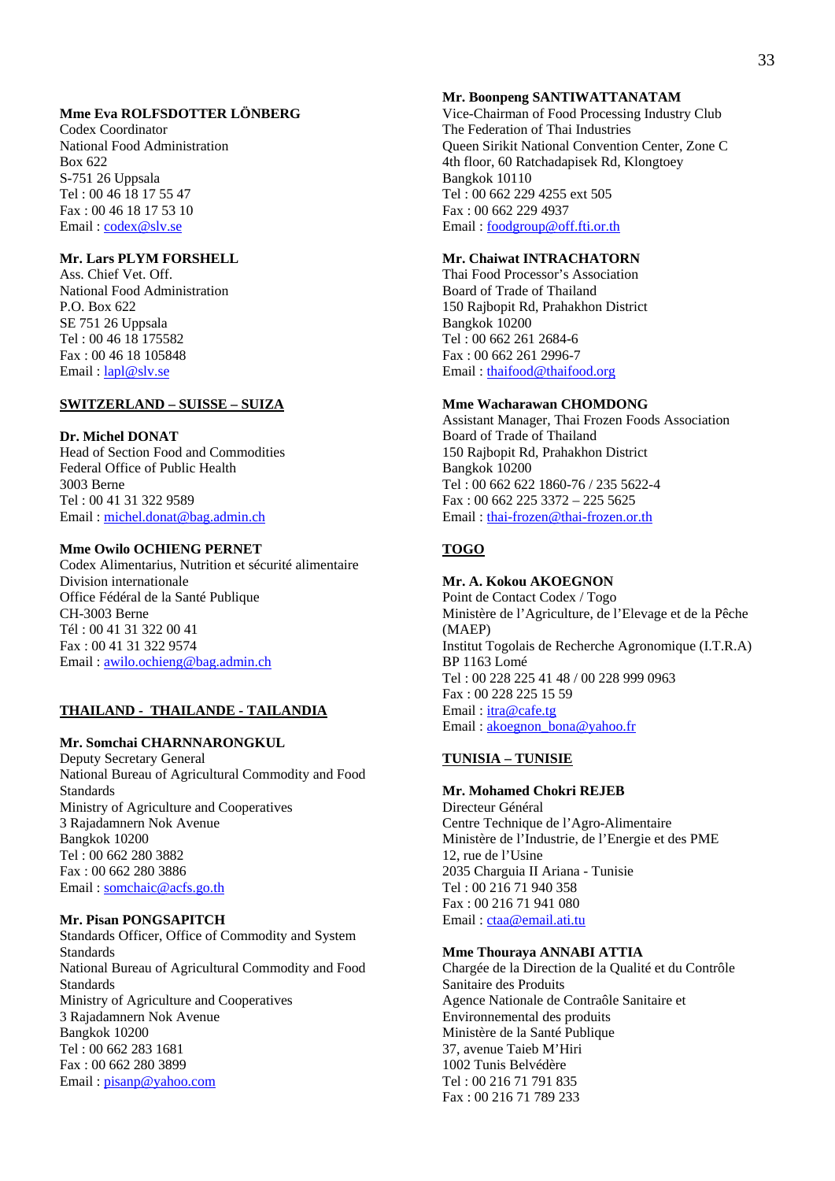**Mme Eva ROLFSDOTTER LÖNBERG**
Codex Coordinator
National Food Administration
Box 622
S-751 26 Uppsala
Tel : 00 46 18 17 55 47
Fax : 00 46 18 17 53 10
Email : codex@slv.se

**Mr. Lars PLYM FORSHELL**
Ass. Chief Vet. Off.
National Food Administration
P.O. Box 622
SE 751 26 Uppsala
Tel : 00 46 18 175582
Fax : 00 46 18 105848
Email : lapl@slv.se

**SWITZERLAND – SUISSE – SUIZA**

**Dr. Michel DONAT**
Head of Section Food and Commodities
Federal Office of Public Health
3003 Berne
Tel : 00 41 31 322 9589
Email : michel.donat@bag.admin.ch

**Mme Owilo OCHIENG PERNET**
Codex Alimentarius, Nutrition et sécurité alimentaire
Division internationale
Office Fédéral de la Santé Publique
CH-3003 Berne
Tél : 00 41 31 322 00 41
Fax : 00 41 31 322 9574
Email : awilo.ochieng@bag.admin.ch

**THAILAND - THAILANDE - TAILANDIA**

**Mr. Somchai CHARNNARONGKUL**
Deputy Secretary General
National Bureau of Agricultural Commodity and Food Standards
Ministry of Agriculture and Cooperatives
3 Rajadamnern Nok Avenue
Bangkok 10200
Tel : 00 662 280 3882
Fax : 00 662 280 3886
Email : somchaic@acfs.go.th

**Mr. Pisan PONGSAPITCH**
Standards Officer, Office of Commodity and System Standards
National Bureau of Agricultural Commodity and Food Standards
Ministry of Agriculture and Cooperatives
3 Rajadamnern Nok Avenue
Bangkok 10200
Tel : 00 662 283 1681
Fax : 00 662 280 3899
Email : pisanp@yahoo.com

**Mr. Boonpeng SANTIWATTANATAM**
Vice-Chairman of Food Processing Industry Club
The Federation of Thai Industries
Queen Sirikit National Convention Center, Zone C
4th floor, 60 Ratchadapisek Rd, Klongtoey
Bangkok 10110
Tel : 00 662 229 4255 ext 505
Fax : 00 662 229 4937
Email : foodgroup@off.fti.or.th

**Mr. Chaiwat INTRACHATORN**
Thai Food Processor's Association
Board of Trade of Thailand
150 Rajbopit Rd, Prahakhon District
Bangkok 10200
Tel : 00 662 261 2684-6
Fax : 00 662 261 2996-7
Email : thaifood@thaifood.org

**Mme Wacharawan CHOMDONG**
Assistant Manager, Thai Frozen Foods Association
Board of Trade of Thailand
150 Rajbopit Rd, Prahakhon District
Bangkok 10200
Tel : 00 662 622 1860-76 / 235 5622-4
Fax : 00 662 225 3372 – 225 5625
Email : thai-frozen@thai-frozen.or.th

**TOGO**

**Mr. A. Kokou AKOEGNON**
Point de Contact Codex / Togo
Ministère de l'Agriculture, de l'Elevage et de la Pêche (MAEP)
Institut Togolais de Recherche Agronomique (I.T.R.A)
BP 1163 Lomé
Tel : 00 228 225 41 48 / 00 228 999 0963
Fax : 00 228 225 15 59
Email : itra@cafe.tg
Email : akoegnon_bona@yahoo.fr

**TUNISIA – TUNISIE**

**Mr. Mohamed Chokri REJEB**
Directeur Général
Centre Technique de l'Agro-Alimentaire
Ministère de l'Industrie, de l'Energie et des PME
12, rue de l'Usine
2035 Charguia II Ariana - Tunisie
Tel : 00 216 71 940 358
Fax : 00 216 71 941 080
Email : ctaa@email.ati.tu

**Mme Thouraya ANNABI ATTIA**
Chargée de la Direction de la Qualité et du Contrôle Sanitaire des Produits
Agence Nationale de Contraôle Sanitaire et Environnemental des produits
Ministère de la Santé Publique
37, avenue Taieb M'Hiri
1002 Tunis Belvédère
Tel : 00 216 71 791 835
Fax : 00 216 71 789 233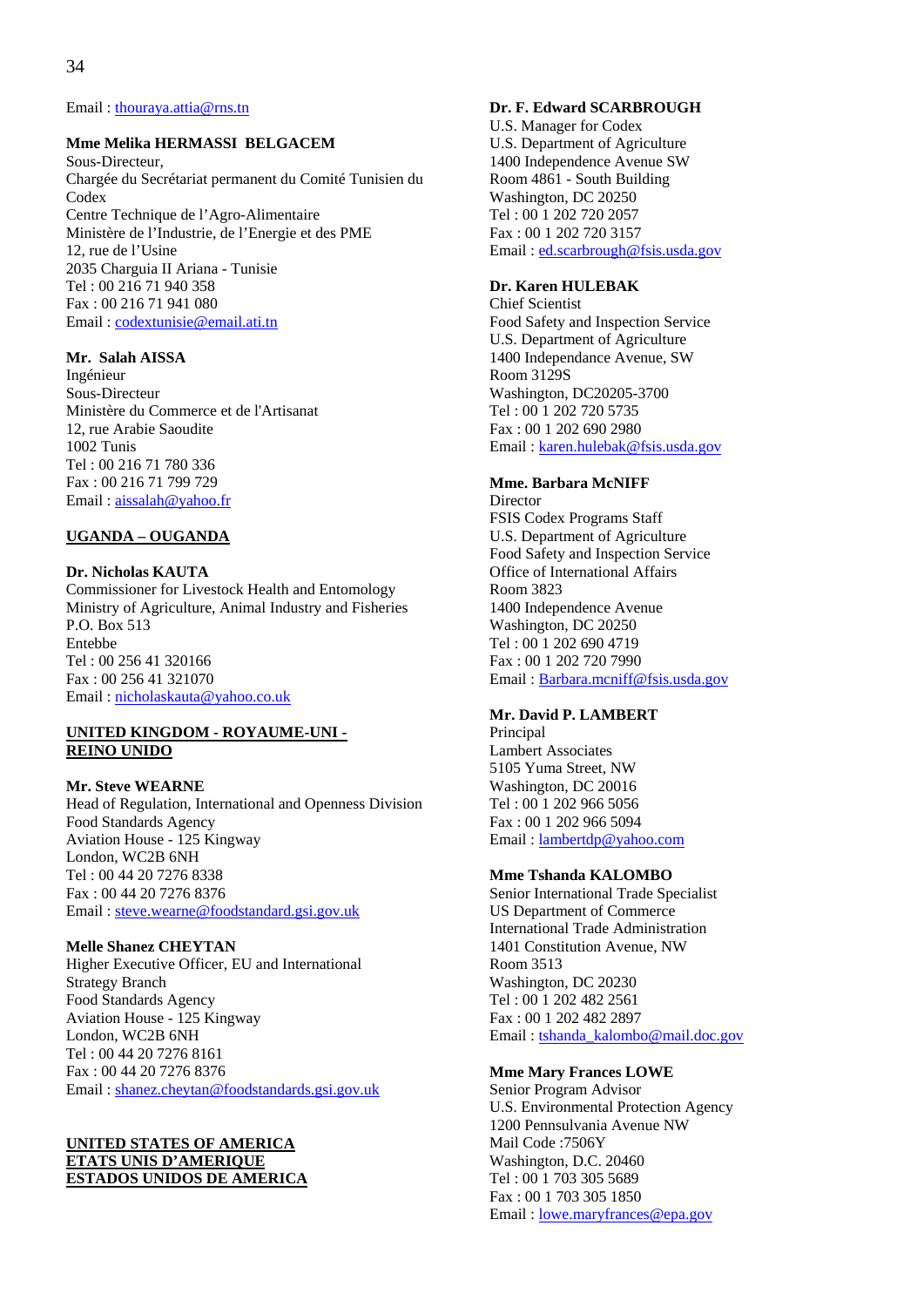Email : thouraya.attia@rns.tn

**Mme Melika HERMASSI BELGACEM**
Sous-Directeur,
Chargée du Secrétariat permanent du Comité Tunisien du Codex
Centre Technique de l'Agro-Alimentaire
Ministère de l'Industrie, de l'Energie et des PME
12, rue de l'Usine
2035 Charguia II Ariana - Tunisie
Tel : 00 216 71 940 358
Fax : 00 216 71 941 080
Email : codextunisie@email.ati.tn

**Mr. Salah AISSA**
Ingénieur
Sous-Directeur
Ministère du Commerce et de l'Artisanat
12, rue Arabie Saoudite
1002 Tunis
Tel : 00 216 71 780 336
Fax : 00 216 71 799 729
Email : aissalah@yahoo.fr

## UGANDA – OUGANDA

**Dr. Nicholas KAUTA**
Commissioner for Livestock Health and Entomology
Ministry of Agriculture, Animal Industry and Fisheries
P.O. Box 513
Entebbe
Tel : 00 256 41 320166
Fax : 00 256 41 321070
Email : nicholaskauta@yahoo.co.uk

## UNITED KINGDOM - ROYAUME-UNI - REINO UNIDO

**Mr. Steve WEARNE**
Head of Regulation, International and Openness Division
Food Standards Agency
Aviation House - 125 Kingway
London, WC2B 6NH
Tel : 00 44 20 7276 8338
Fax : 00 44 20 7276 8376
Email : steve.wearne@foodstandard.gsi.gov.uk

**Melle Shanez CHEYTAN**
Higher Executive Officer, EU and International Strategy Branch
Food Standards Agency
Aviation House - 125 Kingway
London, WC2B 6NH
Tel : 00 44 20 7276 8161
Fax : 00 44 20 7276 8376
Email : shanez.cheytan@foodstandards.gsi.gov.uk

## UNITED STATES OF AMERICA
## ETATS UNIS D'AMERIQUE
## ESTADOS UNIDOS DE AMERICA

**Dr. F. Edward SCARBROUGH**
U.S. Manager for Codex
U.S. Department of Agriculture
1400 Independence Avenue SW
Room 4861 - South Building
Washington, DC 20250
Tel : 00 1 202 720 2057
Fax : 00 1 202 720 3157
Email : ed.scarbrough@fsis.usda.gov

**Dr. Karen HULEBAK**
Chief Scientist
Food Safety and Inspection Service
U.S. Department of Agriculture
1400 Independance Avenue, SW
Room 3129S
Washington, DC20205-3700
Tel : 00 1 202 720 5735
Fax : 00 1 202 690 2980
Email : karen.hulebak@fsis.usda.gov

**Mme. Barbara McNIFF**
Director
FSIS Codex Programs Staff
U.S. Department of Agriculture
Food Safety and Inspection Service
Office of International Affairs
Room 3823
1400 Independence Avenue
Washington, DC 20250
Tel : 00 1 202 690 4719
Fax : 00 1 202 720 7990
Email : Barbara.mcniff@fsis.usda.gov

**Mr. David P. LAMBERT**
Principal
Lambert Associates
5105 Yuma Street, NW
Washington, DC 20016
Tel : 00 1 202 966 5056
Fax : 00 1 202 966 5094
Email : lambertdp@yahoo.com

**Mme Tshanda KALOMBO**
Senior International Trade Specialist
US Department of Commerce
International Trade Administration
1401 Constitution Avenue, NW
Room 3513
Washington, DC 20230
Tel : 00 1 202 482 2561
Fax : 00 1 202 482 2897
Email : tshanda_kalombo@mail.doc.gov

**Mme Mary Frances LOWE**
Senior Program Advisor
U.S. Environmental Protection Agency
1200 Pennsulvania Avenue NW
Mail Code :7506Y
Washington, D.C. 20460
Tel : 00 1 703 305 5689
Fax : 00 1 703 305 1850
Email : lowe.maryfrances@epa.gov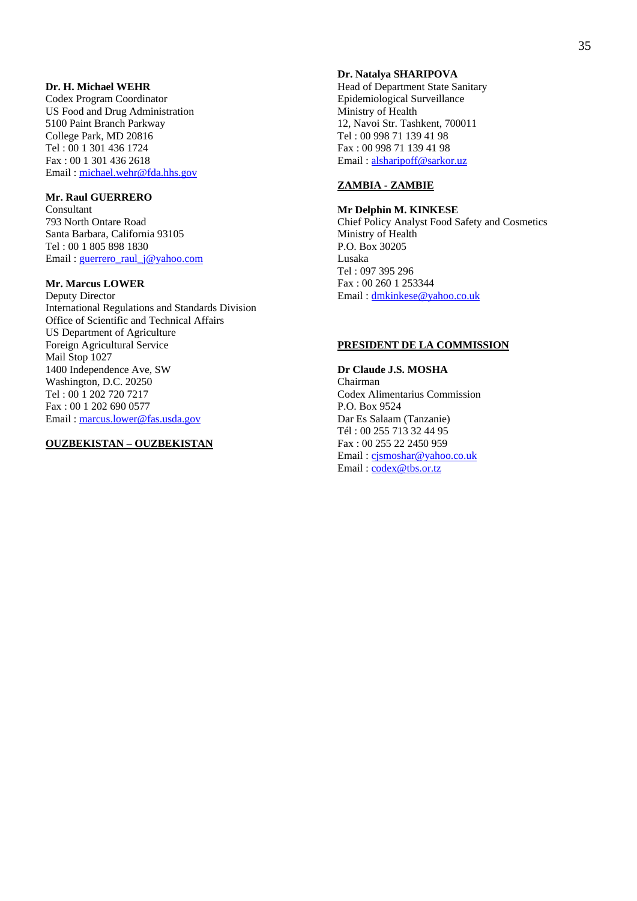**Dr. H. Michael WEHR**
Codex Program Coordinator
US Food and Drug Administration
5100 Paint Branch Parkway
College Park, MD 20816
Tel : 00 1 301 436 1724
Fax : 00 1 301 436 2618
Email : michael.wehr@fda.hhs.gov

**Mr. Raul GUERRERO**
Consultant
793 North Ontare Road
Santa Barbara, California 93105
Tel : 00 1 805 898 1830
Email : guerrero_raul_j@yahoo.com

**Mr. Marcus LOWER**
Deputy Director
International Regulations and Standards Division
Office of Scientific and Technical Affairs
US Department of Agriculture
Foreign Agricultural Service
Mail Stop 1027
1400 Independence Ave, SW
Washington, D.C. 20250
Tel : 00 1 202 720 7217
Fax : 00 1 202 690 0577
Email : marcus.lower@fas.usda.gov

**OUZBEKISTAN – OUZBEKISTAN**

**Dr. Natalya SHARIPOVA**
Head of Department State Sanitary
Epidemiological Surveillance
Ministry of Health
12, Navoi Str. Tashkent, 700011
Tel : 00 998 71 139 41 98
Fax : 00 998 71 139 41 98
Email : alsharipoff@sarkor.uz

**ZAMBIA - ZAMBIE**

**Mr Delphin M. KINKESE**
Chief Policy Analyst Food Safety and Cosmetics
Ministry of Health
P.O. Box 30205
Lusaka
Tel : 097 395 296
Fax : 00 260 1 253344
Email : dmkinkese@yahoo.co.uk

**PRESIDENT DE LA COMMISSION**

**Dr Claude J.S. MOSHA**
Chairman
Codex Alimentarius Commission
P.O. Box 9524
Dar Es Salaam (Tanzanie)
Tél : 00 255 713 32 44 95
Fax : 00 255 22 2450 959
Email : cjsmoshar@yahoo.co.uk
Email : codex@tbs.or.tz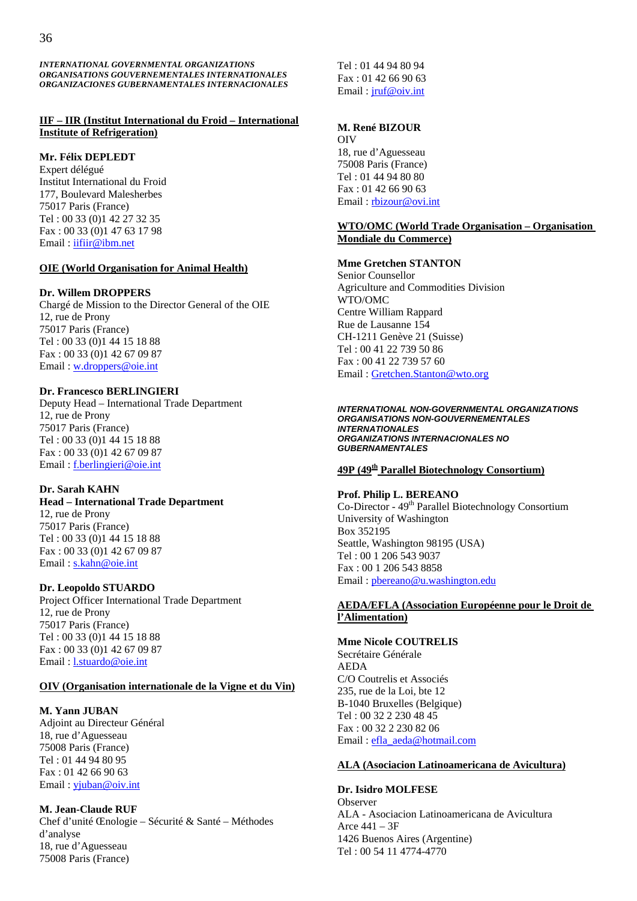*INTERNATIONAL GOVERNMENTAL ORGANIZATIONS*
*ORGANISATIONS GOUVERNEMENTALES INTERNATIONALES*
*ORGANIZACIONES GUBERNAMENTALES INTERNACIONALES*

**IIF – IIR (Institut International du Froid – International Institute of Refrigeration)**

**Mr. Félix DEPLEDT**
Expert délégué
Institut International du Froid
177, Boulevard Malesherbes
75017 Paris (France)
Tel : 00 33 (0)1 42 27 32 35
Fax : 00 33 (0)1 47 63 17 98
Email : iifiir@ibm.net

**OIE (World Organisation for Animal Health)**

**Dr. Willem DROPPERS**
Chargé de Mission to the Director General of the OIE
12, rue de Prony
75017 Paris (France)
Tel : 00 33 (0)1 44 15 18 88
Fax : 00 33 (0)1 42 67 09 87
Email : w.droppers@oie.int

**Dr. Francesco BERLINGIERI**
Deputy Head – International Trade Department
12, rue de Prony
75017 Paris (France)
Tel : 00 33 (0)1 44 15 18 88
Fax : 00 33 (0)1 42 67 09 87
Email : f.berlingieri@oie.int

**Dr. Sarah KAHN**
**Head – International Trade Department**
12, rue de Prony
75017 Paris (France)
Tel : 00 33 (0)1 44 15 18 88
Fax : 00 33 (0)1 42 67 09 87
Email : s.kahn@oie.int

**Dr. Leopoldo STUARDO**
Project Officer International Trade Department
12, rue de Prony
75017 Paris (France)
Tel : 00 33 (0)1 44 15 18 88
Fax : 00 33 (0)1 42 67 09 87
Email : l.stuardo@oie.int

**OIV (Organisation internationale de la Vigne et du Vin)**

**M. Yann JUBAN**
Adjoint au Directeur Général
18, rue d'Aguesseau
75008 Paris (France)
Tel : 01 44 94 80 95
Fax : 01 42 66 90 63
Email : yjuban@oiv.int

**M. Jean-Claude RUF**
Chef d'unité Œnologie – Sécurité & Santé – Méthodes d'analyse
18, rue d'Aguesseau
75008 Paris (France)
Tel : 01 44 94 80 94
Fax : 01 42 66 90 63
Email : jruf@oiv.int

**M. René BIZOUR**
OIV
18, rue d'Aguesseau
75008 Paris (France)
Tel : 01 44 94 80 80
Fax : 01 42 66 90 63
Email : rbizour@ovi.int

**WTO/OMC (World Trade Organisation – Organisation Mondiale du Commerce)**

**Mme Gretchen STANTON**
Senior Counsellor
Agriculture and Commodities Division
WTO/OMC
Centre William Rappard
Rue de Lausanne 154
CH-1211 Genève 21 (Suisse)
Tel : 00 41 22 739 50 86
Fax : 00 41 22 739 57 60
Email : Gretchen.Stanton@wto.org

***INTERNATIONAL NON-GOVERNMENTAL ORGANIZATIONS***
***ORGANISATIONS NON-GOUVERNEMENTALES INTERNATIONALES***
***ORGANIZATIONS INTERNACIONALES NO GUBERNAMENTALES***

**49P (49th Parallel Biotechnology Consortium)**

**Prof. Philip L. BEREANO**
Co-Director - 49th Parallel Biotechnology Consortium
University of Washington
Box 352195
Seattle, Washington 98195 (USA)
Tel : 00 1 206 543 9037
Fax : 00 1 206 543 8858
Email : pbereano@u.washington.edu

**AEDA/EFLA (Association Européenne pour le Droit de l'Alimentation)**

**Mme Nicole COUTRELIS**
Secrétaire Générale
AEDA
C/O Coutrelis et Associés
235, rue de la Loi, bte 12
B-1040 Bruxelles (Belgique)
Tel : 00 32 2 230 48 45
Fax : 00 32 2 230 82 06
Email : efla_aeda@hotmail.com

**ALA (Asociacion Latinoamericana de Avicultura)**

**Dr. Isidro MOLFESE**
Observer
ALA - Asociacion Latinoamericana de Avicultura
Arce 441 – 3F
1426 Buenos Aires (Argentine)
Tel : 00 54 11 4774-4770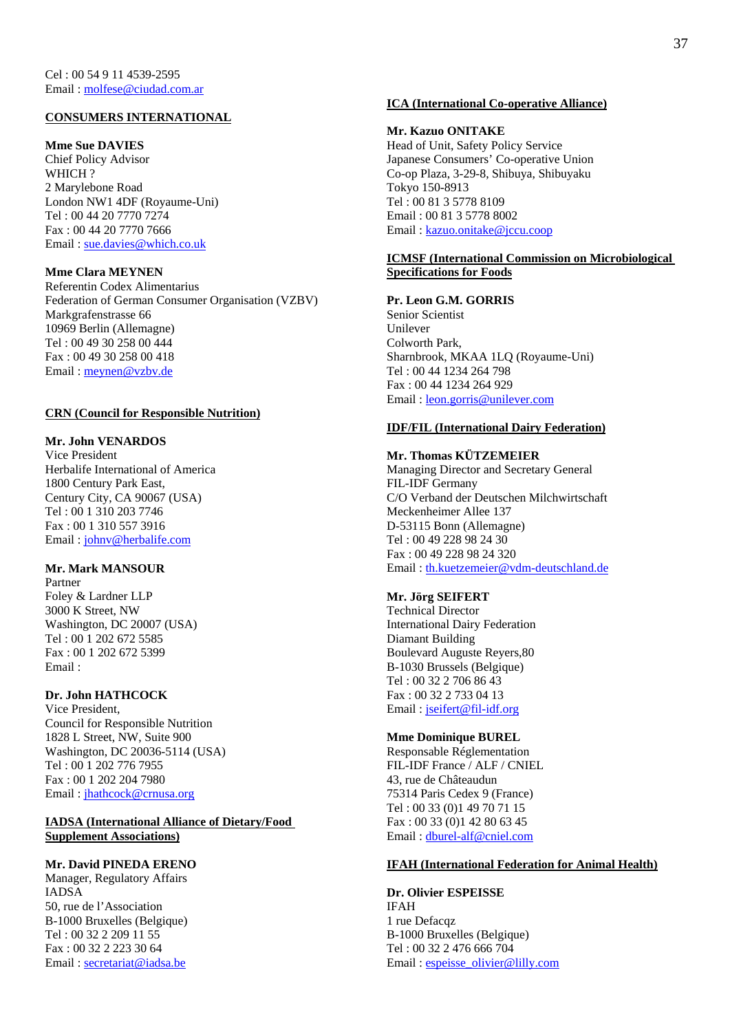Cel : 00 54 9 11 4539-2595
Email : molfese@ciudad.com.ar

**CONSUMERS INTERNATIONAL**

**Mme Sue DAVIES**
Chief Policy Advisor
WHICH ?
2 Marylebone Road
London NW1 4DF (Royaume-Uni)
Tel : 00 44 20 7770 7274
Fax : 00 44 20 7770 7666
Email : sue.davies@which.co.uk

**Mme Clara MEYNEN**
Referentin Codex Alimentarius
Federation of German Consumer Organisation (VZBV)
Markgrafenstrasse 66
10969 Berlin (Allemagne)
Tel : 00 49 30 258 00 444
Fax : 00 49 30 258 00 418
Email : meynen@vzbv.de

**CRN (Council for Responsible Nutrition)**

**Mr. John VENARDOS**
Vice President
Herbalife International of America
1800 Century Park East,
Century City, CA 90067 (USA)
Tel : 00 1 310 203 7746
Fax : 00 1 310 557 3916
Email : johnv@herbalife.com

**Mr. Mark MANSOUR**
Partner
Foley & Lardner LLP
3000 K Street, NW
Washington, DC 20007 (USA)
Tel : 00 1 202 672 5585
Fax : 00 1 202 672 5399
Email :

**Dr. John HATHCOCK**
Vice President,
Council for Responsible Nutrition
1828 L Street, NW, Suite 900
Washington, DC 20036-5114 (USA)
Tel : 00 1 202 776 7955
Fax : 00 1 202 204 7980
Email : jhathcock@crnusa.org

**IADSA (International Alliance of Dietary/Food Supplement Associations)**

**Mr. David PINEDA ERENO**
Manager, Regulatory Affairs
IADSA
50, rue de l'Association
B-1000 Bruxelles (Belgique)
Tel : 00 32 2 209 11 55
Fax : 00 32 2 223 30 64
Email : secretariat@iadsa.be

**ICA (International Co-operative Alliance)**

**Mr. Kazuo ONITAKE**
Head of Unit, Safety Policy Service
Japanese Consumers' Co-operative Union
Co-op Plaza, 3-29-8, Shibuya, Shibuyaku
Tokyo 150-8913
Tel : 00 81 3 5778 8109
Email : 00 81 3 5778 8002
Email : kazuo.onitake@jccu.coop

**ICMSF (International Commission on Microbiological Specifications for Foods**

**Pr. Leon G.M. GORRIS**
Senior Scientist
Unilever
Colworth Park,
Sharnbrook, MKAA 1LQ (Royaume-Uni)
Tel : 00 44 1234 264 798
Fax : 00 44 1234 264 929
Email : leon.gorris@unilever.com

**IDF/FIL (International Dairy Federation)**

**Mr. Thomas KÜTZEMEIER**
Managing Director and Secretary General
FIL-IDF Germany
C/O Verband der Deutschen Milchwirtschaft
Meckenheimer Allee 137
D-53115 Bonn (Allemagne)
Tel : 00 49 228 98 24 30
Fax : 00 49 228 98 24 320
Email : th.kuetzemeier@vdm-deutschland.de

**Mr. Jörg SEIFERT**
Technical Director
International Dairy Federation
Diamant Building
Boulevard Auguste Reyers,80
B-1030 Brussels (Belgique)
Tel : 00 32 2 706 86 43
Fax : 00 32 2 733 04 13
Email : jseifert@fil-idf.org

**Mme Dominique BUREL**
Responsable Réglementation
FIL-IDF France / ALF / CNIEL
43, rue de Châteaudun
75314 Paris Cedex 9 (France)
Tel : 00 33 (0)1 49 70 71 15
Fax : 00 33 (0)1 42 80 63 45
Email : dburel-alf@cniel.com

**IFAH (International Federation for Animal Health)**

**Dr. Olivier ESPEISSE**
IFAH
1 rue Defacqz
B-1000 Bruxelles (Belgique)
Tel : 00 32 2 476 666 704
Email : espeisse_olivier@lilly.com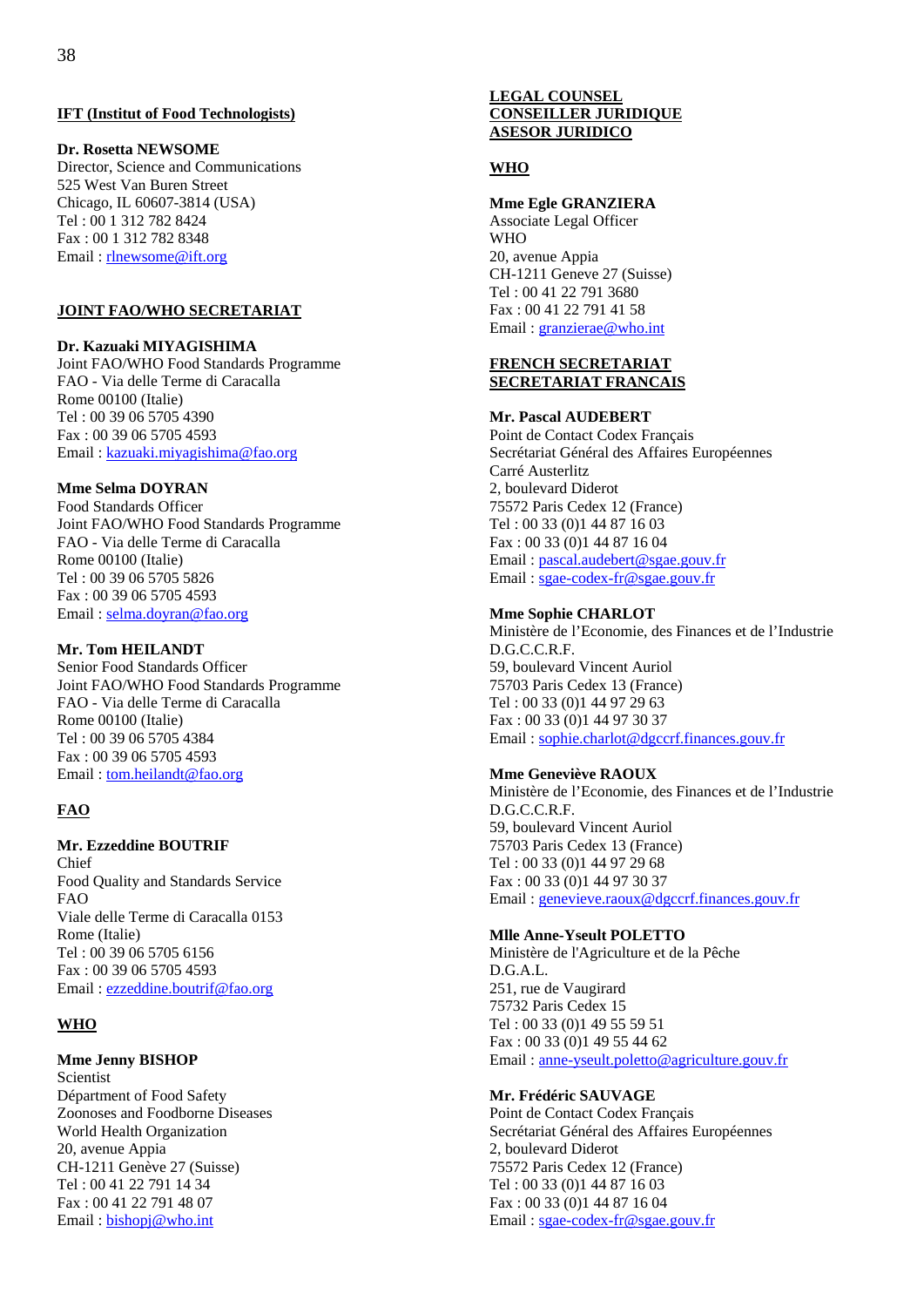**IFT (Institut of Food Technologists)**

**Dr. Rosetta NEWSOME**
Director, Science and Communications
525 West Van Buren Street
Chicago, IL 60607-3814 (USA)
Tel : 00 1 312 782 8424
Fax : 00 1 312 782 8348
Email : rlnewsome@ift.org

**JOINT FAO/WHO SECRETARIAT**

**Dr. Kazuaki MIYAGISHIMA**
Joint FAO/WHO Food Standards Programme
FAO - Via delle Terme di Caracalla
Rome 00100 (Italie)
Tel : 00 39 06 5705 4390
Fax : 00 39 06 5705 4593
Email : kazuaki.miyagishima@fao.org

**Mme Selma DOYRAN**
Food Standards Officer
Joint FAO/WHO Food Standards Programme
FAO - Via delle Terme di Caracalla
Rome 00100 (Italie)
Tel : 00 39 06 5705 5826
Fax : 00 39 06 5705 4593
Email : selma.doyran@fao.org

**Mr. Tom HEILANDT**
Senior Food Standards Officer
Joint FAO/WHO Food Standards Programme
FAO - Via delle Terme di Caracalla
Rome 00100 (Italie)
Tel : 00 39 06 5705 4384
Fax : 00 39 06 5705 4593
Email : tom.heilandt@fao.org

**FAO**

**Mr. Ezzeddine BOUTRIF**
Chief
Food Quality and Standards Service
FAO
Viale delle Terme di Caracalla 0153
Rome (Italie)
Tel : 00 39 06 5705 6156
Fax : 00 39 06 5705 4593
Email : ezzeddine.boutrif@fao.org

**WHO**

**Mme Jenny BISHOP**
Scientist
Départment of Food Safety
Zoonoses and Foodborne Diseases
World Health Organization
20, avenue Appia
CH-1211 Genève 27 (Suisse)
Tel : 00 41 22 791 14 34
Fax : 00 41 22 791 48 07
Email : bishopj@who.int

**LEGAL COUNSEL**
**CONSEILLER JURIDIQUE**
**ASESOR JURIDICO**

**WHO**

**Mme Egle GRANZIERA**
Associate Legal Officer
WHO
20, avenue Appia
CH-1211 Geneve 27 (Suisse)
Tel : 00 41 22 791 3680
Fax : 00 41 22 791 41 58
Email : granzierae@who.int

**FRENCH SECRETARIAT**
**SECRETARIAT FRANCAIS**

**Mr. Pascal AUDEBERT**
Point de Contact Codex Français
Secrétariat Général des Affaires Européennes
Carré Austerlitz
2, boulevard Diderot
75572 Paris Cedex 12 (France)
Tel : 00 33 (0)1 44 87 16 03
Fax : 00 33 (0)1 44 87 16 04
Email : pascal.audebert@sgae.gouv.fr
Email : sgae-codex-fr@sgae.gouv.fr

**Mme Sophie CHARLOT**
Ministère de l'Economie, des Finances et de l'Industrie
D.G.C.C.R.F.
59, boulevard Vincent Auriol
75703 Paris Cedex 13 (France)
Tel : 00 33 (0)1 44 97 29 63
Fax : 00 33 (0)1 44 97 30 37
Email : sophie.charlot@dgccrf.finances.gouv.fr

**Mme Geneviève RAOUX**
Ministère de l'Economie, des Finances et de l'Industrie
D.G.C.C.R.F.
59, boulevard Vincent Auriol
75703 Paris Cedex 13 (France)
Tel : 00 33 (0)1 44 97 29 68
Fax : 00 33 (0)1 44 97 30 37
Email : genevieve.raoux@dgccrf.finances.gouv.fr

**Mlle Anne-Yseult POLETTO**
Ministère de l'Agriculture et de la Pêche
D.G.A.L.
251, rue de Vaugirard
75732 Paris Cedex 15
Tel : 00 33 (0)1 49 55 59 51
Fax : 00 33 (0)1 49 55 44 62
Email : anne-yseult.poletto@agriculture.gouv.fr

**Mr. Frédéric SAUVAGE**
Point de Contact Codex Français
Secrétariat Général des Affaires Européennes
2, boulevard Diderot
75572 Paris Cedex 12 (France)
Tel : 00 33 (0)1 44 87 16 03
Fax : 00 33 (0)1 44 87 16 04
Email : sgae-codex-fr@sgae.gouv.fr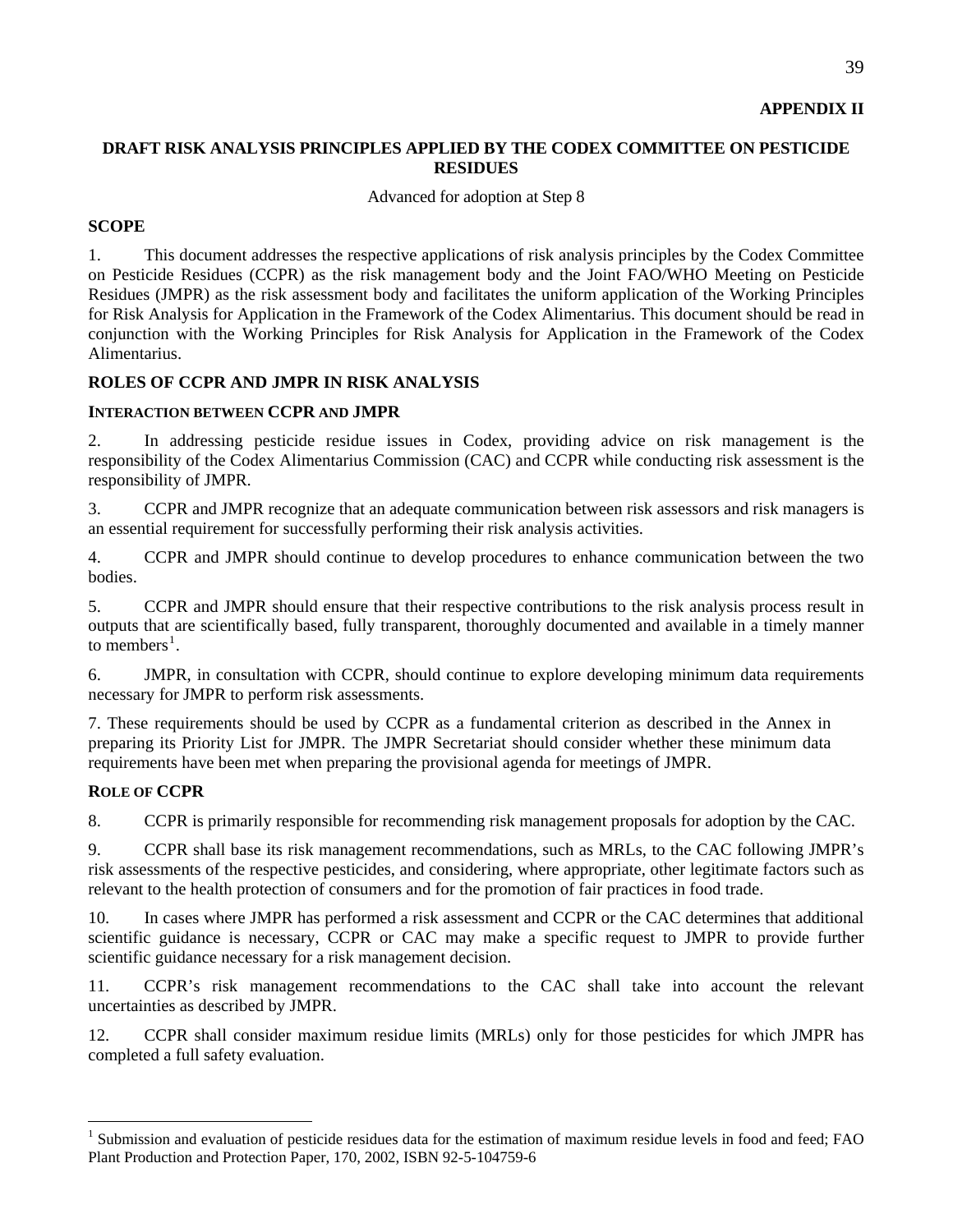**APPENDIX II**

## DRAFT RISK ANALYSIS PRINCIPLES APPLIED BY THE CODEX COMMITTEE ON PESTICIDE RESIDUES

Advanced for adoption at Step 8

### SCOPE

1. This document addresses the respective applications of risk analysis principles by the Codex Committee on Pesticide Residues (CCPR) as the risk management body and the Joint FAO/WHO Meeting on Pesticide Residues (JMPR) as the risk assessment body and facilitates the uniform application of the Working Principles for Risk Analysis for Application in the Framework of the Codex Alimentarius. This document should be read in conjunction with the Working Principles for Risk Analysis for Application in the Framework of the Codex Alimentarius.

### ROLES OF CCPR AND JMPR IN RISK ANALYSIS

#### INTERACTION BETWEEN CCPR AND JMPR

2. In addressing pesticide residue issues in Codex, providing advice on risk management is the responsibility of the Codex Alimentarius Commission (CAC) and CCPR while conducting risk assessment is the responsibility of JMPR.

3. CCPR and JMPR recognize that an adequate communication between risk assessors and risk managers is an essential requirement for successfully performing their risk analysis activities.

4. CCPR and JMPR should continue to develop procedures to enhance communication between the two bodies.

5. CCPR and JMPR should ensure that their respective contributions to the risk analysis process result in outputs that are scientifically based, fully transparent, thoroughly documented and available in a timely manner to members[1].

6. JMPR, in consultation with CCPR, should continue to explore developing minimum data requirements necessary for JMPR to perform risk assessments.

7. These requirements should be used by CCPR as a fundamental criterion as described in the Annex in preparing its Priority List for JMPR. The JMPR Secretariat should consider whether these minimum data requirements have been met when preparing the provisional agenda for meetings of JMPR.

#### ROLE OF CCPR

8. CCPR is primarily responsible for recommending risk management proposals for adoption by the CAC.

9. CCPR shall base its risk management recommendations, such as MRLs, to the CAC following JMPR's risk assessments of the respective pesticides, and considering, where appropriate, other legitimate factors such as relevant to the health protection of consumers and for the promotion of fair practices in food trade.

10. In cases where JMPR has performed a risk assessment and CCPR or the CAC determines that additional scientific guidance is necessary, CCPR or CAC may make a specific request to JMPR to provide further scientific guidance necessary for a risk management decision.

11. CCPR's risk management recommendations to the CAC shall take into account the relevant uncertainties as described by JMPR.

12. CCPR shall consider maximum residue limits (MRLs) only for those pesticides for which JMPR has completed a full safety evaluation.

---

[1] Submission and evaluation of pesticide residues data for the estimation of maximum residue levels in food and feed; FAO Plant Production and Protection Paper, 170, 2002, ISBN 92-5-104759-6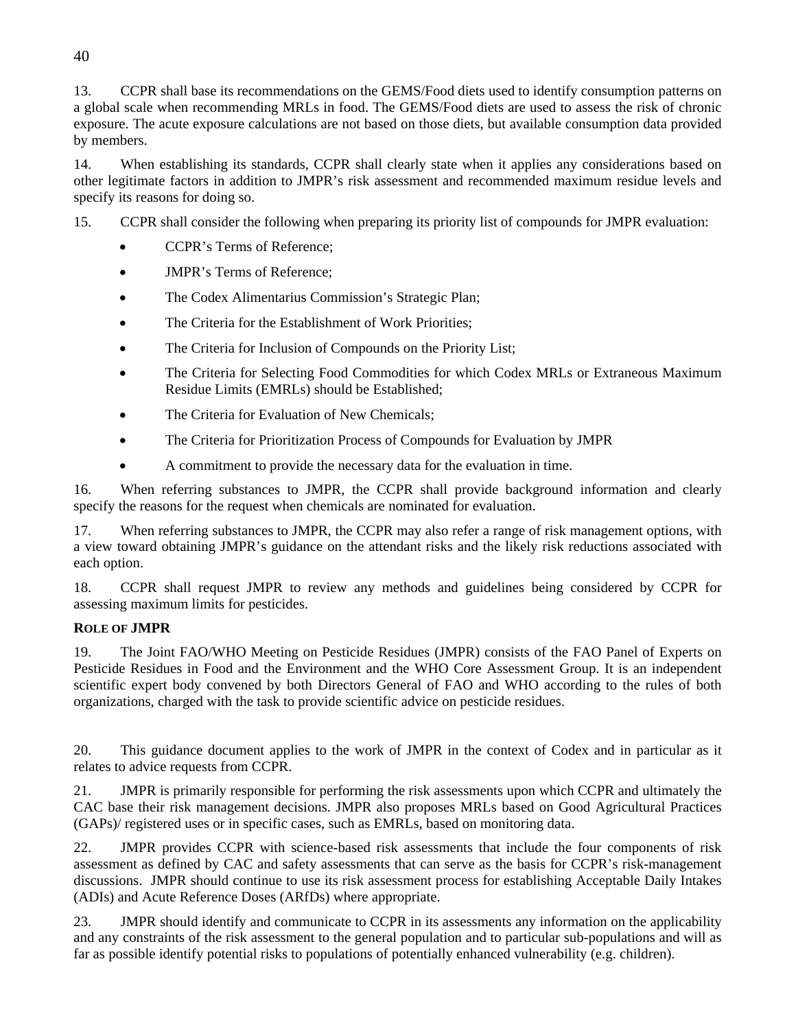13. CCPR shall base its recommendations on the GEMS/Food diets used to identify consumption patterns on a global scale when recommending MRLs in food. The GEMS/Food diets are used to assess the risk of chronic exposure. The acute exposure calculations are not based on those diets, but available consumption data provided by members.

14. When establishing its standards, CCPR shall clearly state when it applies any considerations based on other legitimate factors in addition to JMPR's risk assessment and recommended maximum residue levels and specify its reasons for doing so.

15. CCPR shall consider the following when preparing its priority list of compounds for JMPR evaluation:

- CCPR's Terms of Reference;
- JMPR's Terms of Reference;
- The Codex Alimentarius Commission's Strategic Plan;
- The Criteria for the Establishment of Work Priorities;
- The Criteria for Inclusion of Compounds on the Priority List;
- The Criteria for Selecting Food Commodities for which Codex MRLs or Extraneous Maximum Residue Limits (EMRLs) should be Established;
- The Criteria for Evaluation of New Chemicals;
- The Criteria for Prioritization Process of Compounds for Evaluation by JMPR
- A commitment to provide the necessary data for the evaluation in time.

16. When referring substances to JMPR, the CCPR shall provide background information and clearly specify the reasons for the request when chemicals are nominated for evaluation.

17. When referring substances to JMPR, the CCPR may also refer a range of risk management options, with a view toward obtaining JMPR's guidance on the attendant risks and the likely risk reductions associated with each option.

18. CCPR shall request JMPR to review any methods and guidelines being considered by CCPR for assessing maximum limits for pesticides.

**ROLE OF JMPR**

19. The Joint FAO/WHO Meeting on Pesticide Residues (JMPR) consists of the FAO Panel of Experts on Pesticide Residues in Food and the Environment and the WHO Core Assessment Group. It is an independent scientific expert body convened by both Directors General of FAO and WHO according to the rules of both organizations, charged with the task to provide scientific advice on pesticide residues.

20. This guidance document applies to the work of JMPR in the context of Codex and in particular as it relates to advice requests from CCPR.

21. JMPR is primarily responsible for performing the risk assessments upon which CCPR and ultimately the CAC base their risk management decisions. JMPR also proposes MRLs based on Good Agricultural Practices (GAPs)/ registered uses or in specific cases, such as EMRLs, based on monitoring data.

22. JMPR provides CCPR with science-based risk assessments that include the four components of risk assessment as defined by CAC and safety assessments that can serve as the basis for CCPR's risk-management discussions. JMPR should continue to use its risk assessment process for establishing Acceptable Daily Intakes (ADIs) and Acute Reference Doses (ARfDs) where appropriate.

23. JMPR should identify and communicate to CCPR in its assessments any information on the applicability and any constraints of the risk assessment to the general population and to particular sub-populations and will as far as possible identify potential risks to populations of potentially enhanced vulnerability (e.g. children).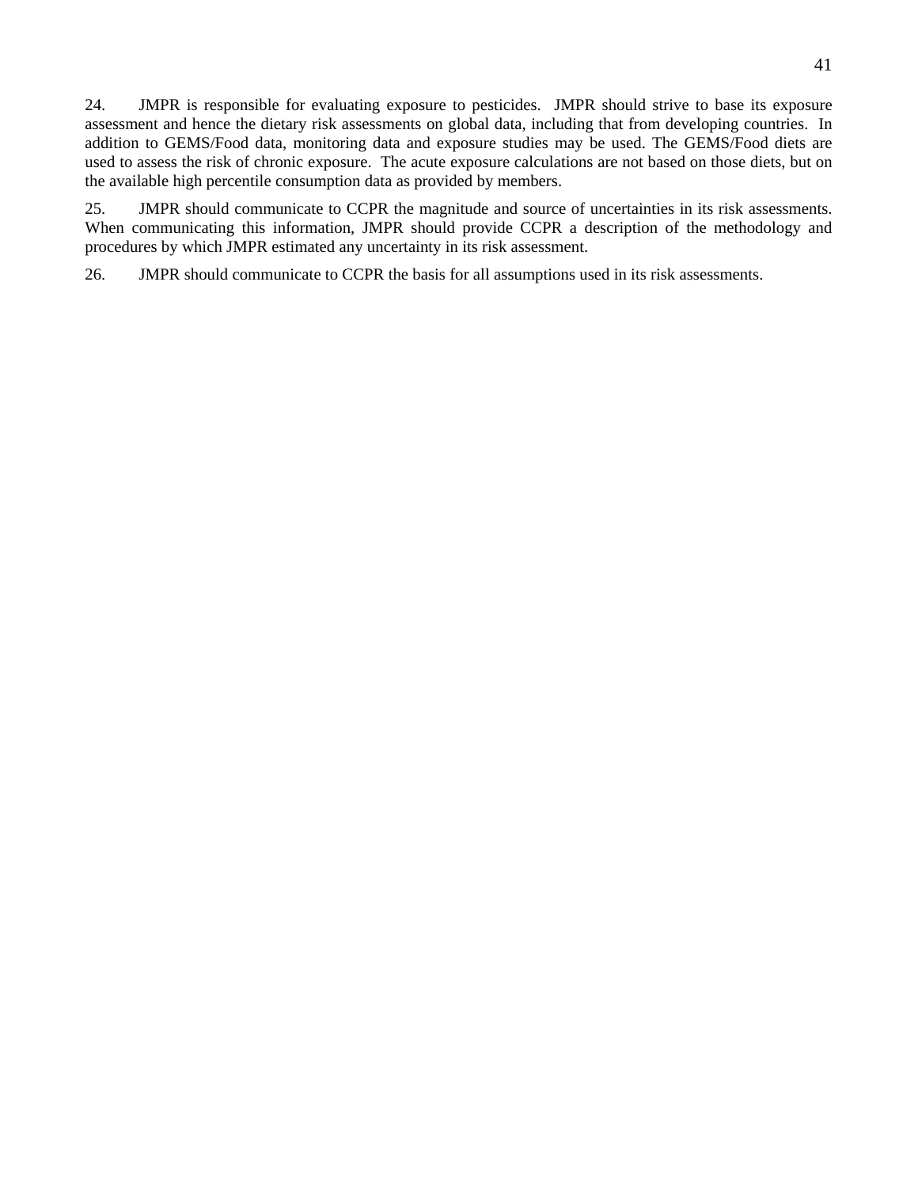24. JMPR is responsible for evaluating exposure to pesticides. JMPR should strive to base its exposure assessment and hence the dietary risk assessments on global data, including that from developing countries. In addition to GEMS/Food data, monitoring data and exposure studies may be used. The GEMS/Food diets are used to assess the risk of chronic exposure. The acute exposure calculations are not based on those diets, but on the available high percentile consumption data as provided by members.

25. JMPR should communicate to CCPR the magnitude and source of uncertainties in its risk assessments. When communicating this information, JMPR should provide CCPR a description of the methodology and procedures by which JMPR estimated any uncertainty in its risk assessment.

26. JMPR should communicate to CCPR the basis for all assumptions used in its risk assessments.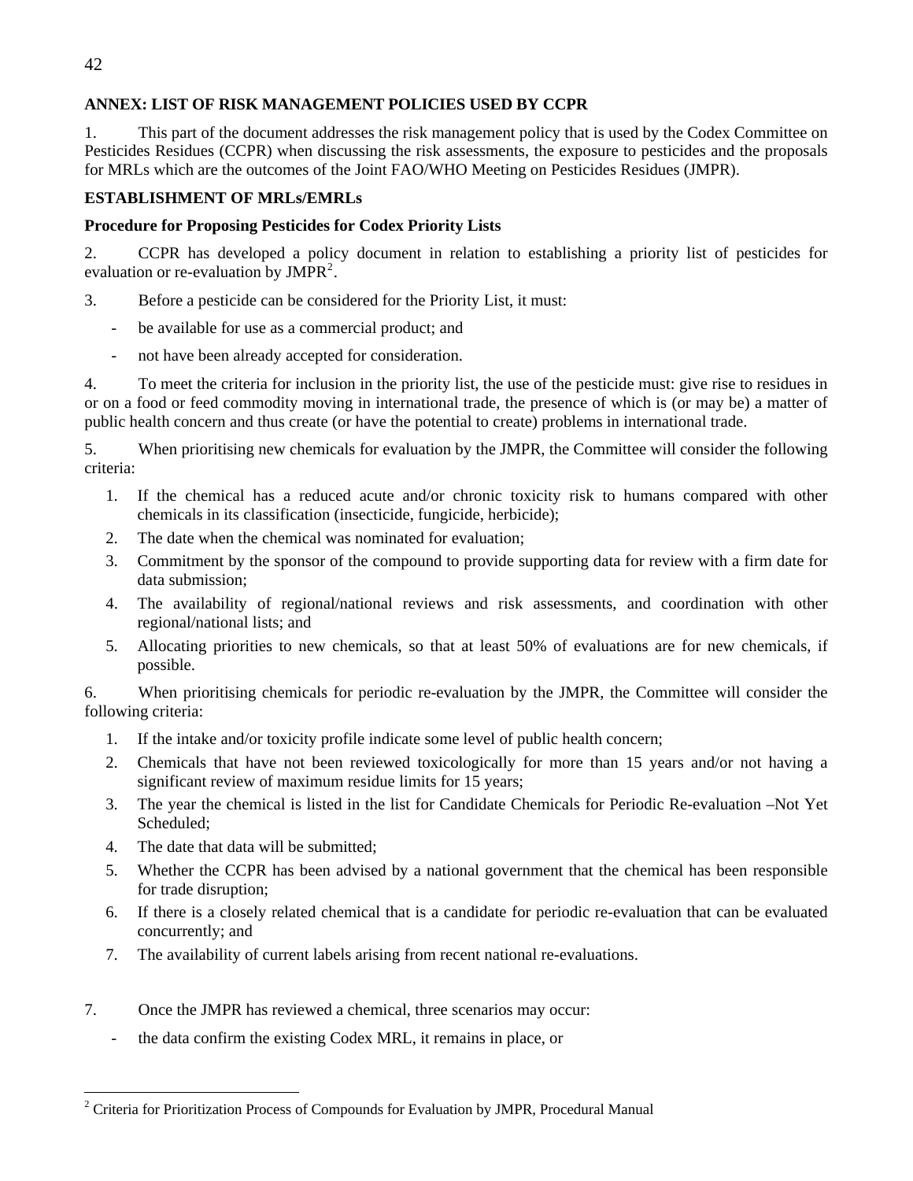**ANNEX: LIST OF RISK MANAGEMENT POLICIES USED BY CCPR**

1. This part of the document addresses the risk management policy that is used by the Codex Committee on Pesticides Residues (CCPR) when discussing the risk assessments, the exposure to pesticides and the proposals for MRLs which are the outcomes of the Joint FAO/WHO Meeting on Pesticides Residues (JMPR).

**ESTABLISHMENT OF MRLs/EMRLs**

**Procedure for Proposing Pesticides for Codex Priority Lists**

2. CCPR has developed a policy document in relation to establishing a priority list of pesticides for evaluation or re-evaluation by JMPR[2].

3. Before a pesticide can be considered for the Priority List, it must:

- be available for use as a commercial product; and
- not have been already accepted for consideration.

4. To meet the criteria for inclusion in the priority list, the use of the pesticide must: give rise to residues in or on a food or feed commodity moving in international trade, the presence of which is (or may be) a matter of public health concern and thus create (or have the potential to create) problems in international trade.

5. When prioritising new chemicals for evaluation by the JMPR, the Committee will consider the following criteria:

1. If the chemical has a reduced acute and/or chronic toxicity risk to humans compared with other chemicals in its classification (insecticide, fungicide, herbicide);
2. The date when the chemical was nominated for evaluation;
3. Commitment by the sponsor of the compound to provide supporting data for review with a firm date for data submission;
4. The availability of regional/national reviews and risk assessments, and coordination with other regional/national lists; and
5. Allocating priorities to new chemicals, so that at least 50% of evaluations are for new chemicals, if possible.

6. When prioritising chemicals for periodic re-evaluation by the JMPR, the Committee will consider the following criteria:

1. If the intake and/or toxicity profile indicate some level of public health concern;
2. Chemicals that have not been reviewed toxicologically for more than 15 years and/or not having a significant review of maximum residue limits for 15 years;
3. The year the chemical is listed in the list for Candidate Chemicals for Periodic Re-evaluation –Not Yet Scheduled;
4. The date that data will be submitted;
5. Whether the CCPR has been advised by a national government that the chemical has been responsible for trade disruption;
6. If there is a closely related chemical that is a candidate for periodic re-evaluation that can be evaluated concurrently; and
7. The availability of current labels arising from recent national re-evaluations.

7. Once the JMPR has reviewed a chemical, three scenarios may occur:

- the data confirm the existing Codex MRL, it remains in place, or

[2] Criteria for Prioritization Process of Compounds for Evaluation by JMPR, Procedural Manual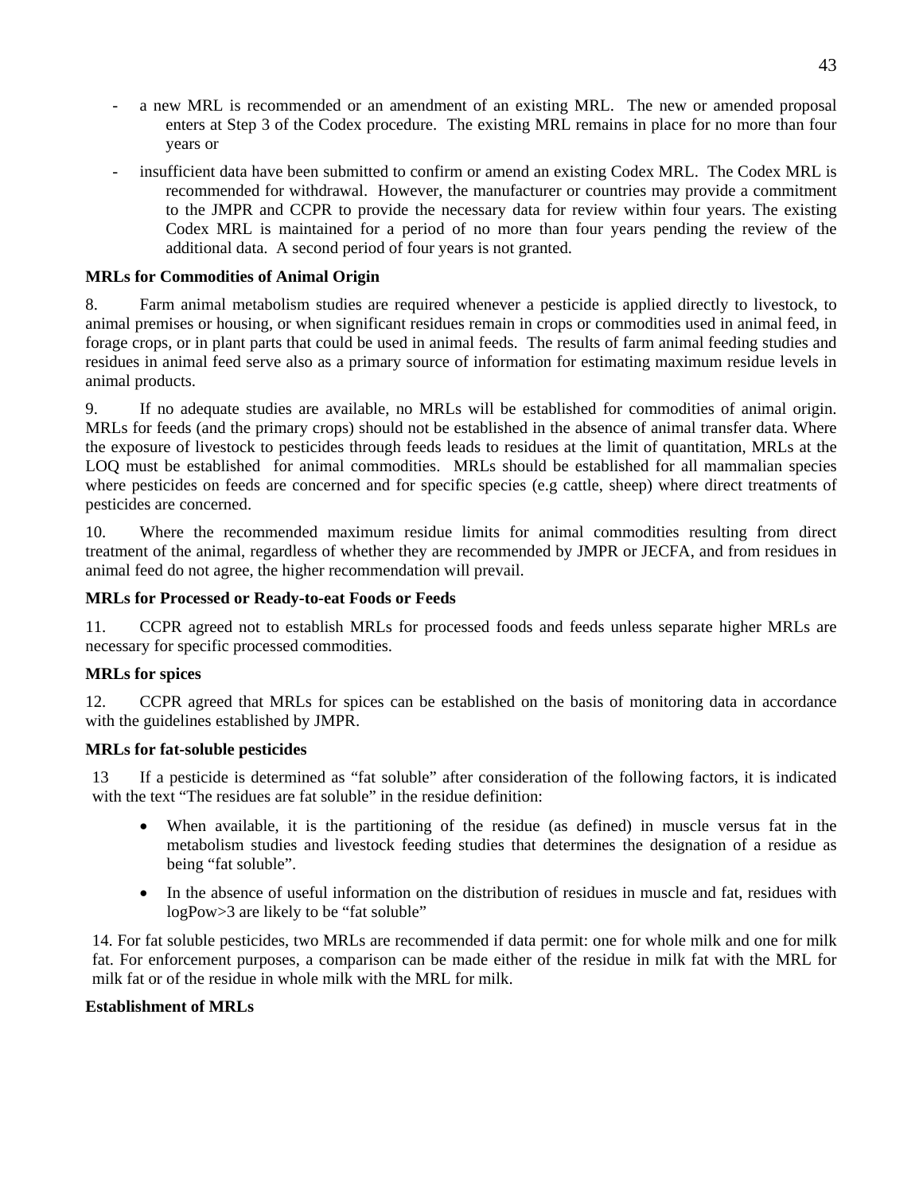- a new MRL is recommended or an amendment of an existing MRL. The new or amended proposal enters at Step 3 of the Codex procedure. The existing MRL remains in place for no more than four years or

- insufficient data have been submitted to confirm or amend an existing Codex MRL. The Codex MRL is recommended for withdrawal. However, the manufacturer or countries may provide a commitment to the JMPR and CCPR to provide the necessary data for review within four years. The existing Codex MRL is maintained for a period of no more than four years pending the review of the additional data. A second period of four years is not granted.

**MRLs for Commodities of Animal Origin**

8. Farm animal metabolism studies are required whenever a pesticide is applied directly to livestock, to animal premises or housing, or when significant residues remain in crops or commodities used in animal feed, in forage crops, or in plant parts that could be used in animal feeds. The results of farm animal feeding studies and residues in animal feed serve also as a primary source of information for estimating maximum residue levels in animal products.

9. If no adequate studies are available, no MRLs will be established for commodities of animal origin. MRLs for feeds (and the primary crops) should not be established in the absence of animal transfer data. Where the exposure of livestock to pesticides through feeds leads to residues at the limit of quantitation, MRLs at the LOQ must be established for animal commodities. MRLs should be established for all mammalian species where pesticides on feeds are concerned and for specific species (e.g cattle, sheep) where direct treatments of pesticides are concerned.

10. Where the recommended maximum residue limits for animal commodities resulting from direct treatment of the animal, regardless of whether they are recommended by JMPR or JECFA, and from residues in animal feed do not agree, the higher recommendation will prevail.

**MRLs for Processed or Ready-to-eat Foods or Feeds**

11. CCPR agreed not to establish MRLs for processed foods and feeds unless separate higher MRLs are necessary for specific processed commodities.

**MRLs for spices**

12. CCPR agreed that MRLs for spices can be established on the basis of monitoring data in accordance with the guidelines established by JMPR.

**MRLs for fat-soluble pesticides**

13 If a pesticide is determined as "fat soluble" after consideration of the following factors, it is indicated with the text "The residues are fat soluble" in the residue definition:

- When available, it is the partitioning of the residue (as defined) in muscle versus fat in the metabolism studies and livestock feeding studies that determines the designation of a residue as being "fat soluble".

- In the absence of useful information on the distribution of residues in muscle and fat, residues with logPow>3 are likely to be "fat soluble"

14. For fat soluble pesticides, two MRLs are recommended if data permit: one for whole milk and one for milk fat. For enforcement purposes, a comparison can be made either of the residue in milk fat with the MRL for milk fat or of the residue in whole milk with the MRL for milk.

**Establishment of MRLs**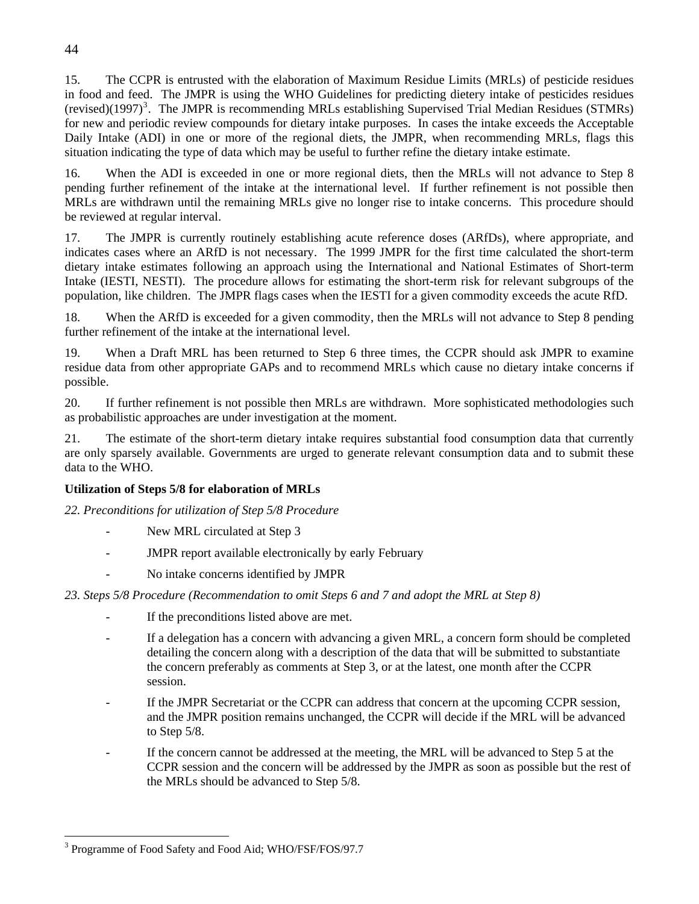15. The CCPR is entrusted with the elaboration of Maximum Residue Limits (MRLs) of pesticide residues in food and feed. The JMPR is using the WHO Guidelines for predicting dietery intake of pesticides residues (revised)(1997)[3]. The JMPR is recommending MRLs establishing Supervised Trial Median Residues (STMRs) for new and periodic review compounds for dietary intake purposes. In cases the intake exceeds the Acceptable Daily Intake (ADI) in one or more of the regional diets, the JMPR, when recommending MRLs, flags this situation indicating the type of data which may be useful to further refine the dietary intake estimate.

16. When the ADI is exceeded in one or more regional diets, then the MRLs will not advance to Step 8 pending further refinement of the intake at the international level. If further refinement is not possible then MRLs are withdrawn until the remaining MRLs give no longer rise to intake concerns. This procedure should be reviewed at regular interval.

17. The JMPR is currently routinely establishing acute reference doses (ARfDs), where appropriate, and indicates cases where an ARfD is not necessary. The 1999 JMPR for the first time calculated the short-term dietary intake estimates following an approach using the International and National Estimates of Short-term Intake (IESTI, NESTI). The procedure allows for estimating the short-term risk for relevant subgroups of the population, like children. The JMPR flags cases when the IESTI for a given commodity exceeds the acute RfD.

18. When the ARfD is exceeded for a given commodity, then the MRLs will not advance to Step 8 pending further refinement of the intake at the international level.

19. When a Draft MRL has been returned to Step 6 three times, the CCPR should ask JMPR to examine residue data from other appropriate GAPs and to recommend MRLs which cause no dietary intake concerns if possible.

20. If further refinement is not possible then MRLs are withdrawn. More sophisticated methodologies such as probabilistic approaches are under investigation at the moment.

21. The estimate of the short-term dietary intake requires substantial food consumption data that currently are only sparsely available. Governments are urged to generate relevant consumption data and to submit these data to the WHO.

**Utilization of Steps 5/8 for elaboration of MRLs**

*22. Preconditions for utilization of Step 5/8 Procedure*

- New MRL circulated at Step 3
- JMPR report available electronically by early February
- No intake concerns identified by JMPR

*23. Steps 5/8 Procedure (Recommendation to omit Steps 6 and 7 and adopt the MRL at Step 8)*

- If the preconditions listed above are met.
- If a delegation has a concern with advancing a given MRL, a concern form should be completed detailing the concern along with a description of the data that will be submitted to substantiate the concern preferably as comments at Step 3, or at the latest, one month after the CCPR session.
- If the JMPR Secretariat or the CCPR can address that concern at the upcoming CCPR session, and the JMPR position remains unchanged, the CCPR will decide if the MRL will be advanced to Step 5/8.
- If the concern cannot be addressed at the meeting, the MRL will be advanced to Step 5 at the CCPR session and the concern will be addressed by the JMPR as soon as possible but the rest of the MRLs should be advanced to Step 5/8.

[3] Programme of Food Safety and Food Aid; WHO/FSF/FOS/97.7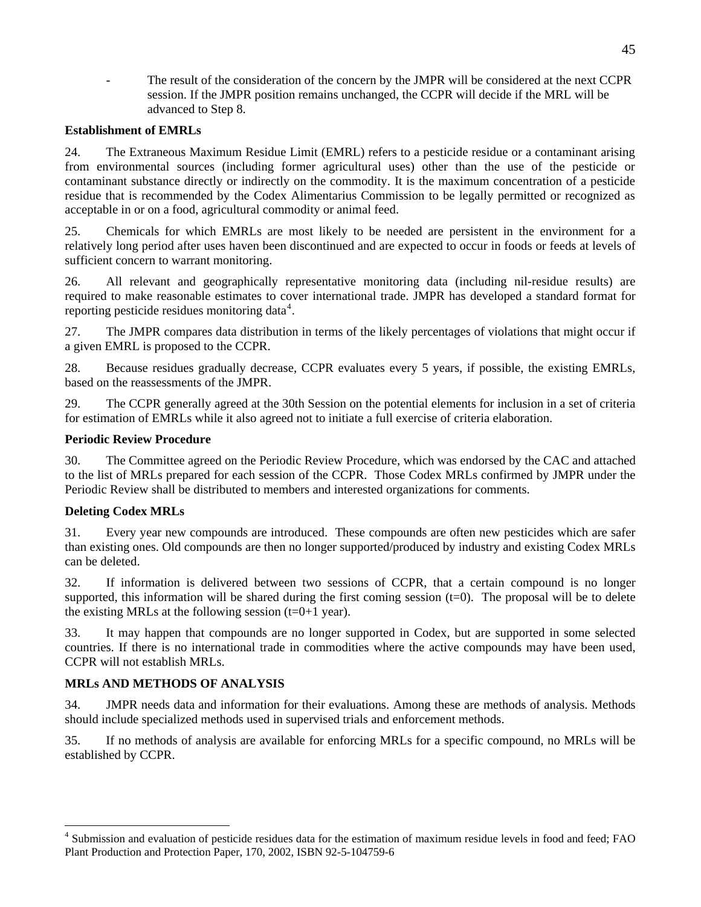- The result of the consideration of the concern by the JMPR will be considered at the next CCPR session. If the JMPR position remains unchanged, the CCPR will decide if the MRL will be advanced to Step 8.

**Establishment of EMRLs**

24. The Extraneous Maximum Residue Limit (EMRL) refers to a pesticide residue or a contaminant arising from environmental sources (including former agricultural uses) other than the use of the pesticide or contaminant substance directly or indirectly on the commodity. It is the maximum concentration of a pesticide residue that is recommended by the Codex Alimentarius Commission to be legally permitted or recognized as acceptable in or on a food, agricultural commodity or animal feed.

25. Chemicals for which EMRLs are most likely to be needed are persistent in the environment for a relatively long period after uses haven been discontinued and are expected to occur in foods or feeds at levels of sufficient concern to warrant monitoring.

26. All relevant and geographically representative monitoring data (including nil-residue results) are required to make reasonable estimates to cover international trade. JMPR has developed a standard format for reporting pesticide residues monitoring data[4].

27. The JMPR compares data distribution in terms of the likely percentages of violations that might occur if a given EMRL is proposed to the CCPR.

28. Because residues gradually decrease, CCPR evaluates every 5 years, if possible, the existing EMRLs, based on the reassessments of the JMPR.

29. The CCPR generally agreed at the 30th Session on the potential elements for inclusion in a set of criteria for estimation of EMRLs while it also agreed not to initiate a full exercise of criteria elaboration.

**Periodic Review Procedure**

30. The Committee agreed on the Periodic Review Procedure, which was endorsed by the CAC and attached to the list of MRLs prepared for each session of the CCPR. Those Codex MRLs confirmed by JMPR under the Periodic Review shall be distributed to members and interested organizations for comments.

**Deleting Codex MRLs**

31. Every year new compounds are introduced. These compounds are often new pesticides which are safer than existing ones. Old compounds are then no longer supported/produced by industry and existing Codex MRLs can be deleted.

32. If information is delivered between two sessions of CCPR, that a certain compound is no longer supported, this information will be shared during the first coming session (t=0). The proposal will be to delete the existing MRLs at the following session (t=0+1 year).

33. It may happen that compounds are no longer supported in Codex, but are supported in some selected countries. If there is no international trade in commodities where the active compounds may have been used, CCPR will not establish MRLs.

**MRLs AND METHODS OF ANALYSIS**

34. JMPR needs data and information for their evaluations. Among these are methods of analysis. Methods should include specialized methods used in supervised trials and enforcement methods.

35. If no methods of analysis are available for enforcing MRLs for a specific compound, no MRLs will be established by CCPR.

[4] Submission and evaluation of pesticide residues data for the estimation of maximum residue levels in food and feed; FAO Plant Production and Protection Paper, 170, 2002, ISBN 92-5-104759-6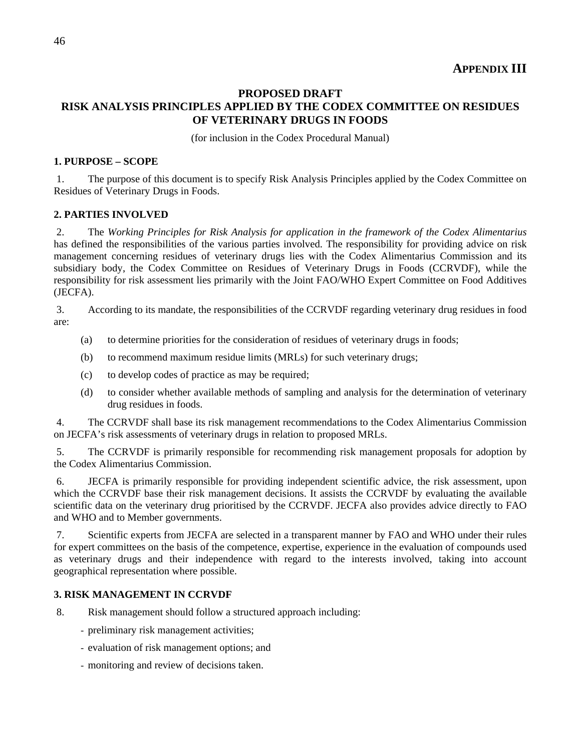**APPENDIX III**

## PROPOSED DRAFT
## RISK ANALYSIS PRINCIPLES APPLIED BY THE CODEX COMMITTEE ON RESIDUES OF VETERINARY DRUGS IN FOODS

(for inclusion in the Codex Procedural Manual)

### 1. PURPOSE – SCOPE

1. The purpose of this document is to specify Risk Analysis Principles applied by the Codex Committee on Residues of Veterinary Drugs in Foods.

### 2. PARTIES INVOLVED

2. The *Working Principles for Risk Analysis for application in the framework of the Codex Alimentarius* has defined the responsibilities of the various parties involved. The responsibility for providing advice on risk management concerning residues of veterinary drugs lies with the Codex Alimentarius Commission and its subsidiary body, the Codex Committee on Residues of Veterinary Drugs in Foods (CCRVDF), while the responsibility for risk assessment lies primarily with the Joint FAO/WHO Expert Committee on Food Additives (JECFA).

3. According to its mandate, the responsibilities of the CCRVDF regarding veterinary drug residues in food are:

(a) to determine priorities for the consideration of residues of veterinary drugs in foods;

(b) to recommend maximum residue limits (MRLs) for such veterinary drugs;

(c) to develop codes of practice as may be required;

(d) to consider whether available methods of sampling and analysis for the determination of veterinary drug residues in foods.

4. The CCRVDF shall base its risk management recommendations to the Codex Alimentarius Commission on JECFA's risk assessments of veterinary drugs in relation to proposed MRLs.

5. The CCRVDF is primarily responsible for recommending risk management proposals for adoption by the Codex Alimentarius Commission.

6. JECFA is primarily responsible for providing independent scientific advice, the risk assessment, upon which the CCRVDF base their risk management decisions. It assists the CCRVDF by evaluating the available scientific data on the veterinary drug prioritised by the CCRVDF. JECFA also provides advice directly to FAO and WHO and to Member governments.

7. Scientific experts from JECFA are selected in a transparent manner by FAO and WHO under their rules for expert committees on the basis of the competence, expertise, experience in the evaluation of compounds used as veterinary drugs and their independence with regard to the interests involved, taking into account geographical representation where possible.

### 3. RISK MANAGEMENT IN CCRVDF

8. Risk management should follow a structured approach including:

- preliminary risk management activities;
- evaluation of risk management options; and
- monitoring and review of decisions taken.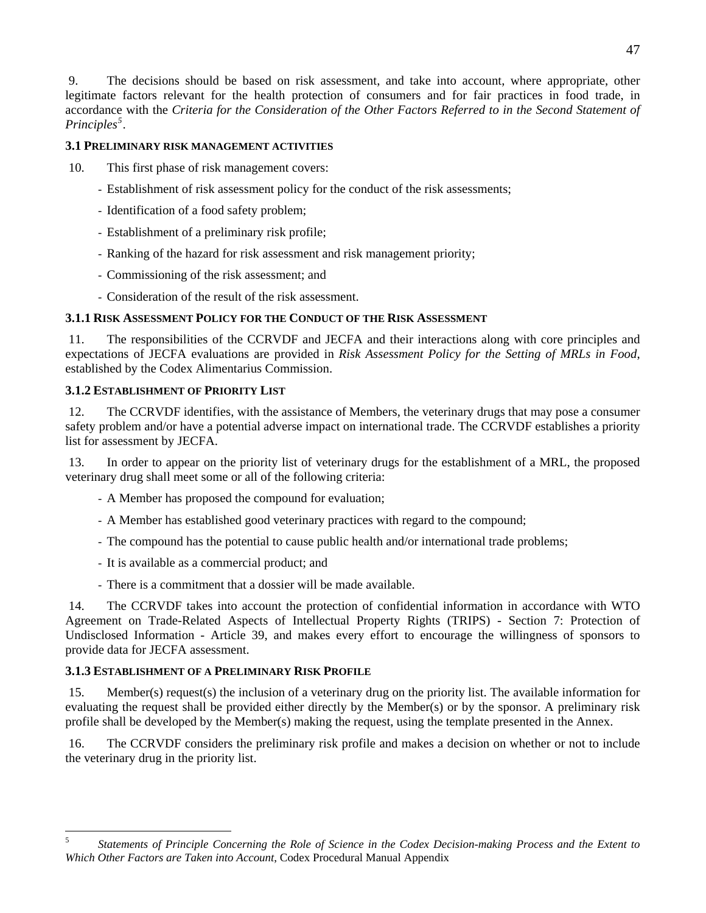9. The decisions should be based on risk assessment, and take into account, where appropriate, other legitimate factors relevant for the health protection of consumers and for fair practices in food trade, in accordance with the *Criteria for the Consideration of the Other Factors Referred to in the Second Statement of Principles*[5].

### 3.1 Preliminary risk management activities

10. This first phase of risk management covers:

- Establishment of risk assessment policy for the conduct of the risk assessments;
- Identification of a food safety problem;
- Establishment of a preliminary risk profile;
- Ranking of the hazard for risk assessment and risk management priority;
- Commissioning of the risk assessment; and
- Consideration of the result of the risk assessment.

#### 3.1.1 Risk Assessment Policy for the Conduct of the Risk Assessment

11. The responsibilities of the CCRVDF and JECFA and their interactions along with core principles and expectations of JECFA evaluations are provided in *Risk Assessment Policy for the Setting of MRLs in Food*, established by the Codex Alimentarius Commission.

#### 3.1.2 Establishment of Priority List

12. The CCRVDF identifies, with the assistance of Members, the veterinary drugs that may pose a consumer safety problem and/or have a potential adverse impact on international trade. The CCRVDF establishes a priority list for assessment by JECFA.

13. In order to appear on the priority list of veterinary drugs for the establishment of a MRL, the proposed veterinary drug shall meet some or all of the following criteria:

- A Member has proposed the compound for evaluation;
- A Member has established good veterinary practices with regard to the compound;
- The compound has the potential to cause public health and/or international trade problems;
- It is available as a commercial product; and
- There is a commitment that a dossier will be made available.

14. The CCRVDF takes into account the protection of confidential information in accordance with WTO Agreement on Trade-Related Aspects of Intellectual Property Rights (TRIPS) - Section 7: Protection of Undisclosed Information - Article 39, and makes every effort to encourage the willingness of sponsors to provide data for JECFA assessment.

#### 3.1.3 Establishment of a Preliminary Risk Profile

15. Member(s) request(s) the inclusion of a veterinary drug on the priority list. The available information for evaluating the request shall be provided either directly by the Member(s) or by the sponsor. A preliminary risk profile shall be developed by the Member(s) making the request, using the template presented in the Annex.

16. The CCRVDF considers the preliminary risk profile and makes a decision on whether or not to include the veterinary drug in the priority list.

---

[5] *Statements of Principle Concerning the Role of Science in the Codex Decision-making Process and the Extent to Which Other Factors are Taken into Account*, Codex Procedural Manual Appendix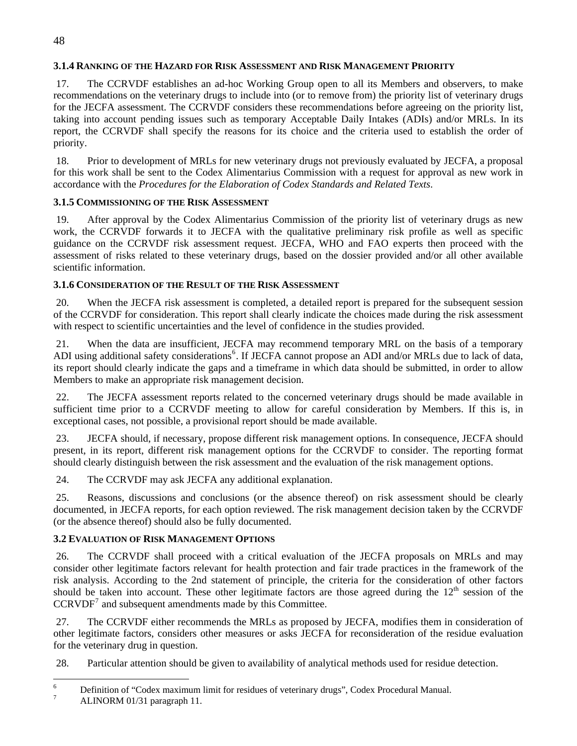### 3.1.4 Ranking of the Hazard for Risk Assessment and Risk Management Priority

17. The CCRVDF establishes an ad-hoc Working Group open to all its Members and observers, to make recommendations on the veterinary drugs to include into (or to remove from) the priority list of veterinary drugs for the JECFA assessment. The CCRVDF considers these recommendations before agreeing on the priority list, taking into account pending issues such as temporary Acceptable Daily Intakes (ADIs) and/or MRLs. In its report, the CCRVDF shall specify the reasons for its choice and the criteria used to establish the order of priority.

18. Prior to development of MRLs for new veterinary drugs not previously evaluated by JECFA, a proposal for this work shall be sent to the Codex Alimentarius Commission with a request for approval as new work in accordance with the *Procedures for the Elaboration of Codex Standards and Related Texts*.

### 3.1.5 Commissioning of the Risk Assessment

19. After approval by the Codex Alimentarius Commission of the priority list of veterinary drugs as new work, the CCRVDF forwards it to JECFA with the qualitative preliminary risk profile as well as specific guidance on the CCRVDF risk assessment request. JECFA, WHO and FAO experts then proceed with the assessment of risks related to these veterinary drugs, based on the dossier provided and/or all other available scientific information.

### 3.1.6 Consideration of the Result of the Risk Assessment

20. When the JECFA risk assessment is completed, a detailed report is prepared for the subsequent session of the CCRVDF for consideration. This report shall clearly indicate the choices made during the risk assessment with respect to scientific uncertainties and the level of confidence in the studies provided.

21. When the data are insufficient, JECFA may recommend temporary MRL on the basis of a temporary ADI using additional safety considerations[6]. If JECFA cannot propose an ADI and/or MRLs due to lack of data, its report should clearly indicate the gaps and a timeframe in which data should be submitted, in order to allow Members to make an appropriate risk management decision.

22. The JECFA assessment reports related to the concerned veterinary drugs should be made available in sufficient time prior to a CCRVDF meeting to allow for careful consideration by Members. If this is, in exceptional cases, not possible, a provisional report should be made available.

23. JECFA should, if necessary, propose different risk management options. In consequence, JECFA should present, in its report, different risk management options for the CCRVDF to consider. The reporting format should clearly distinguish between the risk assessment and the evaluation of the risk management options.

24. The CCRVDF may ask JECFA any additional explanation.

25. Reasons, discussions and conclusions (or the absence thereof) on risk assessment should be clearly documented, in JECFA reports, for each option reviewed. The risk management decision taken by the CCRVDF (or the absence thereof) should also be fully documented.

### 3.2 Evaluation of Risk Management Options

26. The CCRVDF shall proceed with a critical evaluation of the JECFA proposals on MRLs and may consider other legitimate factors relevant for health protection and fair trade practices in the framework of the risk analysis. According to the 2nd statement of principle, the criteria for the consideration of other factors should be taken into account. These other legitimate factors are those agreed during the 12th session of the CCRVDF[7] and subsequent amendments made by this Committee.

27. The CCRVDF either recommends the MRLs as proposed by JECFA, modifies them in consideration of other legitimate factors, considers other measures or asks JECFA for reconsideration of the residue evaluation for the veterinary drug in question.

28. Particular attention should be given to availability of analytical methods used for residue detection.

---

[6] Definition of "Codex maximum limit for residues of veterinary drugs", Codex Procedural Manual.

[7] ALINORM 01/31 paragraph 11.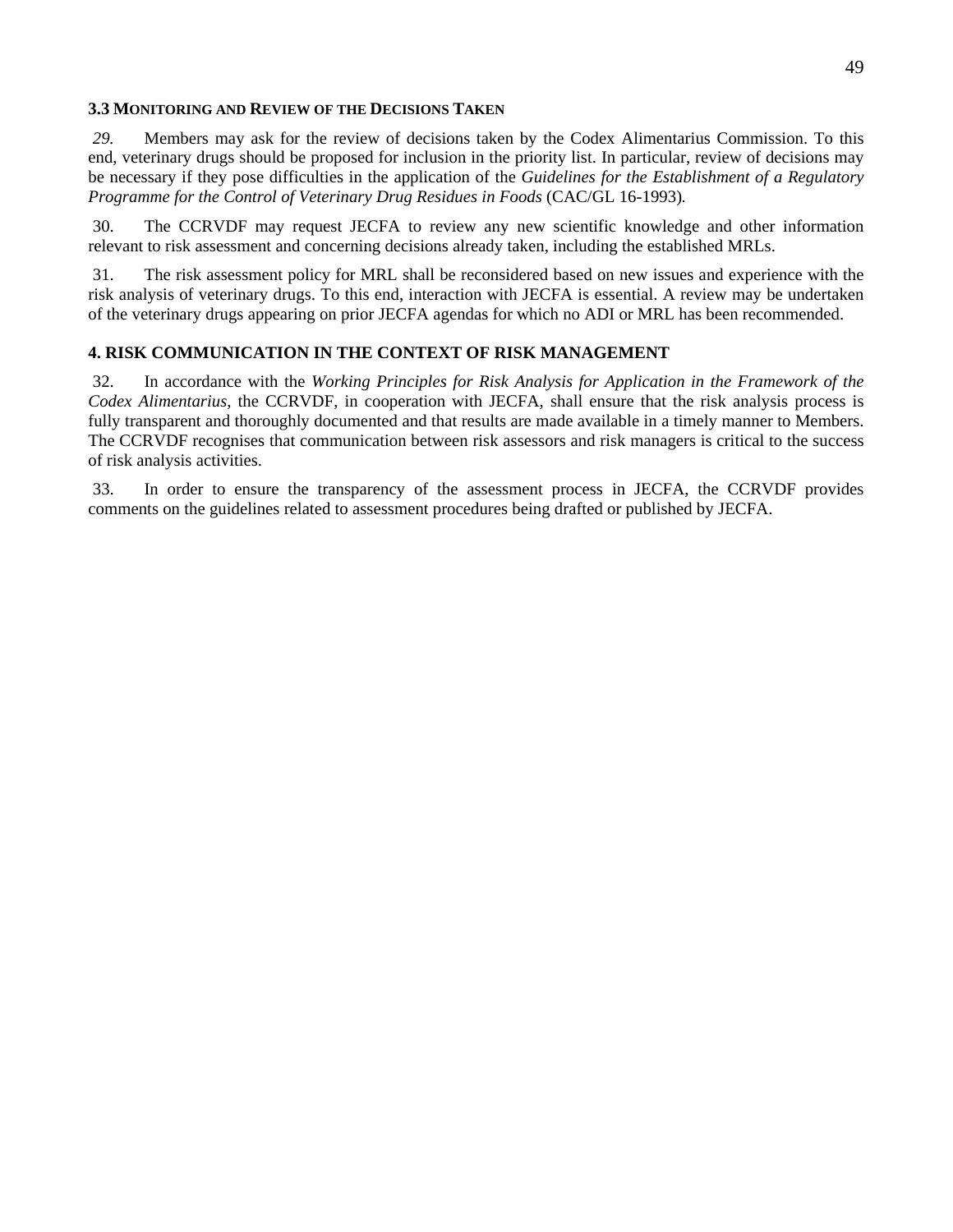### 3.3 Monitoring and Review of the Decisions Taken

*29.* Members may ask for the review of decisions taken by the Codex Alimentarius Commission. To this end, veterinary drugs should be proposed for inclusion in the priority list. In particular, review of decisions may be necessary if they pose difficulties in the application of the *Guidelines for the Establishment of a Regulatory Programme for the Control of Veterinary Drug Residues in Foods* (CAC/GL 16-1993).

30. The CCRVDF may request JECFA to review any new scientific knowledge and other information relevant to risk assessment and concerning decisions already taken, including the established MRLs.

31. The risk assessment policy for MRL shall be reconsidered based on new issues and experience with the risk analysis of veterinary drugs. To this end, interaction with JECFA is essential. A review may be undertaken of the veterinary drugs appearing on prior JECFA agendas for which no ADI or MRL has been recommended.

## 4. RISK COMMUNICATION IN THE CONTEXT OF RISK MANAGEMENT

32. In accordance with the *Working Principles for Risk Analysis for Application in the Framework of the Codex Alimentarius*, the CCRVDF, in cooperation with JECFA, shall ensure that the risk analysis process is fully transparent and thoroughly documented and that results are made available in a timely manner to Members. The CCRVDF recognises that communication between risk assessors and risk managers is critical to the success of risk analysis activities.

33. In order to ensure the transparency of the assessment process in JECFA, the CCRVDF provides comments on the guidelines related to assessment procedures being drafted or published by JECFA.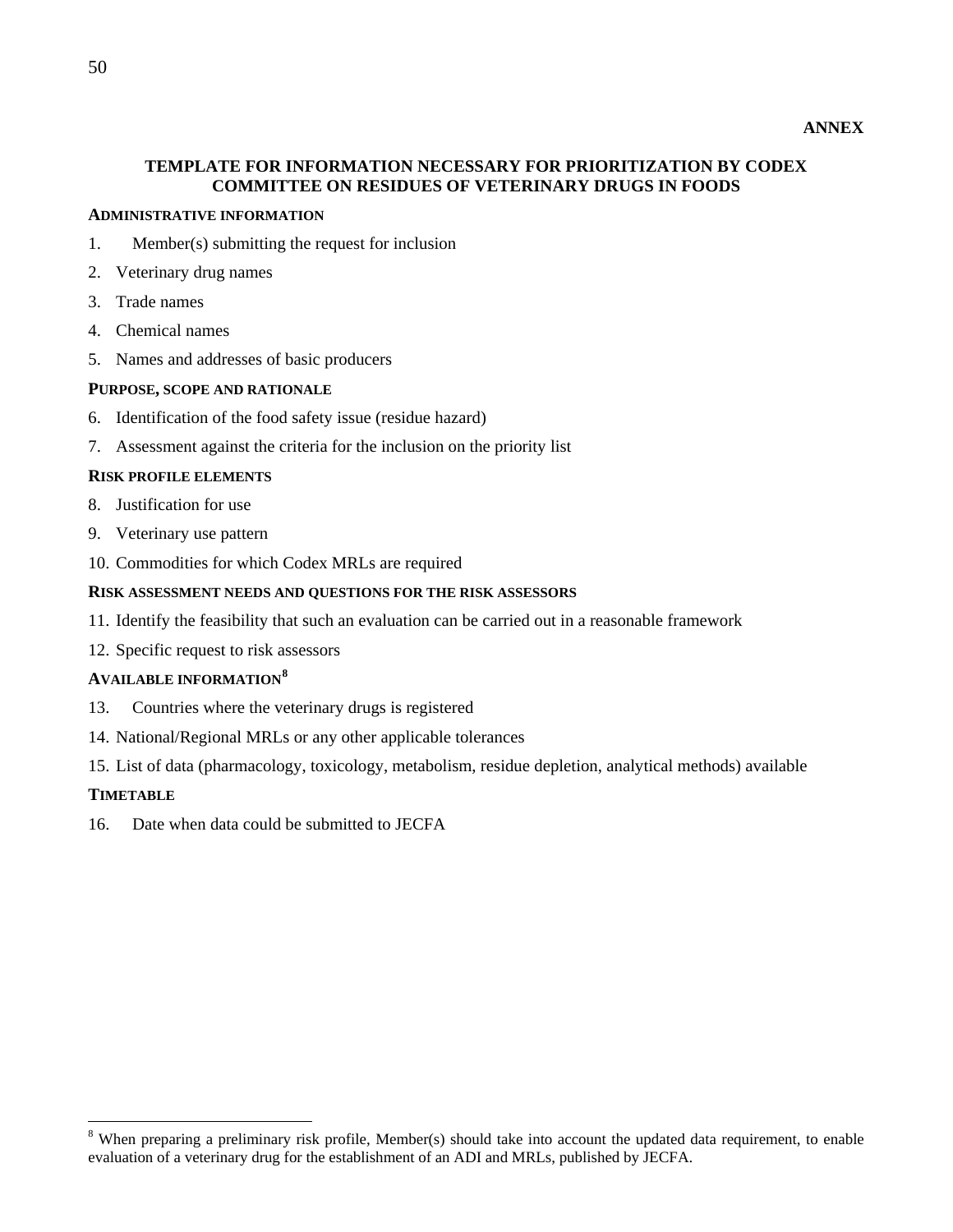**ANNEX**

## TEMPLATE FOR INFORMATION NECESSARY FOR PRIORITIZATION BY CODEX COMMITTEE ON RESIDUES OF VETERINARY DRUGS IN FOODS

### ADMINISTRATIVE INFORMATION

1. Member(s) submitting the request for inclusion
2. Veterinary drug names
3. Trade names
4. Chemical names
5. Names and addresses of basic producers

### PURPOSE, SCOPE AND RATIONALE

6. Identification of the food safety issue (residue hazard)
7. Assessment against the criteria for the inclusion on the priority list

### RISK PROFILE ELEMENTS

8. Justification for use
9. Veterinary use pattern
10. Commodities for which Codex MRLs are required

### RISK ASSESSMENT NEEDS AND QUESTIONS FOR THE RISK ASSESSORS

11. Identify the feasibility that such an evaluation can be carried out in a reasonable framework
12. Specific request to risk assessors

### AVAILABLE INFORMATION[8]

13. Countries where the veterinary drugs is registered
14. National/Regional MRLs or any other applicable tolerances
15. List of data (pharmacology, toxicology, metabolism, residue depletion, analytical methods) available

### TIMETABLE

16. Date when data could be submitted to JECFA

---

[8] When preparing a preliminary risk profile, Member(s) should take into account the updated data requirement, to enable evaluation of a veterinary drug for the establishment of an ADI and MRLs, published by JECFA.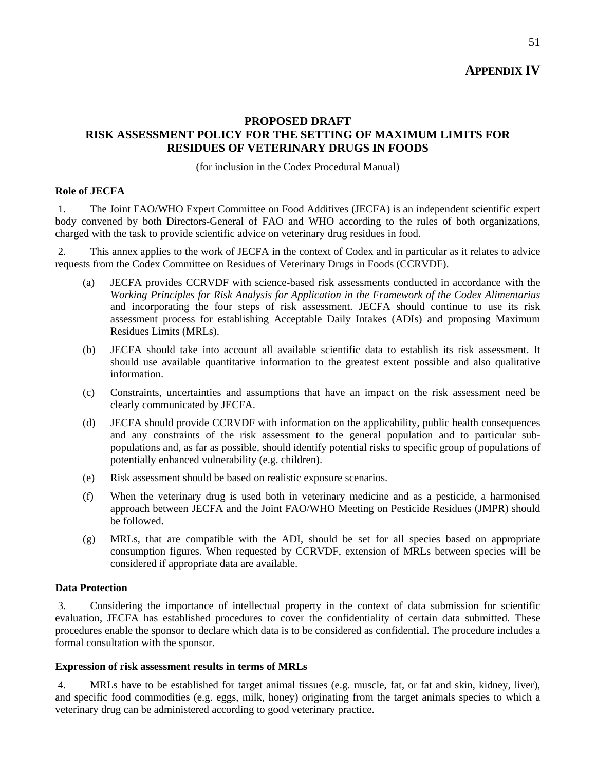## APPENDIX IV

### PROPOSED DRAFT
### RISK ASSESSMENT POLICY FOR THE SETTING OF MAXIMUM LIMITS FOR RESIDUES OF VETERINARY DRUGS IN FOODS

(for inclusion in the Codex Procedural Manual)

**Role of JECFA**

1. The Joint FAO/WHO Expert Committee on Food Additives (JECFA) is an independent scientific expert body convened by both Directors-General of FAO and WHO according to the rules of both organizations, charged with the task to provide scientific advice on veterinary drug residues in food.

2. This annex applies to the work of JECFA in the context of Codex and in particular as it relates to advice requests from the Codex Committee on Residues of Veterinary Drugs in Foods (CCRVDF).

(a) JECFA provides CCRVDF with science-based risk assessments conducted in accordance with the *Working Principles for Risk Analysis for Application in the Framework of the Codex Alimentarius* and incorporating the four steps of risk assessment. JECFA should continue to use its risk assessment process for establishing Acceptable Daily Intakes (ADIs) and proposing Maximum Residues Limits (MRLs).

(b) JECFA should take into account all available scientific data to establish its risk assessment. It should use available quantitative information to the greatest extent possible and also qualitative information.

(c) Constraints, uncertainties and assumptions that have an impact on the risk assessment need be clearly communicated by JECFA.

(d) JECFA should provide CCRVDF with information on the applicability, public health consequences and any constraints of the risk assessment to the general population and to particular sub-populations and, as far as possible, should identify potential risks to specific group of populations of potentially enhanced vulnerability (e.g. children).

(e) Risk assessment should be based on realistic exposure scenarios.

(f) When the veterinary drug is used both in veterinary medicine and as a pesticide, a harmonised approach between JECFA and the Joint FAO/WHO Meeting on Pesticide Residues (JMPR) should be followed.

(g) MRLs, that are compatible with the ADI, should be set for all species based on appropriate consumption figures. When requested by CCRVDF, extension of MRLs between species will be considered if appropriate data are available.

**Data Protection**

3. Considering the importance of intellectual property in the context of data submission for scientific evaluation, JECFA has established procedures to cover the confidentiality of certain data submitted. These procedures enable the sponsor to declare which data is to be considered as confidential. The procedure includes a formal consultation with the sponsor.

**Expression of risk assessment results in terms of MRLs**

4. MRLs have to be established for target animal tissues (e.g. muscle, fat, or fat and skin, kidney, liver), and specific food commodities (e.g. eggs, milk, honey) originating from the target animals species to which a veterinary drug can be administered according to good veterinary practice.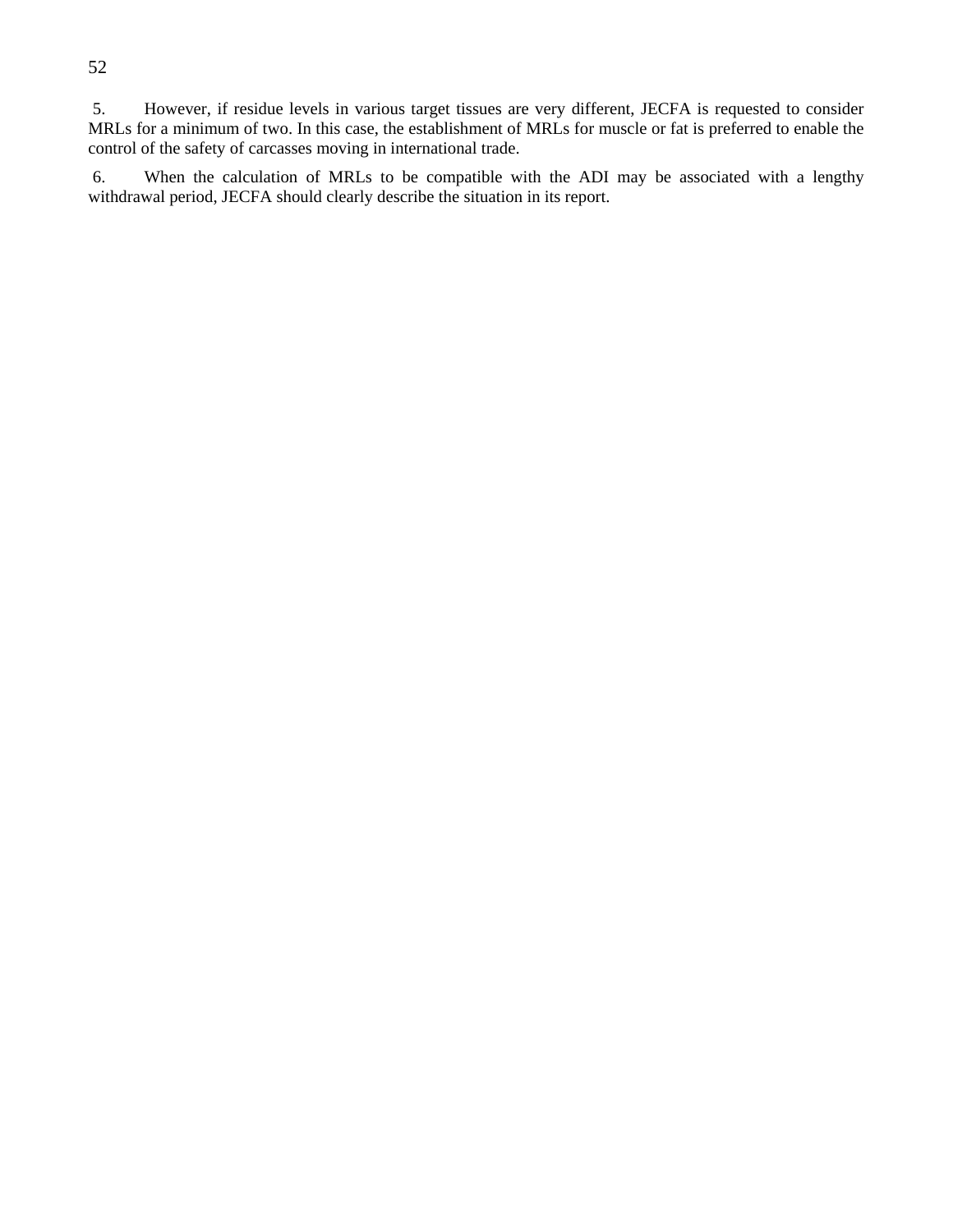5. However, if residue levels in various target tissues are very different, JECFA is requested to consider MRLs for a minimum of two. In this case, the establishment of MRLs for muscle or fat is preferred to enable the control of the safety of carcasses moving in international trade.

6. When the calculation of MRLs to be compatible with the ADI may be associated with a lengthy withdrawal period, JECFA should clearly describe the situation in its report.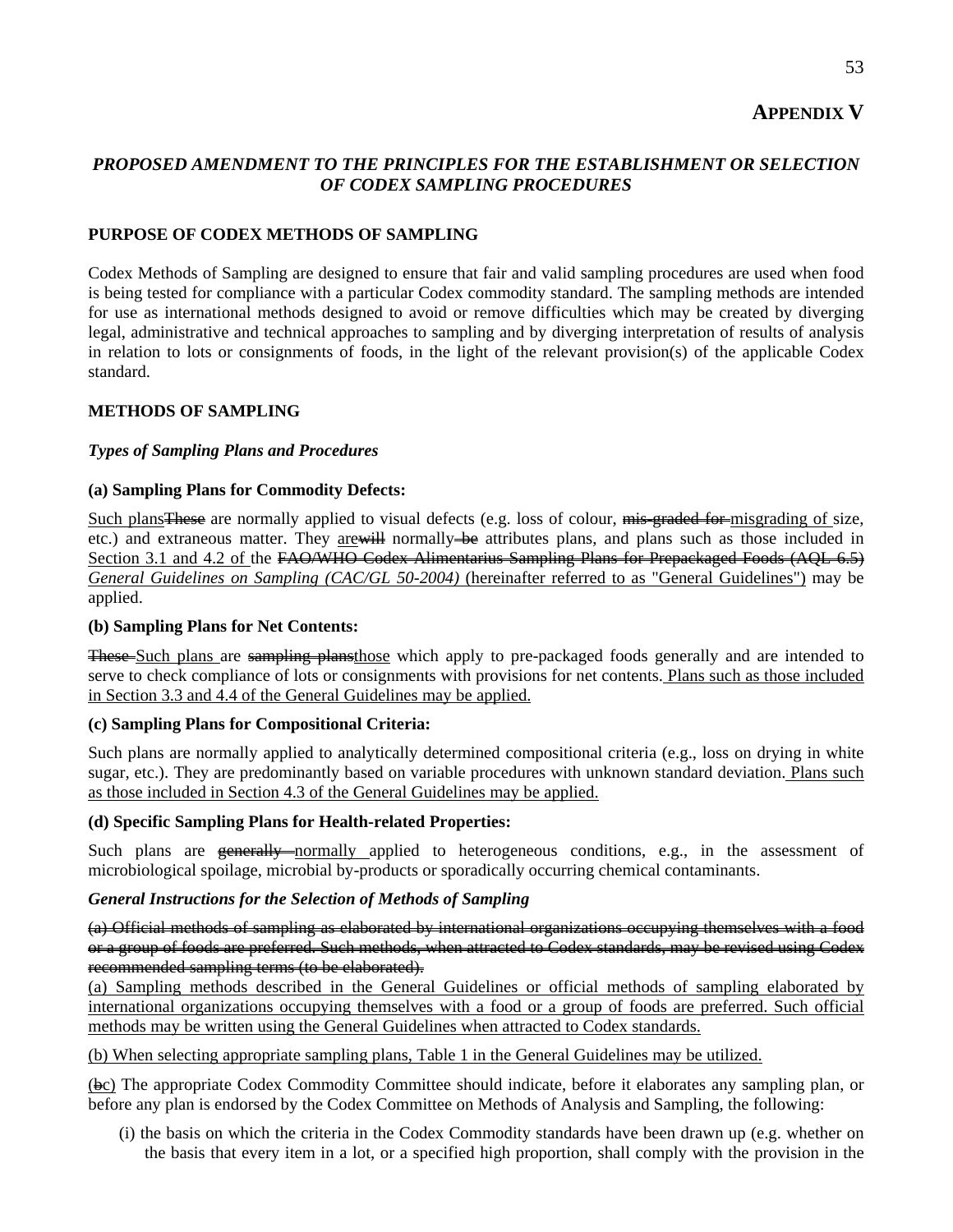# APPENDIX V

## *PROPOSED AMENDMENT TO THE PRINCIPLES FOR THE ESTABLISHMENT OR SELECTION OF CODEX SAMPLING PROCEDURES*

### PURPOSE OF CODEX METHODS OF SAMPLING

Codex Methods of Sampling are designed to ensure that fair and valid sampling procedures are used when food is being tested for compliance with a particular Codex commodity standard. The sampling methods are intended for use as international methods designed to avoid or remove difficulties which may be created by diverging legal, administrative and technical approaches to sampling and by diverging interpretation of results of analysis in relation to lots or consignments of foods, in the light of the relevant provision(s) of the applicable Codex standard.

### METHODS OF SAMPLING

#### *Types of Sampling Plans and Procedures*

**(a) Sampling Plans for Commodity Defects:**

<u>Such plans</u>~~These~~ are normally applied to visual defects (e.g. loss of colour, ~~mis-graded for~~ <u>misgrading of</u> size, etc.) and extraneous matter. They <u>are</u>~~will~~ normally ~~be~~ attributes plans, and plans such as those included in <u>Section 3.1 and 4.2 of</u> the ~~FAO/WHO Codex Alimentarius Sampling Plans for Prepackaged Foods (AQL 6.5)~~ <u>*General Guidelines on Sampling (CAC/GL 50-2004)*</u> <u>(hereinafter referred to as "General Guidelines")</u> may be applied.

**(b) Sampling Plans for Net Contents:**

~~These~~ <u>Such plans</u> are ~~sampling plans~~<u>those</u> which apply to pre-packaged foods generally and are intended to serve to check compliance of lots or consignments with provisions for net contents. <u>Plans such as those included in Section 3.3 and 4.4 of the General Guidelines may be applied.</u>

**(c) Sampling Plans for Compositional Criteria:**

Such plans are normally applied to analytically determined compositional criteria (e.g., loss on drying in white sugar, etc.). They are predominantly based on variable procedures with unknown standard deviation. <u>Plans such as those included in Section 4.3 of the General Guidelines may be applied.</u>

**(d) Specific Sampling Plans for Health-related Properties:**

Such plans are ~~generally~~ <u>normally</u> applied to heterogeneous conditions, e.g., in the assessment of microbiological spoilage, microbial by-products or sporadically occurring chemical contaminants.

#### *General Instructions for the Selection of Methods of Sampling*

~~(a) Official methods of sampling as elaborated by international organizations occupying themselves with a food or a group of foods are preferred. Such methods, when attracted to Codex standards, may be revised using Codex recommended sampling terms (to be elaborated).~~

<u>(a) Sampling methods described in the General Guidelines or official methods of sampling elaborated by international organizations occupying themselves with a food or a group of foods are preferred. Such official methods may be written using the General Guidelines when attracted to Codex standards.</u>

<u>(b) When selecting appropriate sampling plans, Table 1 in the General Guidelines may be utilized.</u>

<u>(</u>~~b~~<u>c)</u> The appropriate Codex Commodity Committee should indicate, before it elaborates any sampling plan, or before any plan is endorsed by the Codex Committee on Methods of Analysis and Sampling, the following:

(i) the basis on which the criteria in the Codex Commodity standards have been drawn up (e.g. whether on the basis that every item in a lot, or a specified high proportion, shall comply with the provision in the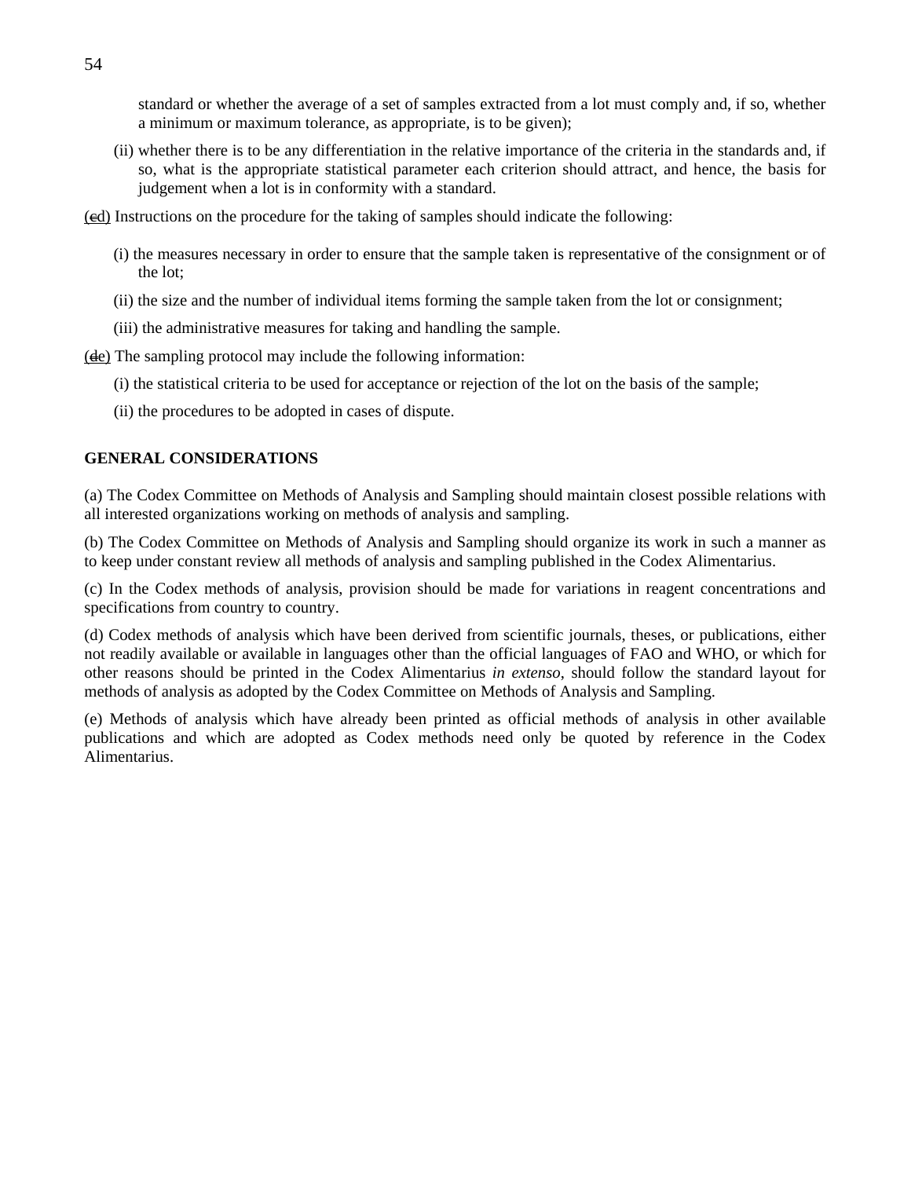standard or whether the average of a set of samples extracted from a lot must comply and, if so, whether a minimum or maximum tolerance, as appropriate, is to be given);

(ii) whether there is to be any differentiation in the relative importance of the criteria in the standards and, if so, what is the appropriate statistical parameter each criterion should attract, and hence, the basis for judgement when a lot is in conformity with a standard.

(~~c~~d) Instructions on the procedure for the taking of samples should indicate the following:

(i) the measures necessary in order to ensure that the sample taken is representative of the consignment or of the lot;

(ii) the size and the number of individual items forming the sample taken from the lot or consignment;

(iii) the administrative measures for taking and handling the sample.

(~~d~~e) The sampling protocol may include the following information:

(i) the statistical criteria to be used for acceptance or rejection of the lot on the basis of the sample;

(ii) the procedures to be adopted in cases of dispute.

**GENERAL CONSIDERATIONS**

(a) The Codex Committee on Methods of Analysis and Sampling should maintain closest possible relations with all interested organizations working on methods of analysis and sampling.

(b) The Codex Committee on Methods of Analysis and Sampling should organize its work in such a manner as to keep under constant review all methods of analysis and sampling published in the Codex Alimentarius.

(c) In the Codex methods of analysis, provision should be made for variations in reagent concentrations and specifications from country to country.

(d) Codex methods of analysis which have been derived from scientific journals, theses, or publications, either not readily available or available in languages other than the official languages of FAO and WHO, or which for other reasons should be printed in the Codex Alimentarius *in extenso*, should follow the standard layout for methods of analysis as adopted by the Codex Committee on Methods of Analysis and Sampling.

(e) Methods of analysis which have already been printed as official methods of analysis in other available publications and which are adopted as Codex methods need only be quoted by reference in the Codex Alimentarius.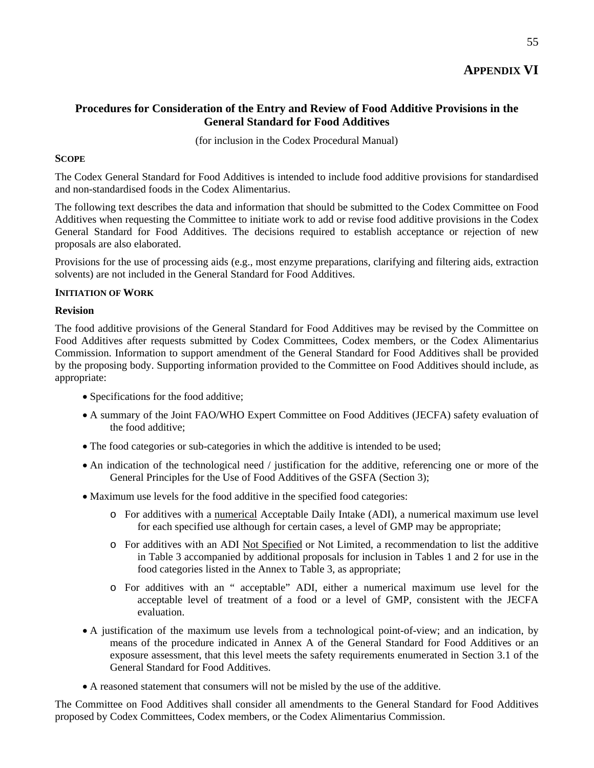# APPENDIX VI

## Procedures for Consideration of the Entry and Review of Food Additive Provisions in the General Standard for Food Additives

(for inclusion in the Codex Procedural Manual)

### SCOPE

The Codex General Standard for Food Additives is intended to include food additive provisions for standardised and non-standardised foods in the Codex Alimentarius.

The following text describes the data and information that should be submitted to the Codex Committee on Food Additives when requesting the Committee to initiate work to add or revise food additive provisions in the Codex General Standard for Food Additives. The decisions required to establish acceptance or rejection of new proposals are also elaborated.

Provisions for the use of processing aids (e.g., most enzyme preparations, clarifying and filtering aids, extraction solvents) are not included in the General Standard for Food Additives.

### INITIATION OF WORK

**Revision**

The food additive provisions of the General Standard for Food Additives may be revised by the Committee on Food Additives after requests submitted by Codex Committees, Codex members, or the Codex Alimentarius Commission. Information to support amendment of the General Standard for Food Additives shall be provided by the proposing body. Supporting information provided to the Committee on Food Additives should include, as appropriate:

- Specifications for the food additive;
- A summary of the Joint FAO/WHO Expert Committee on Food Additives (JECFA) safety evaluation of the food additive;
- The food categories or sub-categories in which the additive is intended to be used;
- An indication of the technological need / justification for the additive, referencing one or more of the General Principles for the Use of Food Additives of the GSFA (Section 3);
- Maximum use levels for the food additive in the specified food categories:
  - For additives with a numerical Acceptable Daily Intake (ADI), a numerical maximum use level for each specified use although for certain cases, a level of GMP may be appropriate;
  - For additives with an ADI Not Specified or Not Limited, a recommendation to list the additive in Table 3 accompanied by additional proposals for inclusion in Tables 1 and 2 for use in the food categories listed in the Annex to Table 3, as appropriate;
  - For additives with an " acceptable" ADI, either a numerical maximum use level for the acceptable level of treatment of a food or a level of GMP, consistent with the JECFA evaluation.
- A justification of the maximum use levels from a technological point-of-view; and an indication, by means of the procedure indicated in Annex A of the General Standard for Food Additives or an exposure assessment, that this level meets the safety requirements enumerated in Section 3.1 of the General Standard for Food Additives.
- A reasoned statement that consumers will not be misled by the use of the additive.

The Committee on Food Additives shall consider all amendments to the General Standard for Food Additives proposed by Codex Committees, Codex members, or the Codex Alimentarius Commission.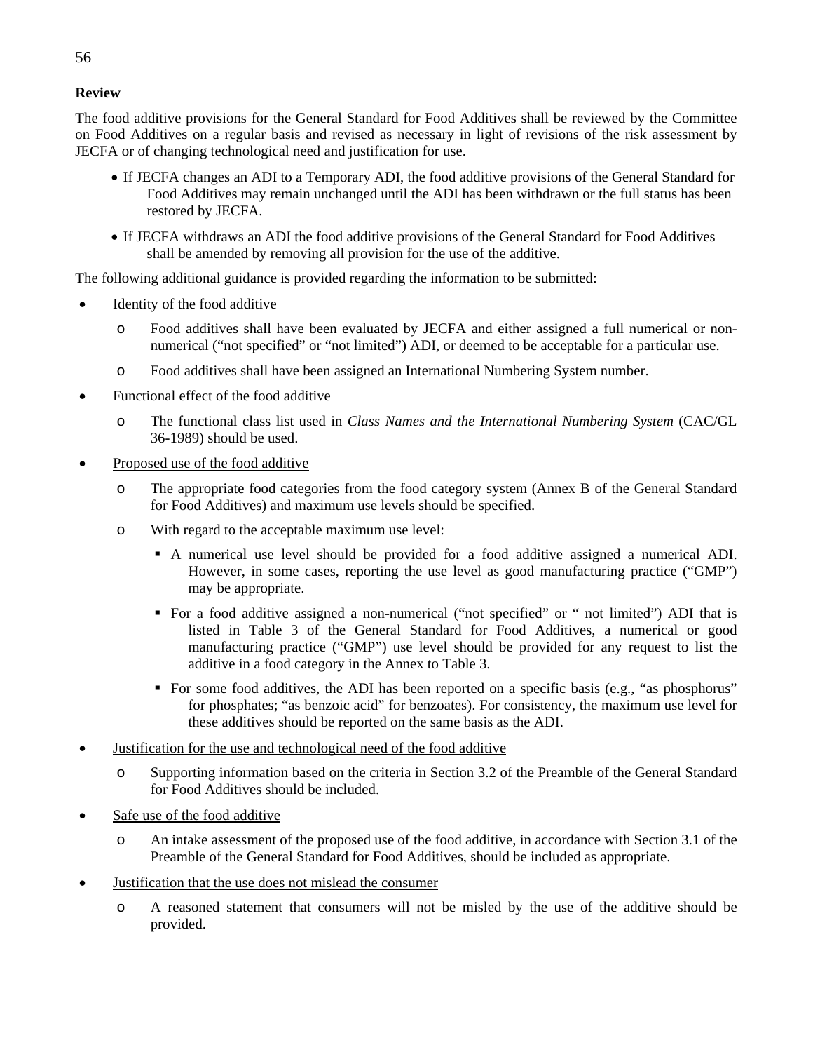**Review**

The food additive provisions for the General Standard for Food Additives shall be reviewed by the Committee on Food Additives on a regular basis and revised as necessary in light of revisions of the risk assessment by JECFA or of changing technological need and justification for use.

- If JECFA changes an ADI to a Temporary ADI, the food additive provisions of the General Standard for Food Additives may remain unchanged until the ADI has been withdrawn or the full status has been restored by JECFA.
- If JECFA withdraws an ADI the food additive provisions of the General Standard for Food Additives shall be amended by removing all provision for the use of the additive.

The following additional guidance is provided regarding the information to be submitted:

- <u>Identity of the food additive</u>
  - Food additives shall have been evaluated by JECFA and either assigned a full numerical or non-numerical ("not specified" or "not limited") ADI, or deemed to be acceptable for a particular use.
  - Food additives shall have been assigned an International Numbering System number.
- <u>Functional effect of the food additive</u>
  - The functional class list used in *Class Names and the International Numbering System* (CAC/GL 36-1989) should be used.
- <u>Proposed use of the food additive</u>
  - The appropriate food categories from the food category system (Annex B of the General Standard for Food Additives) and maximum use levels should be specified.
  - With regard to the acceptable maximum use level:
    - A numerical use level should be provided for a food additive assigned a numerical ADI. However, in some cases, reporting the use level as good manufacturing practice ("GMP") may be appropriate.
    - For a food additive assigned a non-numerical ("not specified" or " not limited") ADI that is listed in Table 3 of the General Standard for Food Additives, a numerical or good manufacturing practice ("GMP") use level should be provided for any request to list the additive in a food category in the Annex to Table 3.
    - For some food additives, the ADI has been reported on a specific basis (e.g., "as phosphorus" for phosphates; "as benzoic acid" for benzoates). For consistency, the maximum use level for these additives should be reported on the same basis as the ADI.
- <u>Justification for the use and technological need of the food additive</u>
  - Supporting information based on the criteria in Section 3.2 of the Preamble of the General Standard for Food Additives should be included.
- <u>Safe use of the food additive</u>
  - An intake assessment of the proposed use of the food additive, in accordance with Section 3.1 of the Preamble of the General Standard for Food Additives, should be included as appropriate.
- <u>Justification that the use does not mislead the consumer</u>
  - A reasoned statement that consumers will not be misled by the use of the additive should be provided.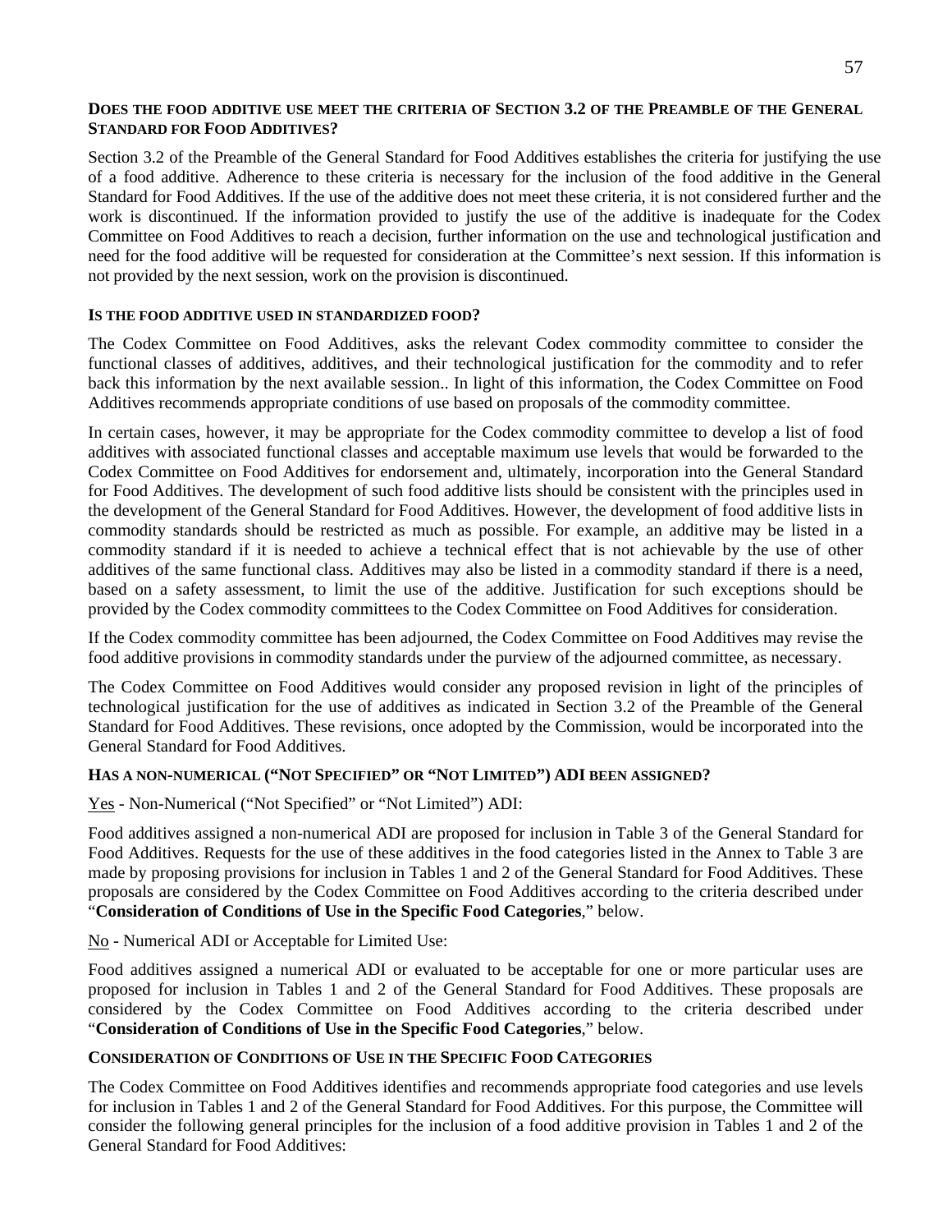### Does the food additive use meet the criteria of Section 3.2 of the Preamble of the General Standard for Food Additives?

Section 3.2 of the Preamble of the General Standard for Food Additives establishes the criteria for justifying the use of a food additive. Adherence to these criteria is necessary for the inclusion of the food additive in the General Standard for Food Additives. If the use of the additive does not meet these criteria, it is not considered further and the work is discontinued. If the information provided to justify the use of the additive is inadequate for the Codex Committee on Food Additives to reach a decision, further information on the use and technological justification and need for the food additive will be requested for consideration at the Committee's next session. If this information is not provided by the next session, work on the provision is discontinued.

### Is the food additive used in standardized food?

The Codex Committee on Food Additives, asks the relevant Codex commodity committee to consider the functional classes of additives, additives, and their technological justification for the commodity and to refer back this information by the next available session.. In light of this information, the Codex Committee on Food Additives recommends appropriate conditions of use based on proposals of the commodity committee.

In certain cases, however, it may be appropriate for the Codex commodity committee to develop a list of food additives with associated functional classes and acceptable maximum use levels that would be forwarded to the Codex Committee on Food Additives for endorsement and, ultimately, incorporation into the General Standard for Food Additives. The development of such food additive lists should be consistent with the principles used in the development of the General Standard for Food Additives. However, the development of food additive lists in commodity standards should be restricted as much as possible. For example, an additive may be listed in a commodity standard if it is needed to achieve a technical effect that is not achievable by the use of other additives of the same functional class. Additives may also be listed in a commodity standard if there is a need, based on a safety assessment, to limit the use of the additive. Justification for such exceptions should be provided by the Codex commodity committees to the Codex Committee on Food Additives for consideration.

If the Codex commodity committee has been adjourned, the Codex Committee on Food Additives may revise the food additive provisions in commodity standards under the purview of the adjourned committee, as necessary.

The Codex Committee on Food Additives would consider any proposed revision in light of the principles of technological justification for the use of additives as indicated in Section 3.2 of the Preamble of the General Standard for Food Additives. These revisions, once adopted by the Commission, would be incorporated into the General Standard for Food Additives.

### Has a non-numerical ("Not Specified" or "Not Limited") ADI been assigned?

Yes - Non-Numerical ("Not Specified" or "Not Limited") ADI:

Food additives assigned a non-numerical ADI are proposed for inclusion in Table 3 of the General Standard for Food Additives. Requests for the use of these additives in the food categories listed in the Annex to Table 3 are made by proposing provisions for inclusion in Tables 1 and 2 of the General Standard for Food Additives. These proposals are considered by the Codex Committee on Food Additives according to the criteria described under "**Consideration of Conditions of Use in the Specific Food Categories**," below.

No - Numerical ADI or Acceptable for Limited Use:

Food additives assigned a numerical ADI or evaluated to be acceptable for one or more particular uses are proposed for inclusion in Tables 1 and 2 of the General Standard for Food Additives. These proposals are considered by the Codex Committee on Food Additives according to the criteria described under "**Consideration of Conditions of Use in the Specific Food Categories**," below.

### Consideration of Conditions of Use in the Specific Food Categories

The Codex Committee on Food Additives identifies and recommends appropriate food categories and use levels for inclusion in Tables 1 and 2 of the General Standard for Food Additives. For this purpose, the Committee will consider the following general principles for the inclusion of a food additive provision in Tables 1 and 2 of the General Standard for Food Additives: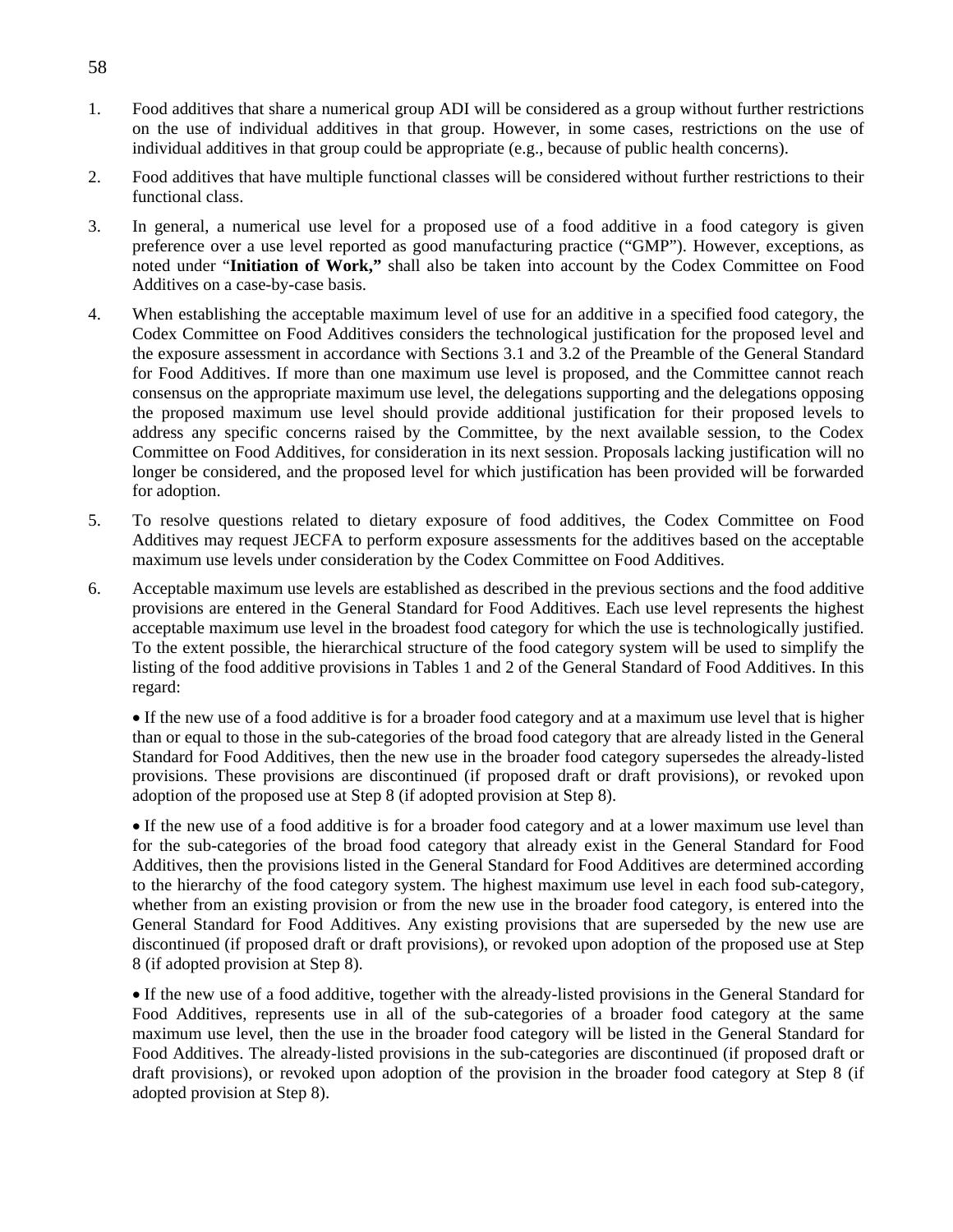1. Food additives that share a numerical group ADI will be considered as a group without further restrictions on the use of individual additives in that group. However, in some cases, restrictions on the use of individual additives in that group could be appropriate (e.g., because of public health concerns).

2. Food additives that have multiple functional classes will be considered without further restrictions to their functional class.

3. In general, a numerical use level for a proposed use of a food additive in a food category is given preference over a use level reported as good manufacturing practice ("GMP"). However, exceptions, as noted under "**Initiation of Work,**" shall also be taken into account by the Codex Committee on Food Additives on a case-by-case basis.

4. When establishing the acceptable maximum level of use for an additive in a specified food category, the Codex Committee on Food Additives considers the technological justification for the proposed level and the exposure assessment in accordance with Sections 3.1 and 3.2 of the Preamble of the General Standard for Food Additives. If more than one maximum use level is proposed, and the Committee cannot reach consensus on the appropriate maximum use level, the delegations supporting and the delegations opposing the proposed maximum use level should provide additional justification for their proposed levels to address any specific concerns raised by the Committee, by the next available session, to the Codex Committee on Food Additives, for consideration in its next session. Proposals lacking justification will no longer be considered, and the proposed level for which justification has been provided will be forwarded for adoption.

5. To resolve questions related to dietary exposure of food additives, the Codex Committee on Food Additives may request JECFA to perform exposure assessments for the additives based on the acceptable maximum use levels under consideration by the Codex Committee on Food Additives.

6. Acceptable maximum use levels are established as described in the previous sections and the food additive provisions are entered in the General Standard for Food Additives. Each use level represents the highest acceptable maximum use level in the broadest food category for which the use is technologically justified. To the extent possible, the hierarchical structure of the food category system will be used to simplify the listing of the food additive provisions in Tables 1 and 2 of the General Standard of Food Additives. In this regard:

   - If the new use of a food additive is for a broader food category and at a maximum use level that is higher than or equal to those in the sub-categories of the broad food category that are already listed in the General Standard for Food Additives, then the new use in the broader food category supersedes the already-listed provisions. These provisions are discontinued (if proposed draft or draft provisions), or revoked upon adoption of the proposed use at Step 8 (if adopted provision at Step 8).

   - If the new use of a food additive is for a broader food category and at a lower maximum use level than for the sub-categories of the broad food category that already exist in the General Standard for Food Additives, then the provisions listed in the General Standard for Food Additives are determined according to the hierarchy of the food category system. The highest maximum use level in each food sub-category, whether from an existing provision or from the new use in the broader food category, is entered into the General Standard for Food Additives. Any existing provisions that are superseded by the new use are discontinued (if proposed draft or draft provisions), or revoked upon adoption of the proposed use at Step 8 (if adopted provision at Step 8).

   - If the new use of a food additive, together with the already-listed provisions in the General Standard for Food Additives, represents use in all of the sub-categories of a broader food category at the same maximum use level, then the use in the broader food category will be listed in the General Standard for Food Additives. The already-listed provisions in the sub-categories are discontinued (if proposed draft or draft provisions), or revoked upon adoption of the provision in the broader food category at Step 8 (if adopted provision at Step 8).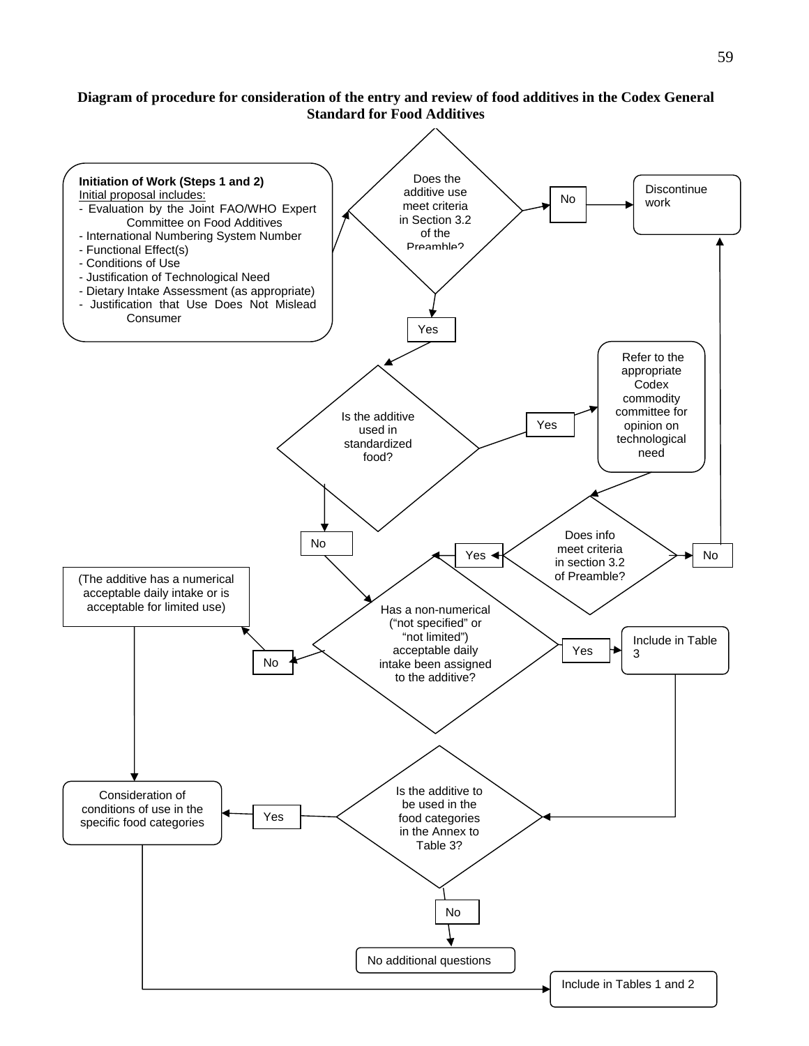**Diagram of procedure for consideration of the entry and review of food additives in the Codex General Standard for Food Additives**

**Initiation of Work (Steps 1 and 2)**
Initial proposal includes:
- Evaluation by the Joint FAO/WHO Expert Committee on Food Additives
- International Numbering System Number
- Functional Effect(s)
- Conditions of Use
- Justification of Technological Need
- Dietary Intake Assessment (as appropriate)
- Justification that Use Does Not Mislead Consumer

Does the additive use meet criteria in Section 3.2 of the Preamble?

No → Discontinue work

Yes → Is the additive used in standardized food?

Yes → Refer to the appropriate Codex commodity committee for opinion on technological need → Does info meet criteria in section 3.2 of Preamble?

No → Discontinue work

Yes / No (from "Is the additive used in standardized food?") → Has a non-numerical (“not specified” or “not limited”) acceptable daily intake been assigned to the additive?

Yes → Include in Table 3 → Is the additive to be used in the food categories in the Annex to Table 3?

No → (The additive has a numerical acceptable daily intake or is acceptable for limited use) → Consideration of conditions of use in the specific food categories

Is the additive to be used in the food categories in the Annex to Table 3?

Yes → Consideration of conditions of use in the specific food categories → Include in Tables 1 and 2

No → No additional questions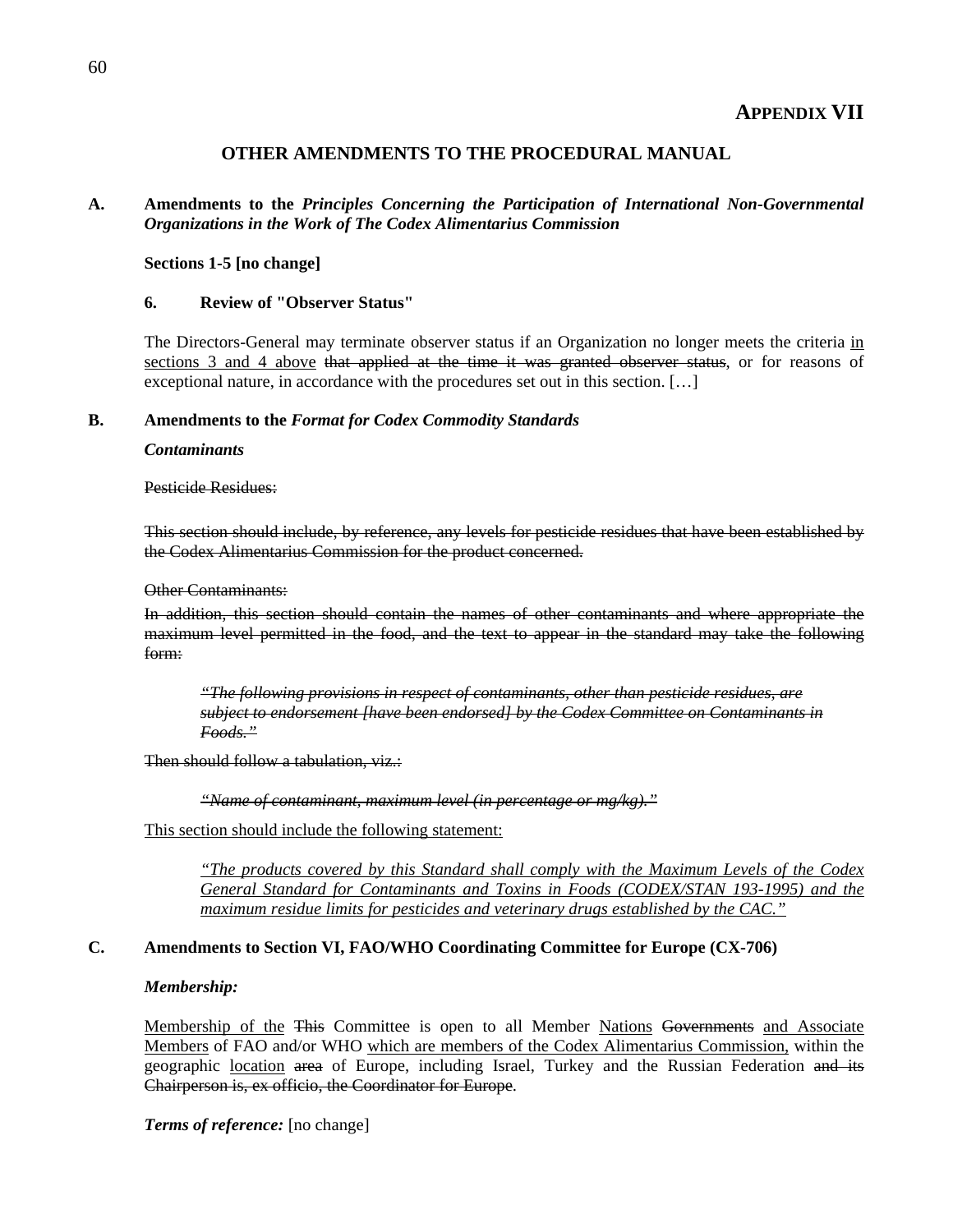# APPENDIX VII

## OTHER AMENDMENTS TO THE PROCEDURAL MANUAL

**A. Amendments to the *Principles Concerning the Participation of International Non-Governmental Organizations in the Work of The Codex Alimentarius Commission***

**Sections 1-5 [no change]**

**6. Review of "Observer Status"**

The Directors-General may terminate observer status if an Organization no longer meets the criteria <u>in sections 3 and 4 above</u> ~~that applied at the time it was granted observer status~~, or for reasons of exceptional nature, in accordance with the procedures set out in this section. […]

**B. Amendments to the *Format for Codex Commodity Standards***

***Contaminants***

~~Pesticide Residues:~~

~~This section should include, by reference, any levels for pesticide residues that have been established by the Codex Alimentarius Commission for the product concerned.~~

~~Other Contaminants:~~

~~In addition, this section should contain the names of other contaminants and where appropriate the maximum level permitted in the food, and the text to appear in the standard may take the following form:~~

> ~~*"The following provisions in respect of contaminants, other than pesticide residues, are subject to endorsement [have been endorsed] by the Codex Committee on Contaminants in Foods."*~~

~~Then should follow a tabulation, viz.:~~

> ~~*"Name of contaminant, maximum level (in percentage or mg/kg)."*~~

<u>This section should include the following statement:</u>

> <u>*"The products covered by this Standard shall comply with the Maximum Levels of the Codex General Standard for Contaminants and Toxins in Foods (CODEX/STAN 193-1995) and the maximum residue limits for pesticides and veterinary drugs established by the CAC."*</u>

**C. Amendments to Section VI, FAO/WHO Coordinating Committee for Europe (CX-706)**

***Membership:***

<u>Membership of the</u> ~~This~~ Committee is open to all Member <u>Nations</u> ~~Governments~~ <u>and Associate Members</u> of FAO and/or WHO <u>which are members of the Codex Alimentarius Commission,</u> within the geographic <u>location</u> ~~area~~ of Europe, including Israel, Turkey and the Russian Federation ~~and its Chairperson is, ex officio, the Coordinator for Europe~~.

***Terms of reference:*** [no change]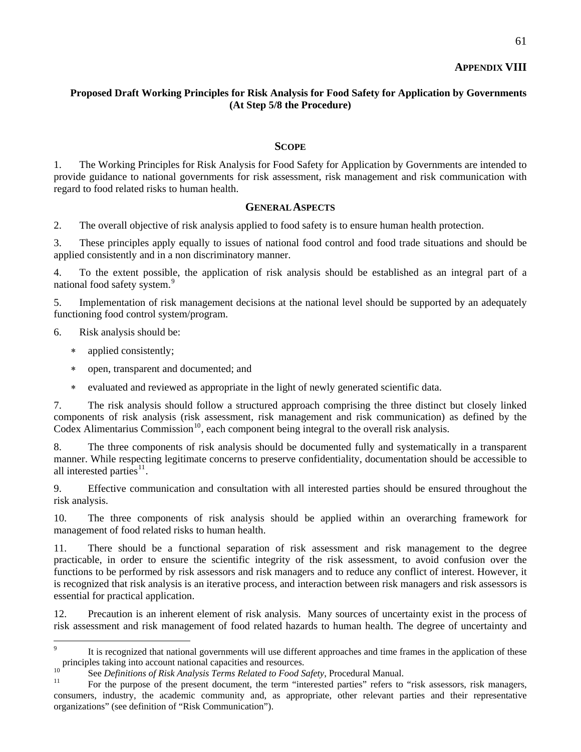**APPENDIX VIII**

**Proposed Draft Working Principles for Risk Analysis for Food Safety for Application by Governments (At Step 5/8 the Procedure)**

## SCOPE

1. The Working Principles for Risk Analysis for Food Safety for Application by Governments are intended to provide guidance to national governments for risk assessment, risk management and risk communication with regard to food related risks to human health.

## GENERAL ASPECTS

2. The overall objective of risk analysis applied to food safety is to ensure human health protection.

3. These principles apply equally to issues of national food control and food trade situations and should be applied consistently and in a non discriminatory manner.

4. To the extent possible, the application of risk analysis should be established as an integral part of a national food safety system.[9]

5. Implementation of risk management decisions at the national level should be supported by an adequately functioning food control system/program.

6. Risk analysis should be:

- applied consistently;
- open, transparent and documented; and
- evaluated and reviewed as appropriate in the light of newly generated scientific data.

7. The risk analysis should follow a structured approach comprising the three distinct but closely linked components of risk analysis (risk assessment, risk management and risk communication) as defined by the Codex Alimentarius Commission[10], each component being integral to the overall risk analysis.

8. The three components of risk analysis should be documented fully and systematically in a transparent manner. While respecting legitimate concerns to preserve confidentiality, documentation should be accessible to all interested parties[11].

9. Effective communication and consultation with all interested parties should be ensured throughout the risk analysis.

10. The three components of risk analysis should be applied within an overarching framework for management of food related risks to human health.

11. There should be a functional separation of risk assessment and risk management to the degree practicable, in order to ensure the scientific integrity of the risk assessment, to avoid confusion over the functions to be performed by risk assessors and risk managers and to reduce any conflict of interest. However, it is recognized that risk analysis is an iterative process, and interaction between risk managers and risk assessors is essential for practical application.

12. Precaution is an inherent element of risk analysis. Many sources of uncertainty exist in the process of risk assessment and risk management of food related hazards to human health. The degree of uncertainty and

---

[9] It is recognized that national governments will use different approaches and time frames in the application of these principles taking into account national capacities and resources.

[10] See *Definitions of Risk Analysis Terms Related to Food Safety*, Procedural Manual.

[11] For the purpose of the present document, the term "interested parties" refers to "risk assessors, risk managers, consumers, industry, the academic community and, as appropriate, other relevant parties and their representative organizations" (see definition of "Risk Communication").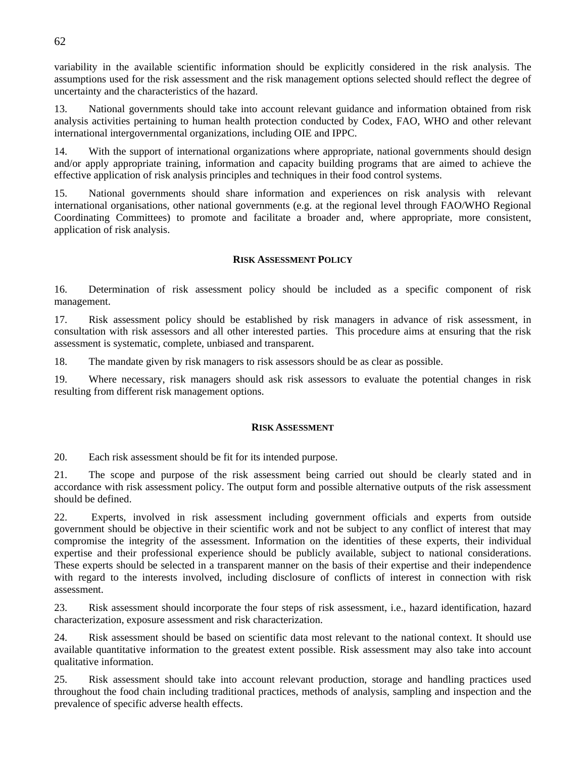variability in the available scientific information should be explicitly considered in the risk analysis. The assumptions used for the risk assessment and the risk management options selected should reflect the degree of uncertainty and the characteristics of the hazard.

13. National governments should take into account relevant guidance and information obtained from risk analysis activities pertaining to human health protection conducted by Codex, FAO, WHO and other relevant international intergovernmental organizations, including OIE and IPPC.

14. With the support of international organizations where appropriate, national governments should design and/or apply appropriate training, information and capacity building programs that are aimed to achieve the effective application of risk analysis principles and techniques in their food control systems.

15. National governments should share information and experiences on risk analysis with relevant international organisations, other national governments (e.g. at the regional level through FAO/WHO Regional Coordinating Committees) to promote and facilitate a broader and, where appropriate, more consistent, application of risk analysis.

## RISK ASSESSMENT POLICY

16. Determination of risk assessment policy should be included as a specific component of risk management.

17. Risk assessment policy should be established by risk managers in advance of risk assessment, in consultation with risk assessors and all other interested parties. This procedure aims at ensuring that the risk assessment is systematic, complete, unbiased and transparent.

18. The mandate given by risk managers to risk assessors should be as clear as possible.

19. Where necessary, risk managers should ask risk assessors to evaluate the potential changes in risk resulting from different risk management options.

## RISK ASSESSMENT

20. Each risk assessment should be fit for its intended purpose.

21. The scope and purpose of the risk assessment being carried out should be clearly stated and in accordance with risk assessment policy. The output form and possible alternative outputs of the risk assessment should be defined.

22. Experts, involved in risk assessment including government officials and experts from outside government should be objective in their scientific work and not be subject to any conflict of interest that may compromise the integrity of the assessment. Information on the identities of these experts, their individual expertise and their professional experience should be publicly available, subject to national considerations. These experts should be selected in a transparent manner on the basis of their expertise and their independence with regard to the interests involved, including disclosure of conflicts of interest in connection with risk assessment.

23. Risk assessment should incorporate the four steps of risk assessment, i.e., hazard identification, hazard characterization, exposure assessment and risk characterization.

24. Risk assessment should be based on scientific data most relevant to the national context. It should use available quantitative information to the greatest extent possible. Risk assessment may also take into account qualitative information.

25. Risk assessment should take into account relevant production, storage and handling practices used throughout the food chain including traditional practices, methods of analysis, sampling and inspection and the prevalence of specific adverse health effects.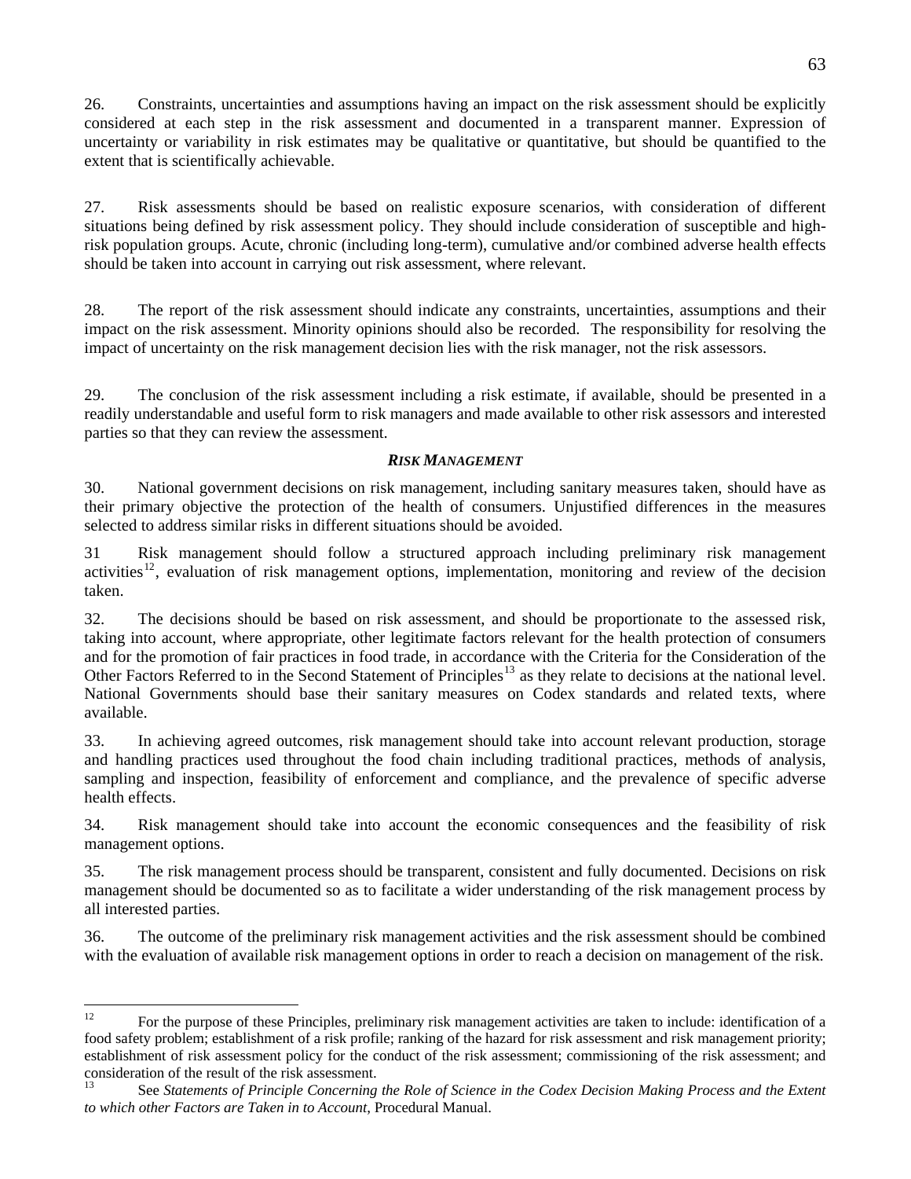26. Constraints, uncertainties and assumptions having an impact on the risk assessment should be explicitly considered at each step in the risk assessment and documented in a transparent manner. Expression of uncertainty or variability in risk estimates may be qualitative or quantitative, but should be quantified to the extent that is scientifically achievable.

27. Risk assessments should be based on realistic exposure scenarios, with consideration of different situations being defined by risk assessment policy. They should include consideration of susceptible and high-risk population groups. Acute, chronic (including long-term), cumulative and/or combined adverse health effects should be taken into account in carrying out risk assessment, where relevant.

28. The report of the risk assessment should indicate any constraints, uncertainties, assumptions and their impact on the risk assessment. Minority opinions should also be recorded. The responsibility for resolving the impact of uncertainty on the risk management decision lies with the risk manager, not the risk assessors.

29. The conclusion of the risk assessment including a risk estimate, if available, should be presented in a readily understandable and useful form to risk managers and made available to other risk assessors and interested parties so that they can review the assessment.

***RISK MANAGEMENT***

30. National government decisions on risk management, including sanitary measures taken, should have as their primary objective the protection of the health of consumers. Unjustified differences in the measures selected to address similar risks in different situations should be avoided.

31 Risk management should follow a structured approach including preliminary risk management activities[12], evaluation of risk management options, implementation, monitoring and review of the decision taken.

32. The decisions should be based on risk assessment, and should be proportionate to the assessed risk, taking into account, where appropriate, other legitimate factors relevant for the health protection of consumers and for the promotion of fair practices in food trade, in accordance with the Criteria for the Consideration of the Other Factors Referred to in the Second Statement of Principles[13] as they relate to decisions at the national level. National Governments should base their sanitary measures on Codex standards and related texts, where available.

33. In achieving agreed outcomes, risk management should take into account relevant production, storage and handling practices used throughout the food chain including traditional practices, methods of analysis, sampling and inspection, feasibility of enforcement and compliance, and the prevalence of specific adverse health effects.

34. Risk management should take into account the economic consequences and the feasibility of risk management options.

35. The risk management process should be transparent, consistent and fully documented. Decisions on risk management should be documented so as to facilitate a wider understanding of the risk management process by all interested parties.

36. The outcome of the preliminary risk management activities and the risk assessment should be combined with the evaluation of available risk management options in order to reach a decision on management of the risk.

---

[12] For the purpose of these Principles, preliminary risk management activities are taken to include: identification of a food safety problem; establishment of a risk profile; ranking of the hazard for risk assessment and risk management priority; establishment of risk assessment policy for the conduct of the risk assessment; commissioning of the risk assessment; and consideration of the result of the risk assessment.

[13] See *Statements of Principle Concerning the Role of Science in the Codex Decision Making Process and the Extent to which other Factors are Taken in to Account*, Procedural Manual.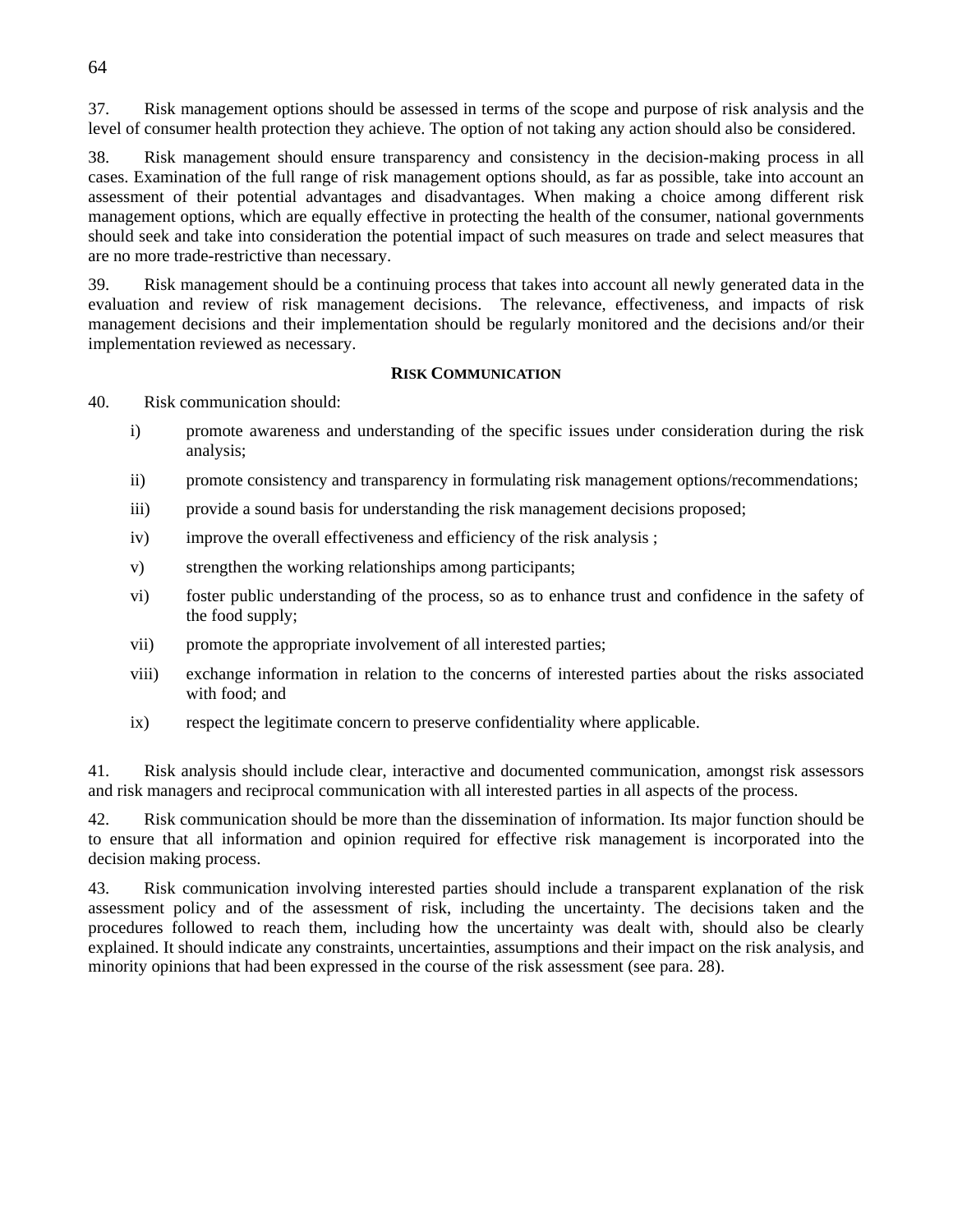37. Risk management options should be assessed in terms of the scope and purpose of risk analysis and the level of consumer health protection they achieve. The option of not taking any action should also be considered.

38. Risk management should ensure transparency and consistency in the decision-making process in all cases. Examination of the full range of risk management options should, as far as possible, take into account an assessment of their potential advantages and disadvantages. When making a choice among different risk management options, which are equally effective in protecting the health of the consumer, national governments should seek and take into consideration the potential impact of such measures on trade and select measures that are no more trade-restrictive than necessary.

39. Risk management should be a continuing process that takes into account all newly generated data in the evaluation and review of risk management decisions. The relevance, effectiveness, and impacts of risk management decisions and their implementation should be regularly monitored and the decisions and/or their implementation reviewed as necessary.

## RISK COMMUNICATION

40. Risk communication should:

i) promote awareness and understanding of the specific issues under consideration during the risk analysis;

ii) promote consistency and transparency in formulating risk management options/recommendations;

iii) provide a sound basis for understanding the risk management decisions proposed;

iv) improve the overall effectiveness and efficiency of the risk analysis ;

v) strengthen the working relationships among participants;

vi) foster public understanding of the process, so as to enhance trust and confidence in the safety of the food supply;

vii) promote the appropriate involvement of all interested parties;

viii) exchange information in relation to the concerns of interested parties about the risks associated with food; and

ix) respect the legitimate concern to preserve confidentiality where applicable.

41. Risk analysis should include clear, interactive and documented communication, amongst risk assessors and risk managers and reciprocal communication with all interested parties in all aspects of the process.

42. Risk communication should be more than the dissemination of information. Its major function should be to ensure that all information and opinion required for effective risk management is incorporated into the decision making process.

43. Risk communication involving interested parties should include a transparent explanation of the risk assessment policy and of the assessment of risk, including the uncertainty. The decisions taken and the procedures followed to reach them, including how the uncertainty was dealt with, should also be clearly explained. It should indicate any constraints, uncertainties, assumptions and their impact on the risk analysis, and minority opinions that had been expressed in the course of the risk assessment (see para. 28).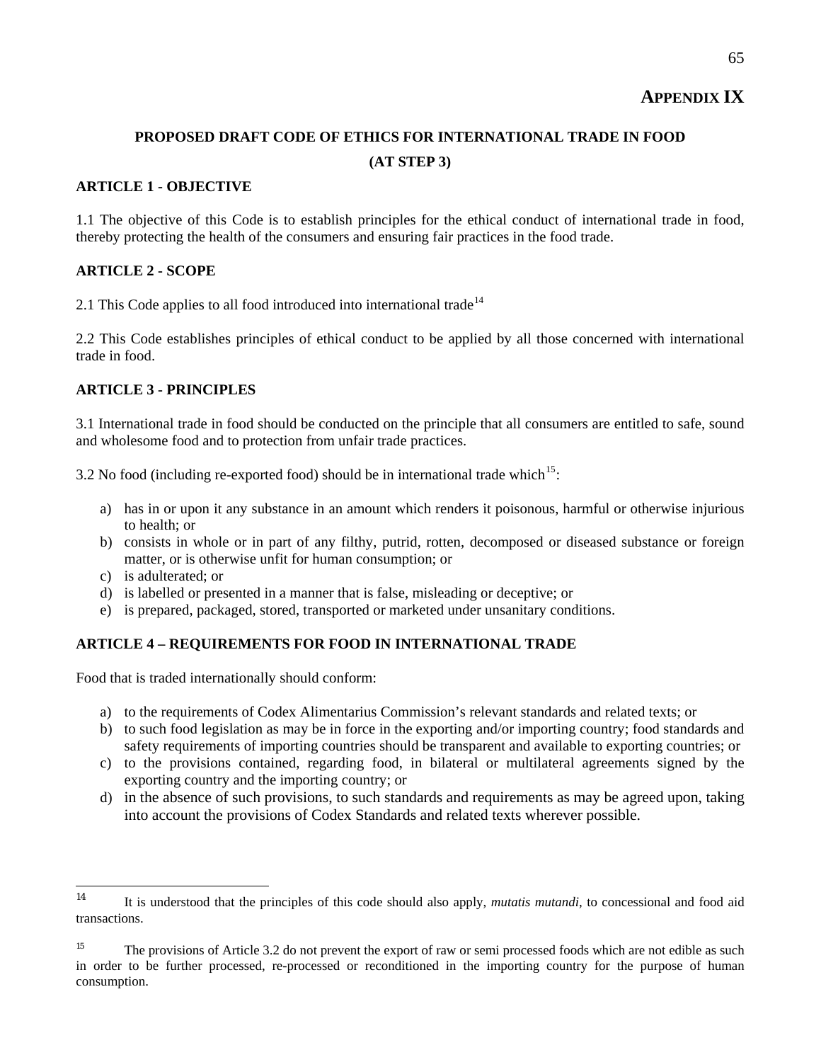# APPENDIX IX

## PROPOSED DRAFT CODE OF ETHICS FOR INTERNATIONAL TRADE IN FOOD

## (AT STEP 3)

### ARTICLE 1 - OBJECTIVE

1.1 The objective of this Code is to establish principles for the ethical conduct of international trade in food, thereby protecting the health of the consumers and ensuring fair practices in the food trade.

### ARTICLE 2 - SCOPE

2.1 This Code applies to all food introduced into international trade[14]

2.2 This Code establishes principles of ethical conduct to be applied by all those concerned with international trade in food.

### ARTICLE 3 - PRINCIPLES

3.1 International trade in food should be conducted on the principle that all consumers are entitled to safe, sound and wholesome food and to protection from unfair trade practices.

3.2 No food (including re-exported food) should be in international trade which[15]:

a) has in or upon it any substance in an amount which renders it poisonous, harmful or otherwise injurious to health; or
b) consists in whole or in part of any filthy, putrid, rotten, decomposed or diseased substance or foreign matter, or is otherwise unfit for human consumption; or
c) is adulterated; or
d) is labelled or presented in a manner that is false, misleading or deceptive; or
e) is prepared, packaged, stored, transported or marketed under unsanitary conditions.

### ARTICLE 4 – REQUIREMENTS FOR FOOD IN INTERNATIONAL TRADE

Food that is traded internationally should conform:

a) to the requirements of Codex Alimentarius Commission's relevant standards and related texts; or
b) to such food legislation as may be in force in the exporting and/or importing country; food standards and safety requirements of importing countries should be transparent and available to exporting countries; or
c) to the provisions contained, regarding food, in bilateral or multilateral agreements signed by the exporting country and the importing country; or
d) in the absence of such provisions, to such standards and requirements as may be agreed upon, taking into account the provisions of Codex Standards and related texts wherever possible.

---

[14] It is understood that the principles of this code should also apply, *mutatis mutandi,* to concessional and food aid transactions.

[15] The provisions of Article 3.2 do not prevent the export of raw or semi processed foods which are not edible as such in order to be further processed, re-processed or reconditioned in the importing country for the purpose of human consumption.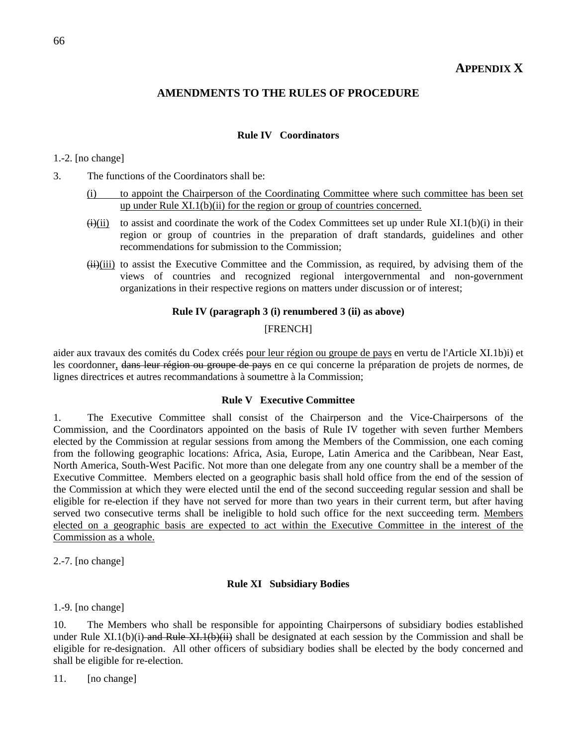## APPENDIX X

### AMENDMENTS TO THE RULES OF PROCEDURE

#### Rule IV Coordinators

1.-2. [no change]

3. The functions of the Coordinators shall be:

<u>(i)</u> <u>to appoint the Chairperson of the Coordinating Committee where such committee has been set up under Rule XI.1(b)(ii) for the region or group of countries concerned.</u>

~~(i)~~<u>(ii)</u> to assist and coordinate the work of the Codex Committees set up under Rule XI.1(b)(i) in their region or group of countries in the preparation of draft standards, guidelines and other recommendations for submission to the Commission;

~~(ii)~~<u>(iii)</u> to assist the Executive Committee and the Commission, as required, by advising them of the views of countries and recognized regional intergovernmental and non-government organizations in their respective regions on matters under discussion or of interest;

#### Rule IV (paragraph 3 (i) renumbered 3 (ii) as above)

[FRENCH]

aider aux travaux des comités du Codex créés <u>pour leur région ou groupe de pays</u> en vertu de l'Article XI.1b)i) et les coordonner<u>,</u> ~~dans leur région ou groupe de pays~~ en ce qui concerne la préparation de projets de normes, de lignes directrices et autres recommandations à soumettre à la Commission;

#### Rule V Executive Committee

1. The Executive Committee shall consist of the Chairperson and the Vice-Chairpersons of the Commission, and the Coordinators appointed on the basis of Rule IV together with seven further Members elected by the Commission at regular sessions from among the Members of the Commission, one each coming from the following geographic locations: Africa, Asia, Europe, Latin America and the Caribbean, Near East, North America, South-West Pacific. Not more than one delegate from any one country shall be a member of the Executive Committee. Members elected on a geographic basis shall hold office from the end of the session of the Commission at which they were elected until the end of the second succeeding regular session and shall be eligible for re-election if they have not served for more than two years in their current term, but after having served two consecutive terms shall be ineligible to hold such office for the next succeeding term. <u>Members elected on a geographic basis are expected to act within the Executive Committee in the interest of the Commission as a whole.</u>

2.-7. [no change]

#### Rule XI Subsidiary Bodies

1.-9. [no change]

10. The Members who shall be responsible for appointing Chairpersons of subsidiary bodies established under Rule XI.1(b)(i)~~ and Rule XI.1(b)(ii)~~ shall be designated at each session by the Commission and shall be eligible for re-designation. All other officers of subsidiary bodies shall be elected by the body concerned and shall be eligible for re-election.

11. [no change]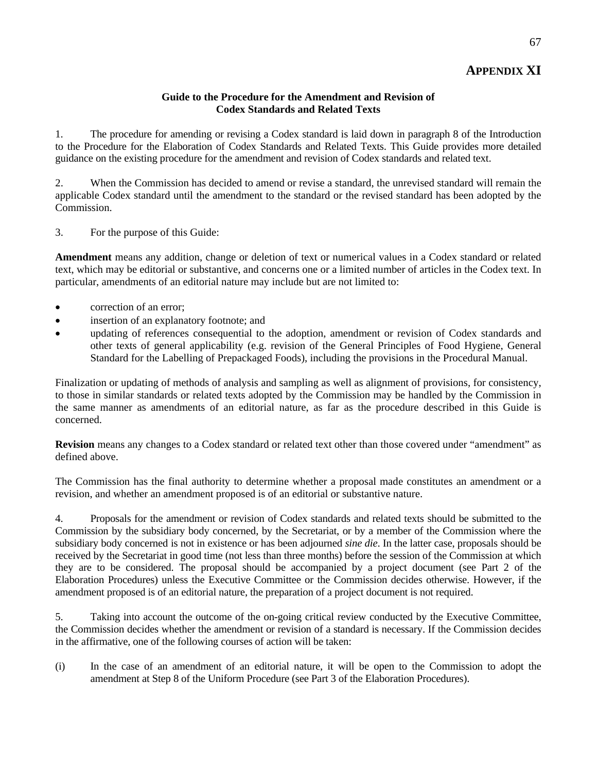# APPENDIX XI

### Guide to the Procedure for the Amendment and Revision of Codex Standards and Related Texts

1. The procedure for amending or revising a Codex standard is laid down in paragraph 8 of the Introduction to the Procedure for the Elaboration of Codex Standards and Related Texts. This Guide provides more detailed guidance on the existing procedure for the amendment and revision of Codex standards and related text.

2. When the Commission has decided to amend or revise a standard, the unrevised standard will remain the applicable Codex standard until the amendment to the standard or the revised standard has been adopted by the Commission.

3. For the purpose of this Guide:

**Amendment** means any addition, change or deletion of text or numerical values in a Codex standard or related text, which may be editorial or substantive, and concerns one or a limited number of articles in the Codex text. In particular, amendments of an editorial nature may include but are not limited to:

- correction of an error;
- insertion of an explanatory footnote; and
- updating of references consequential to the adoption, amendment or revision of Codex standards and other texts of general applicability (e.g. revision of the General Principles of Food Hygiene, General Standard for the Labelling of Prepackaged Foods), including the provisions in the Procedural Manual.

Finalization or updating of methods of analysis and sampling as well as alignment of provisions, for consistency, to those in similar standards or related texts adopted by the Commission may be handled by the Commission in the same manner as amendments of an editorial nature, as far as the procedure described in this Guide is concerned.

**Revision** means any changes to a Codex standard or related text other than those covered under "amendment" as defined above.

The Commission has the final authority to determine whether a proposal made constitutes an amendment or a revision, and whether an amendment proposed is of an editorial or substantive nature.

4. Proposals for the amendment or revision of Codex standards and related texts should be submitted to the Commission by the subsidiary body concerned, by the Secretariat, or by a member of the Commission where the subsidiary body concerned is not in existence or has been adjourned *sine die*. In the latter case, proposals should be received by the Secretariat in good time (not less than three months) before the session of the Commission at which they are to be considered. The proposal should be accompanied by a project document (see Part 2 of the Elaboration Procedures) unless the Executive Committee or the Commission decides otherwise. However, if the amendment proposed is of an editorial nature, the preparation of a project document is not required.

5. Taking into account the outcome of the on-going critical review conducted by the Executive Committee, the Commission decides whether the amendment or revision of a standard is necessary. If the Commission decides in the affirmative, one of the following courses of action will be taken:

(i) In the case of an amendment of an editorial nature, it will be open to the Commission to adopt the amendment at Step 8 of the Uniform Procedure (see Part 3 of the Elaboration Procedures).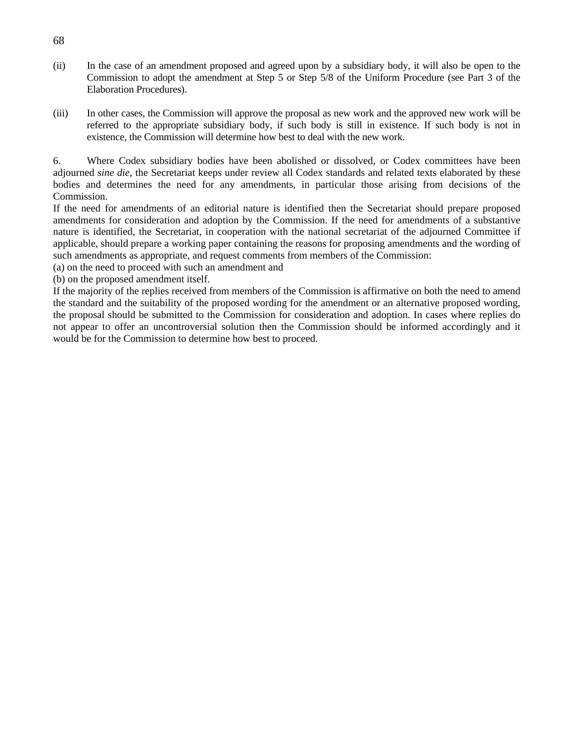(ii) In the case of an amendment proposed and agreed upon by a subsidiary body, it will also be open to the Commission to adopt the amendment at Step 5 or Step 5/8 of the Uniform Procedure (see Part 3 of the Elaboration Procedures).

(iii) In other cases, the Commission will approve the proposal as new work and the approved new work will be referred to the appropriate subsidiary body, if such body is still in existence. If such body is not in existence, the Commission will determine how best to deal with the new work.

6. Where Codex subsidiary bodies have been abolished or dissolved, or Codex committees have been adjourned *sine die*, the Secretariat keeps under review all Codex standards and related texts elaborated by these bodies and determines the need for any amendments, in particular those arising from decisions of the Commission.

If the need for amendments of an editorial nature is identified then the Secretariat should prepare proposed amendments for consideration and adoption by the Commission. If the need for amendments of a substantive nature is identified, the Secretariat, in cooperation with the national secretariat of the adjourned Committee if applicable, should prepare a working paper containing the reasons for proposing amendments and the wording of such amendments as appropriate, and request comments from members of the Commission:

(a) on the need to proceed with such an amendment and

(b) on the proposed amendment itself.

If the majority of the replies received from members of the Commission is affirmative on both the need to amend the standard and the suitability of the proposed wording for the amendment or an alternative proposed wording, the proposal should be submitted to the Commission for consideration and adoption. In cases where replies do not appear to offer an uncontroversial solution then the Commission should be informed accordingly and it would be for the Commission to determine how best to proceed.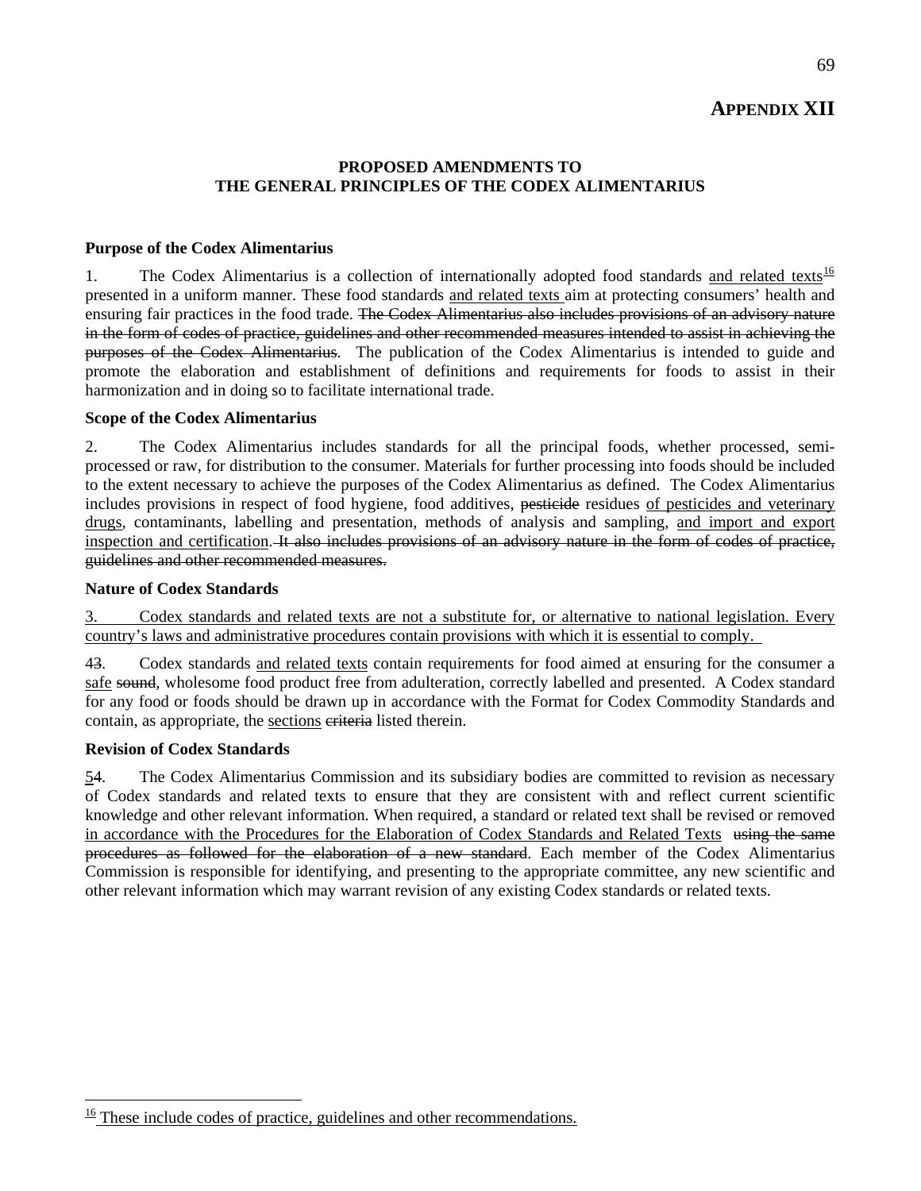# APPENDIX XII

## PROPOSED AMENDMENTS TO THE GENERAL PRINCIPLES OF THE CODEX ALIMENTARIUS

**Purpose of the Codex Alimentarius**

1. The Codex Alimentarius is a collection of internationally adopted food standards <u>and related texts</u>[16] presented in a uniform manner. These food standards <u>and related texts</u> aim at protecting consumers' health and ensuring fair practices in the food trade. ~~The Codex Alimentarius also includes provisions of an advisory nature in the form of codes of practice, guidelines and other recommended measures intended to assist in achieving the purposes of the Codex Alimentarius~~. The publication of the Codex Alimentarius is intended to guide and promote the elaboration and establishment of definitions and requirements for foods to assist in their harmonization and in doing so to facilitate international trade.

**Scope of the Codex Alimentarius**

2. The Codex Alimentarius includes standards for all the principal foods, whether processed, semi-processed or raw, for distribution to the consumer. Materials for further processing into foods should be included to the extent necessary to achieve the purposes of the Codex Alimentarius as defined. The Codex Alimentarius includes provisions in respect of food hygiene, food additives, ~~pesticide~~ residues <u>of pesticides and veterinary drugs</u>, contaminants, labelling and presentation, methods of analysis and sampling, <u>and import and export inspection and certification</u>. ~~It also includes provisions of an advisory nature in the form of codes of practice, guidelines and other recommended measures.~~

**Nature of Codex Standards**

<u>3. Codex standards and related texts are not a substitute for, or alternative to national legislation. Every country's laws and administrative procedures contain provisions with which it is essential to comply.</u>

<u>4</u>~~3~~. Codex standards <u>and related texts</u> contain requirements for food aimed at ensuring for the consumer a <u>safe</u> ~~sound~~, wholesome food product free from adulteration, correctly labelled and presented. A Codex standard for any food or foods should be drawn up in accordance with the Format for Codex Commodity Standards and contain, as appropriate, the <u>sections</u> ~~criteria~~ listed therein.

**Revision of Codex Standards**

<u>5</u>~~4~~. The Codex Alimentarius Commission and its subsidiary bodies are committed to revision as necessary of Codex standards and related texts to ensure that they are consistent with and reflect current scientific knowledge and other relevant information. When required, a standard or related text shall be revised or removed <u>in accordance with the Procedures for the Elaboration of Codex Standards and Related Texts</u> ~~using the same procedures as followed for the elaboration of a new standard~~. Each member of the Codex Alimentarius Commission is responsible for identifying, and presenting to the appropriate committee, any new scientific and other relevant information which may warrant revision of any existing Codex standards or related texts.

---

[16] <u>These include codes of practice, guidelines and other recommendations.</u>